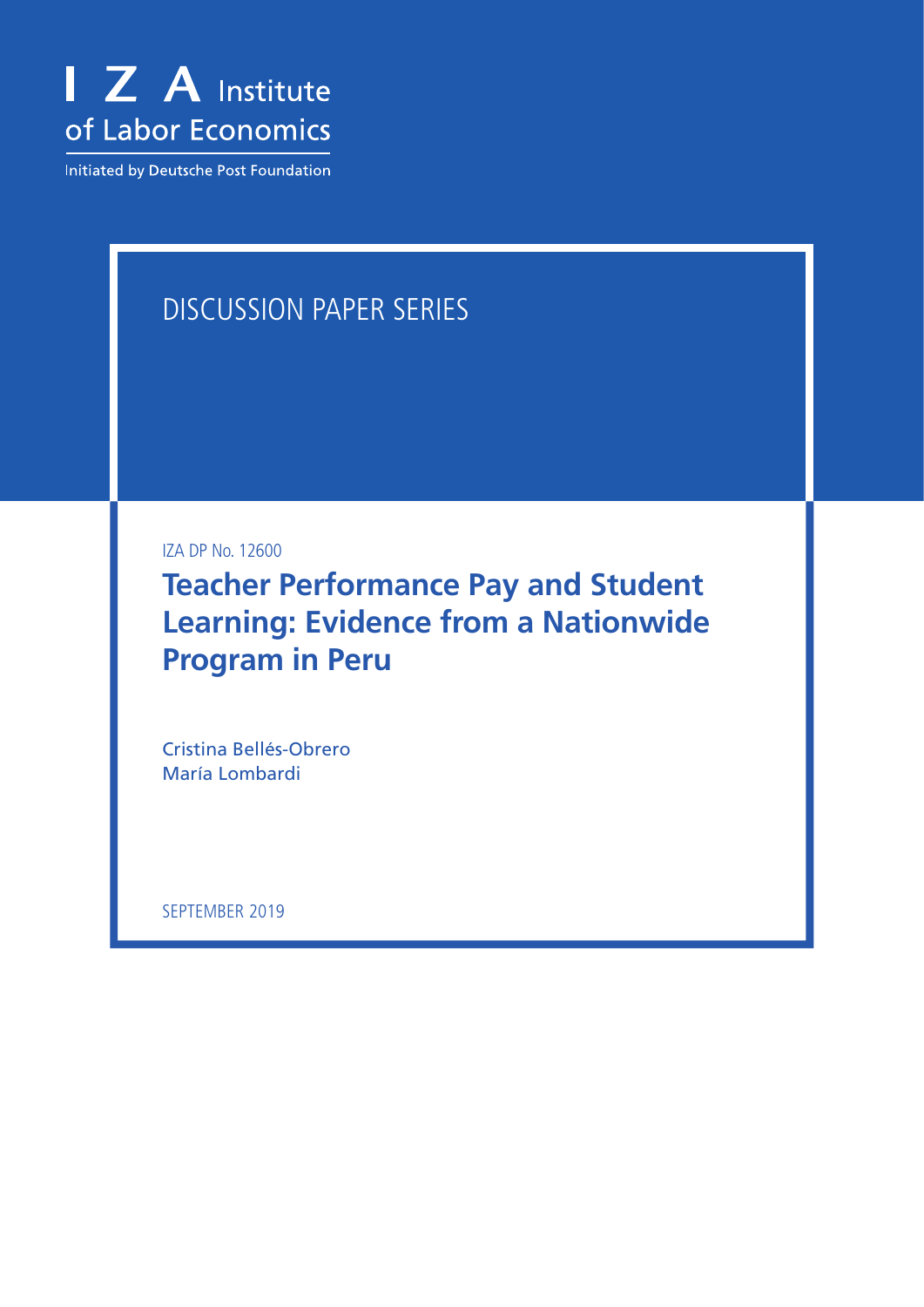I Z A Institute of Labor Economics

Initiated by Deutsche Post Foundation

DISCUSSION PAPER SERIES

IZA DP No. 12600

# Teacher Performance Pay and Student Learning: Evidence from a Nationwide Program in Peru

Cristina Bellés-Obrero
María Lombardi

SEPTEMBER 2019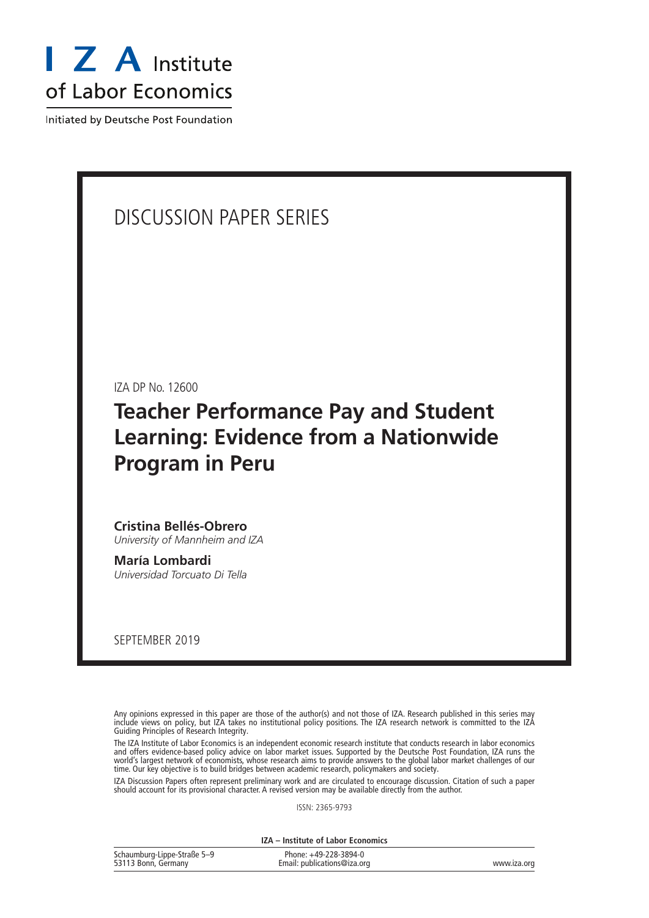# I Z A Institute of Labor Economics

Initiated by Deutsche Post Foundation

DISCUSSION PAPER SERIES

IZA DP No. 12600

# Teacher Performance Pay and Student Learning: Evidence from a Nationwide Program in Peru

**Cristina Bellés-Obrero**
*University of Mannheim and IZA*

**María Lombardi**
*Universidad Torcuato Di Tella*

SEPTEMBER 2019

Any opinions expressed in this paper are those of the author(s) and not those of IZA. Research published in this series may include views on policy, but IZA takes no institutional policy positions. The IZA research network is committed to the IZA Guiding Principles of Research Integrity.

The IZA Institute of Labor Economics is an independent economic research institute that conducts research in labor economics and offers evidence-based policy advice on labor market issues. Supported by the Deutsche Post Foundation, IZA runs the world's largest network of economists, whose research aims to provide answers to the global labor market challenges of our time. Our key objective is to build bridges between academic research, policymakers and society.

IZA Discussion Papers often represent preliminary work and are circulated to encourage discussion. Citation of such a paper should account for its provisional character. A revised version may be available directly from the author.

ISSN: 2365-9793

**IZA – Institute of Labor Economics**

Schaumburg-Lippe-Straße 5–9
53113 Bonn, Germany

Phone: +49-228-3894-0
Email: publications@iza.org

www.iza.org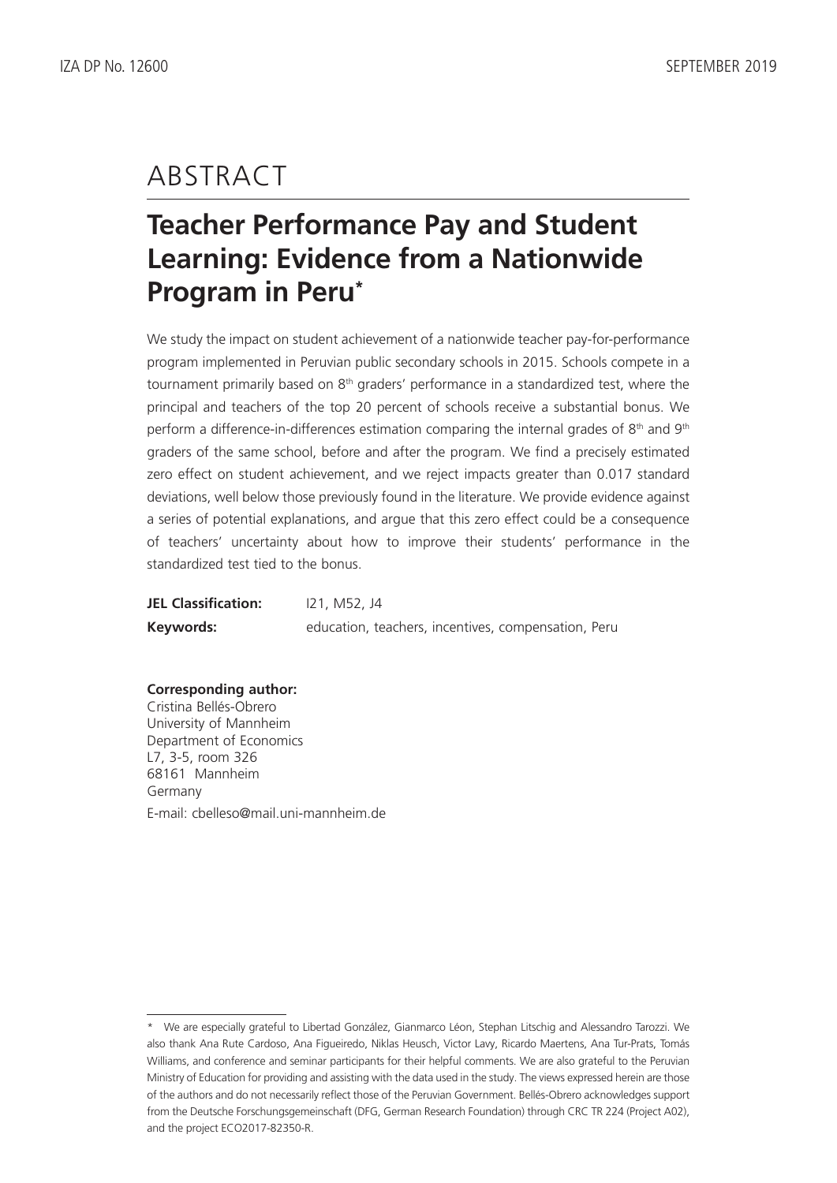# ABSTRACT

## Teacher Performance Pay and Student Learning: Evidence from a Nationwide Program in Peru*

We study the impact on student achievement of a nationwide teacher pay-for-performance program implemented in Peruvian public secondary schools in 2015. Schools compete in a tournament primarily based on 8th graders' performance in a standardized test, where the principal and teachers of the top 20 percent of schools receive a substantial bonus. We perform a difference-in-differences estimation comparing the internal grades of 8th and 9th graders of the same school, before and after the program. We find a precisely estimated zero effect on student achievement, and we reject impacts greater than 0.017 standard deviations, well below those previously found in the literature. We provide evidence against a series of potential explanations, and argue that this zero effect could be a consequence of teachers' uncertainty about how to improve their students' performance in the standardized test tied to the bonus.

**JEL Classification:** I21, M52, J4

**Keywords:** education, teachers, incentives, compensation, Peru

**Corresponding author:**
Cristina Bellés-Obrero
University of Mannheim
Department of Economics
L7, 3-5, room 326
68161 Mannheim
Germany
E-mail: cbelleso@mail.uni-mannheim.de

\* We are especially grateful to Libertad González, Gianmarco Léon, Stephan Litschig and Alessandro Tarozzi. We also thank Ana Rute Cardoso, Ana Figueiredo, Niklas Heusch, Victor Lavy, Ricardo Maertens, Ana Tur-Prats, Tomás Williams, and conference and seminar participants for their helpful comments. We are also grateful to the Peruvian Ministry of Education for providing and assisting with the data used in the study. The views expressed herein are those of the authors and do not necessarily reflect those of the Peruvian Government. Bellés-Obrero acknowledges support from the Deutsche Forschungsgemeinschaft (DFG, German Research Foundation) through CRC TR 224 (Project A02), and the project ECO2017-82350-R.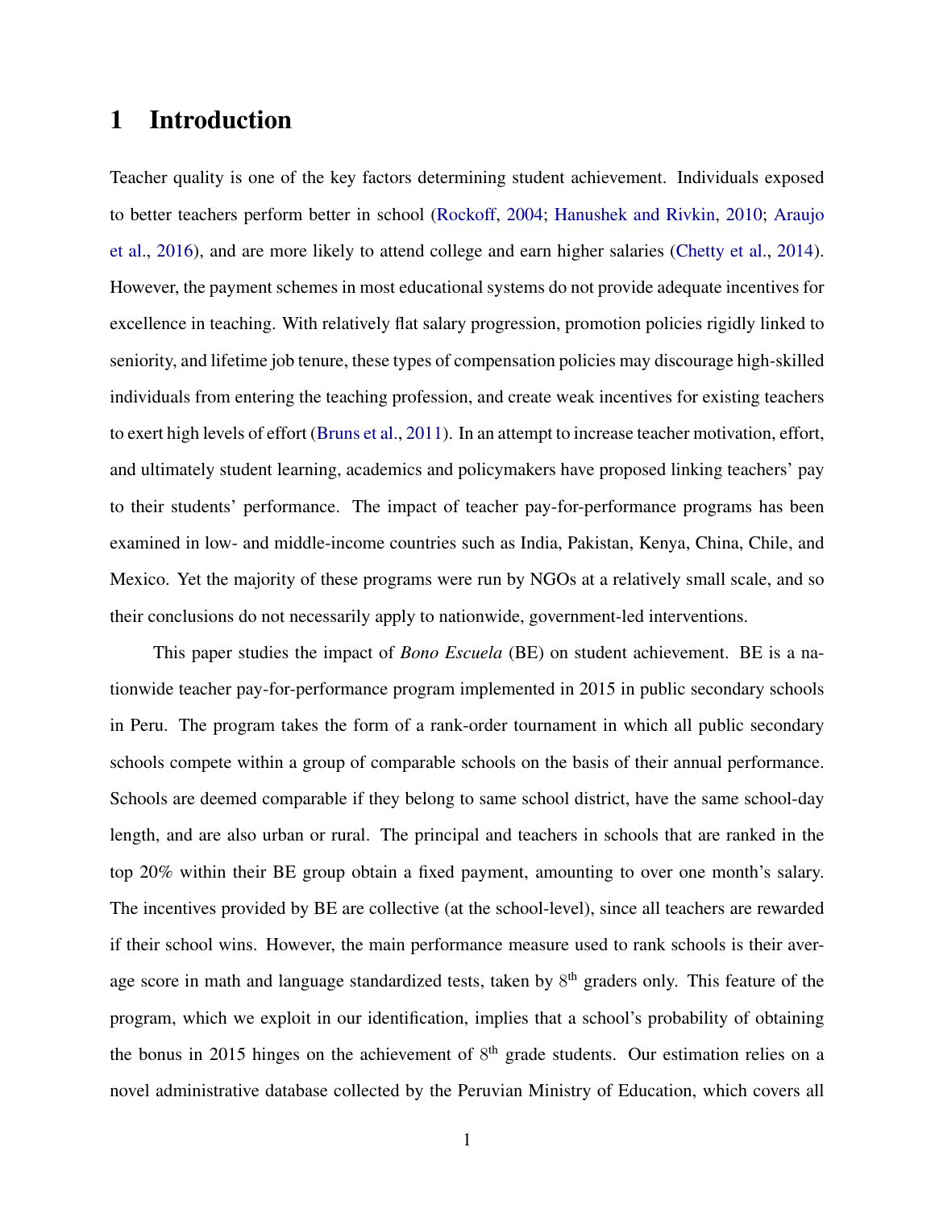# 1 Introduction

Teacher quality is one of the key factors determining student achievement. Individuals exposed to better teachers perform better in school (Rockoff, 2004; Hanushek and Rivkin, 2010; Araujo et al., 2016), and are more likely to attend college and earn higher salaries (Chetty et al., 2014). However, the payment schemes in most educational systems do not provide adequate incentives for excellence in teaching. With relatively flat salary progression, promotion policies rigidly linked to seniority, and lifetime job tenure, these types of compensation policies may discourage high-skilled individuals from entering the teaching profession, and create weak incentives for existing teachers to exert high levels of effort (Bruns et al., 2011). In an attempt to increase teacher motivation, effort, and ultimately student learning, academics and policymakers have proposed linking teachers' pay to their students' performance. The impact of teacher pay-for-performance programs has been examined in low- and middle-income countries such as India, Pakistan, Kenya, China, Chile, and Mexico. Yet the majority of these programs were run by NGOs at a relatively small scale, and so their conclusions do not necessarily apply to nationwide, government-led interventions.

This paper studies the impact of *Bono Escuela* (BE) on student achievement. BE is a nationwide teacher pay-for-performance program implemented in 2015 in public secondary schools in Peru. The program takes the form of a rank-order tournament in which all public secondary schools compete within a group of comparable schools on the basis of their annual performance. Schools are deemed comparable if they belong to same school district, have the same school-day length, and are also urban or rural. The principal and teachers in schools that are ranked in the top 20% within their BE group obtain a fixed payment, amounting to over one month's salary. The incentives provided by BE are collective (at the school-level), since all teachers are rewarded if their school wins. However, the main performance measure used to rank schools is their average score in math and language standardized tests, taken by 8th graders only. This feature of the program, which we exploit in our identification, implies that a school's probability of obtaining the bonus in 2015 hinges on the achievement of 8th grade students. Our estimation relies on a novel administrative database collected by the Peruvian Ministry of Education, which covers all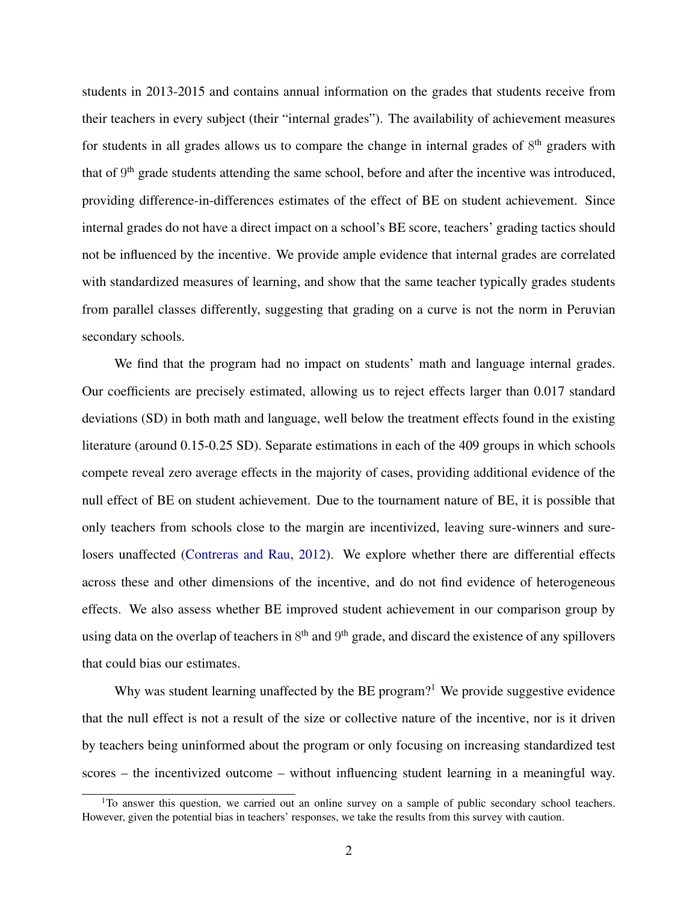students in 2013-2015 and contains annual information on the grades that students receive from their teachers in every subject (their "internal grades"). The availability of achievement measures for students in all grades allows us to compare the change in internal grades of 8$^{th}$ graders with that of 9$^{th}$ grade students attending the same school, before and after the incentive was introduced, providing difference-in-differences estimates of the effect of BE on student achievement. Since internal grades do not have a direct impact on a school's BE score, teachers' grading tactics should not be influenced by the incentive. We provide ample evidence that internal grades are correlated with standardized measures of learning, and show that the same teacher typically grades students from parallel classes differently, suggesting that grading on a curve is not the norm in Peruvian secondary schools.

We find that the program had no impact on students' math and language internal grades. Our coefficients are precisely estimated, allowing us to reject effects larger than 0.017 standard deviations (SD) in both math and language, well below the treatment effects found in the existing literature (around 0.15-0.25 SD). Separate estimations in each of the 409 groups in which schools compete reveal zero average effects in the majority of cases, providing additional evidence of the null effect of BE on student achievement. Due to the tournament nature of BE, it is possible that only teachers from schools close to the margin are incentivized, leaving sure-winners and sure-losers unaffected (Contreras and Rau, 2012). We explore whether there are differential effects across these and other dimensions of the incentive, and do not find evidence of heterogeneous effects. We also assess whether BE improved student achievement in our comparison group by using data on the overlap of teachers in 8$^{th}$ and 9$^{th}$ grade, and discard the existence of any spillovers that could bias our estimates.

Why was student learning unaffected by the BE program?[1] We provide suggestive evidence that the null effect is not a result of the size or collective nature of the incentive, nor is it driven by teachers being uninformed about the program or only focusing on increasing standardized test scores – the incentivized outcome – without influencing student learning in a meaningful way.

[1]To answer this question, we carried out an online survey on a sample of public secondary school teachers. However, given the potential bias in teachers' responses, we take the results from this survey with caution.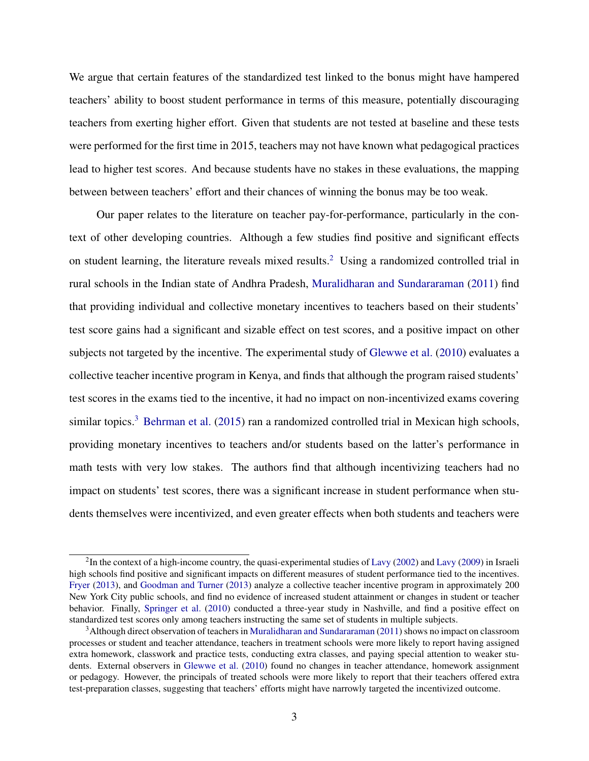We argue that certain features of the standardized test linked to the bonus might have hampered teachers' ability to boost student performance in terms of this measure, potentially discouraging teachers from exerting higher effort. Given that students are not tested at baseline and these tests were performed for the first time in 2015, teachers may not have known what pedagogical practices lead to higher test scores. And because students have no stakes in these evaluations, the mapping between between teachers' effort and their chances of winning the bonus may be too weak.

Our paper relates to the literature on teacher pay-for-performance, particularly in the context of other developing countries. Although a few studies find positive and significant effects on student learning, the literature reveals mixed results.[2] Using a randomized controlled trial in rural schools in the Indian state of Andhra Pradesh, Muralidharan and Sundararaman (2011) find that providing individual and collective monetary incentives to teachers based on their students' test score gains had a significant and sizable effect on test scores, and a positive impact on other subjects not targeted by the incentive. The experimental study of Glewwe et al. (2010) evaluates a collective teacher incentive program in Kenya, and finds that although the program raised students' test scores in the exams tied to the incentive, it had no impact on non-incentivized exams covering similar topics.[3] Behrman et al. (2015) ran a randomized controlled trial in Mexican high schools, providing monetary incentives to teachers and/or students based on the latter's performance in math tests with very low stakes. The authors find that although incentivizing teachers had no impact on students' test scores, there was a significant increase in student performance when students themselves were incentivized, and even greater effects when both students and teachers were

[2] In the context of a high-income country, the quasi-experimental studies of Lavy (2002) and Lavy (2009) in Israeli high schools find positive and significant impacts on different measures of student performance tied to the incentives. Fryer (2013), and Goodman and Turner (2013) analyze a collective teacher incentive program in approximately 200 New York City public schools, and find no evidence of increased student attainment or changes in student or teacher behavior. Finally, Springer et al. (2010) conducted a three-year study in Nashville, and find a positive effect on standardized test scores only among teachers instructing the same set of students in multiple subjects.

[3] Although direct observation of teachers in Muralidharan and Sundararaman (2011) shows no impact on classroom processes or student and teacher attendance, teachers in treatment schools were more likely to report having assigned extra homework, classwork and practice tests, conducting extra classes, and paying special attention to weaker students. External observers in Glewwe et al. (2010) found no changes in teacher attendance, homework assignment or pedagogy. However, the principals of treated schools were more likely to report that their teachers offered extra test-preparation classes, suggesting that teachers' efforts might have narrowly targeted the incentivized outcome.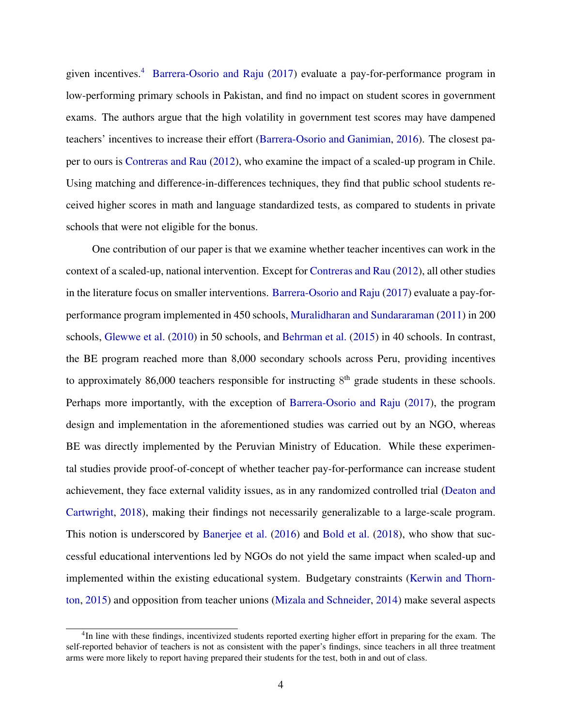given incentives.[4] Barrera-Osorio and Raju (2017) evaluate a pay-for-performance program in low-performing primary schools in Pakistan, and find no impact on student scores in government exams. The authors argue that the high volatility in government test scores may have dampened teachers' incentives to increase their effort (Barrera-Osorio and Ganimian, 2016). The closest paper to ours is Contreras and Rau (2012), who examine the impact of a scaled-up program in Chile. Using matching and difference-in-differences techniques, they find that public school students received higher scores in math and language standardized tests, as compared to students in private schools that were not eligible for the bonus.

One contribution of our paper is that we examine whether teacher incentives can work in the context of a scaled-up, national intervention. Except for Contreras and Rau (2012), all other studies in the literature focus on smaller interventions. Barrera-Osorio and Raju (2017) evaluate a pay-for-performance program implemented in 450 schools, Muralidharan and Sundararaman (2011) in 200 schools, Glewwe et al. (2010) in 50 schools, and Behrman et al. (2015) in 40 schools. In contrast, the BE program reached more than 8,000 secondary schools across Peru, providing incentives to approximately 86,000 teachers responsible for instructing 8th grade students in these schools. Perhaps more importantly, with the exception of Barrera-Osorio and Raju (2017), the program design and implementation in the aforementioned studies was carried out by an NGO, whereas BE was directly implemented by the Peruvian Ministry of Education. While these experimental studies provide proof-of-concept of whether teacher pay-for-performance can increase student achievement, they face external validity issues, as in any randomized controlled trial (Deaton and Cartwright, 2018), making their findings not necessarily generalizable to a large-scale program. This notion is underscored by Banerjee et al. (2016) and Bold et al. (2018), who show that successful educational interventions led by NGOs do not yield the same impact when scaled-up and implemented within the existing educational system. Budgetary constraints (Kerwin and Thornton, 2015) and opposition from teacher unions (Mizala and Schneider, 2014) make several aspects

[4] In line with these findings, incentivized students reported exerting higher effort in preparing for the exam. The self-reported behavior of teachers is not as consistent with the paper's findings, since teachers in all three treatment arms were more likely to report having prepared their students for the test, both in and out of class.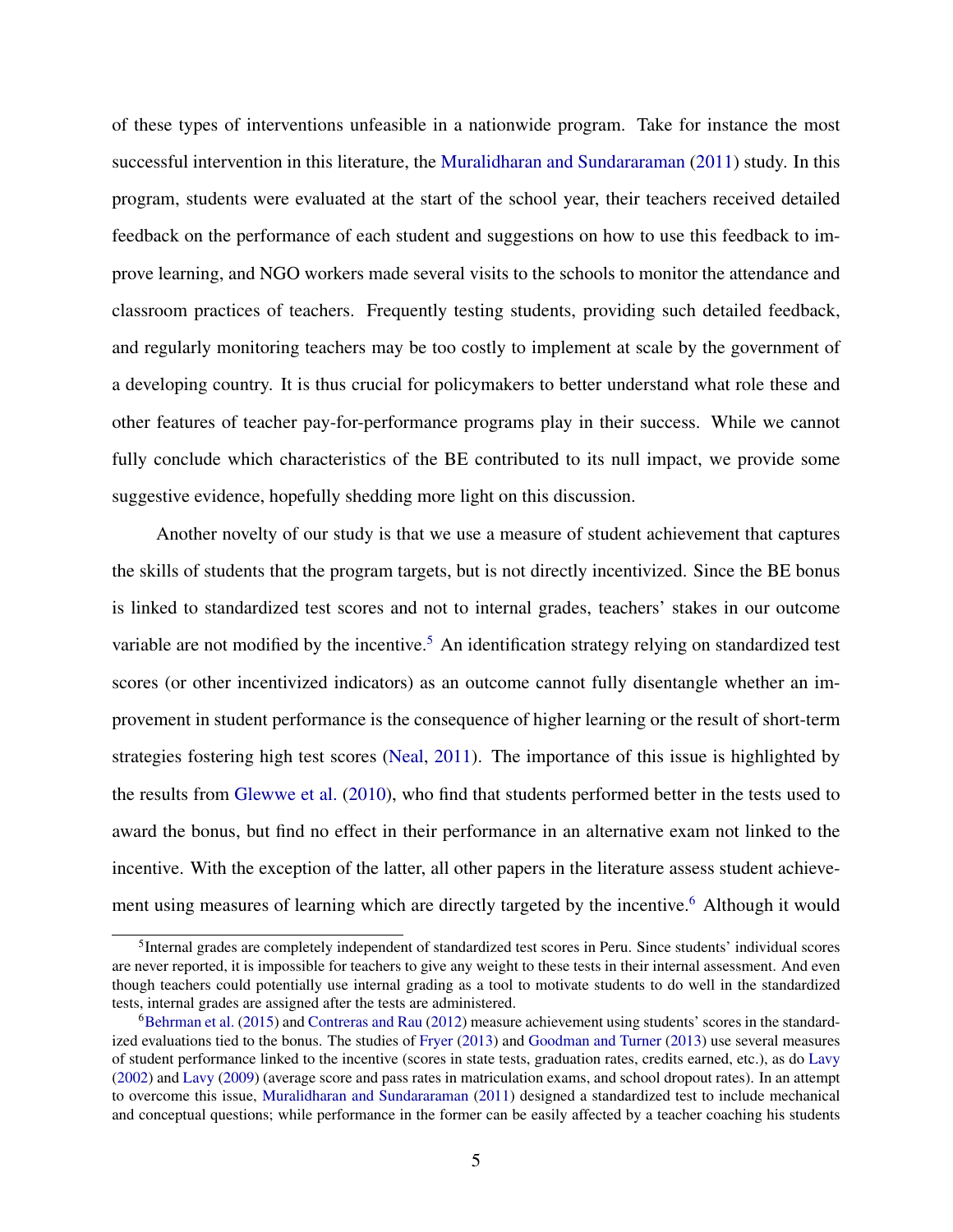of these types of interventions unfeasible in a nationwide program. Take for instance the most successful intervention in this literature, the Muralidharan and Sundararaman (2011) study. In this program, students were evaluated at the start of the school year, their teachers received detailed feedback on the performance of each student and suggestions on how to use this feedback to improve learning, and NGO workers made several visits to the schools to monitor the attendance and classroom practices of teachers. Frequently testing students, providing such detailed feedback, and regularly monitoring teachers may be too costly to implement at scale by the government of a developing country. It is thus crucial for policymakers to better understand what role these and other features of teacher pay-for-performance programs play in their success. While we cannot fully conclude which characteristics of the BE contributed to its null impact, we provide some suggestive evidence, hopefully shedding more light on this discussion.

Another novelty of our study is that we use a measure of student achievement that captures the skills of students that the program targets, but is not directly incentivized. Since the BE bonus is linked to standardized test scores and not to internal grades, teachers' stakes in our outcome variable are not modified by the incentive.[5] An identification strategy relying on standardized test scores (or other incentivized indicators) as an outcome cannot fully disentangle whether an improvement in student performance is the consequence of higher learning or the result of short-term strategies fostering high test scores (Neal, 2011). The importance of this issue is highlighted by the results from Glewwe et al. (2010), who find that students performed better in the tests used to award the bonus, but find no effect in their performance in an alternative exam not linked to the incentive. With the exception of the latter, all other papers in the literature assess student achievement using measures of learning which are directly targeted by the incentive.[6] Although it would

[5] Internal grades are completely independent of standardized test scores in Peru. Since students' individual scores are never reported, it is impossible for teachers to give any weight to these tests in their internal assessment. And even though teachers could potentially use internal grading as a tool to motivate students to do well in the standardized tests, internal grades are assigned after the tests are administered.

[6] Behrman et al. (2015) and Contreras and Rau (2012) measure achievement using students' scores in the standardized evaluations tied to the bonus. The studies of Fryer (2013) and Goodman and Turner (2013) use several measures of student performance linked to the incentive (scores in state tests, graduation rates, credits earned, etc.), as do Lavy (2002) and Lavy (2009) (average score and pass rates in matriculation exams, and school dropout rates). In an attempt to overcome this issue, Muralidharan and Sundararaman (2011) designed a standardized test to include mechanical and conceptual questions; while performance in the former can be easily affected by a teacher coaching his students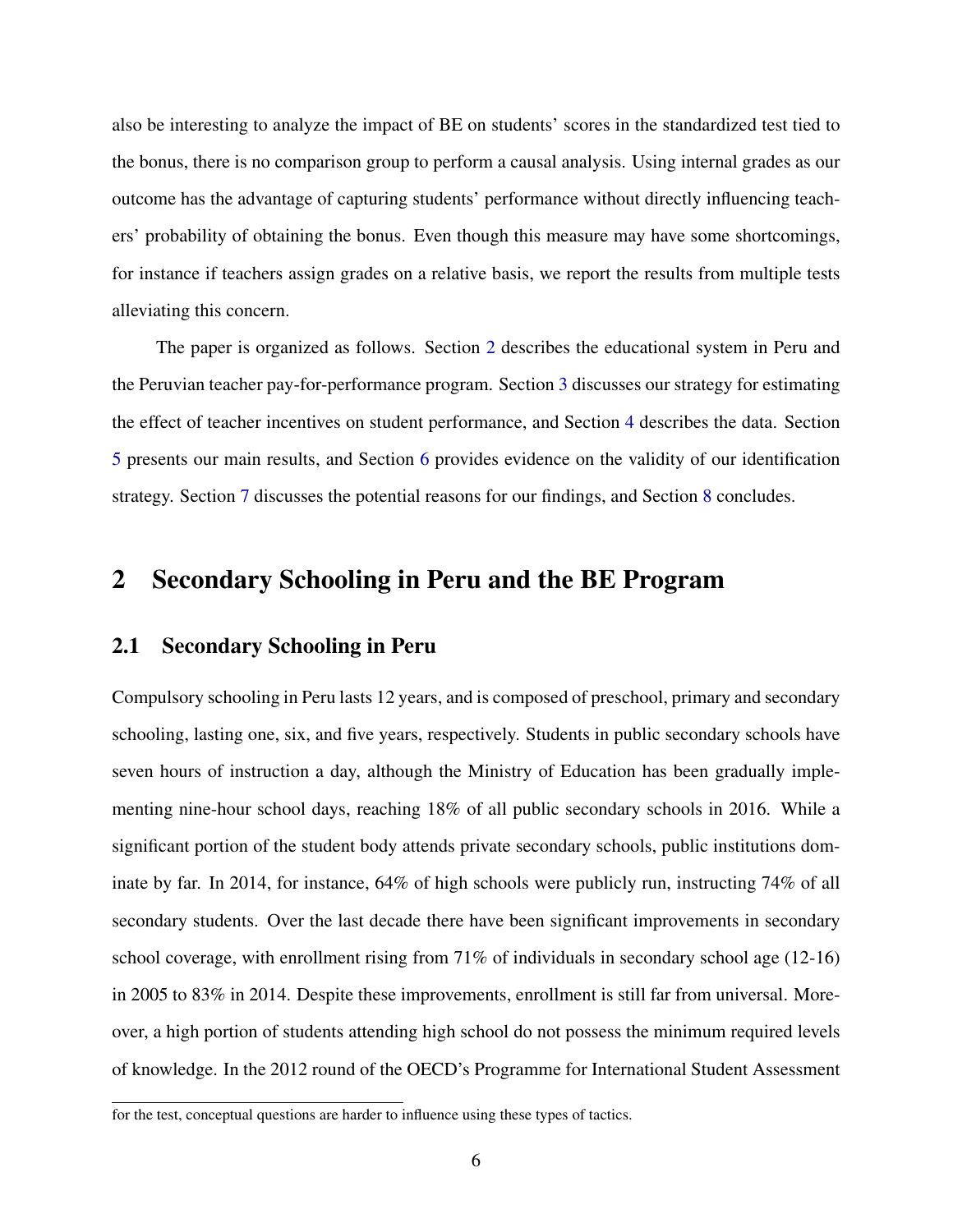also be interesting to analyze the impact of BE on students' scores in the standardized test tied to the bonus, there is no comparison group to perform a causal analysis. Using internal grades as our outcome has the advantage of capturing students' performance without directly influencing teachers' probability of obtaining the bonus. Even though this measure may have some shortcomings, for instance if teachers assign grades on a relative basis, we report the results from multiple tests alleviating this concern.

The paper is organized as follows. Section 2 describes the educational system in Peru and the Peruvian teacher pay-for-performance program. Section 3 discusses our strategy for estimating the effect of teacher incentives on student performance, and Section 4 describes the data. Section 5 presents our main results, and Section 6 provides evidence on the validity of our identification strategy. Section 7 discusses the potential reasons for our findings, and Section 8 concludes.

## 2 Secondary Schooling in Peru and the BE Program

### 2.1 Secondary Schooling in Peru

Compulsory schooling in Peru lasts 12 years, and is composed of preschool, primary and secondary schooling, lasting one, six, and five years, respectively. Students in public secondary schools have seven hours of instruction a day, although the Ministry of Education has been gradually implementing nine-hour school days, reaching 18% of all public secondary schools in 2016. While a significant portion of the student body attends private secondary schools, public institutions dominate by far. In 2014, for instance, 64% of high schools were publicly run, instructing 74% of all secondary students. Over the last decade there have been significant improvements in secondary school coverage, with enrollment rising from 71% of individuals in secondary school age (12-16) in 2005 to 83% in 2014. Despite these improvements, enrollment is still far from universal. Moreover, a high portion of students attending high school do not possess the minimum required levels of knowledge. In the 2012 round of the OECD's Programme for International Student Assessment

for the test, conceptual questions are harder to influence using these types of tactics.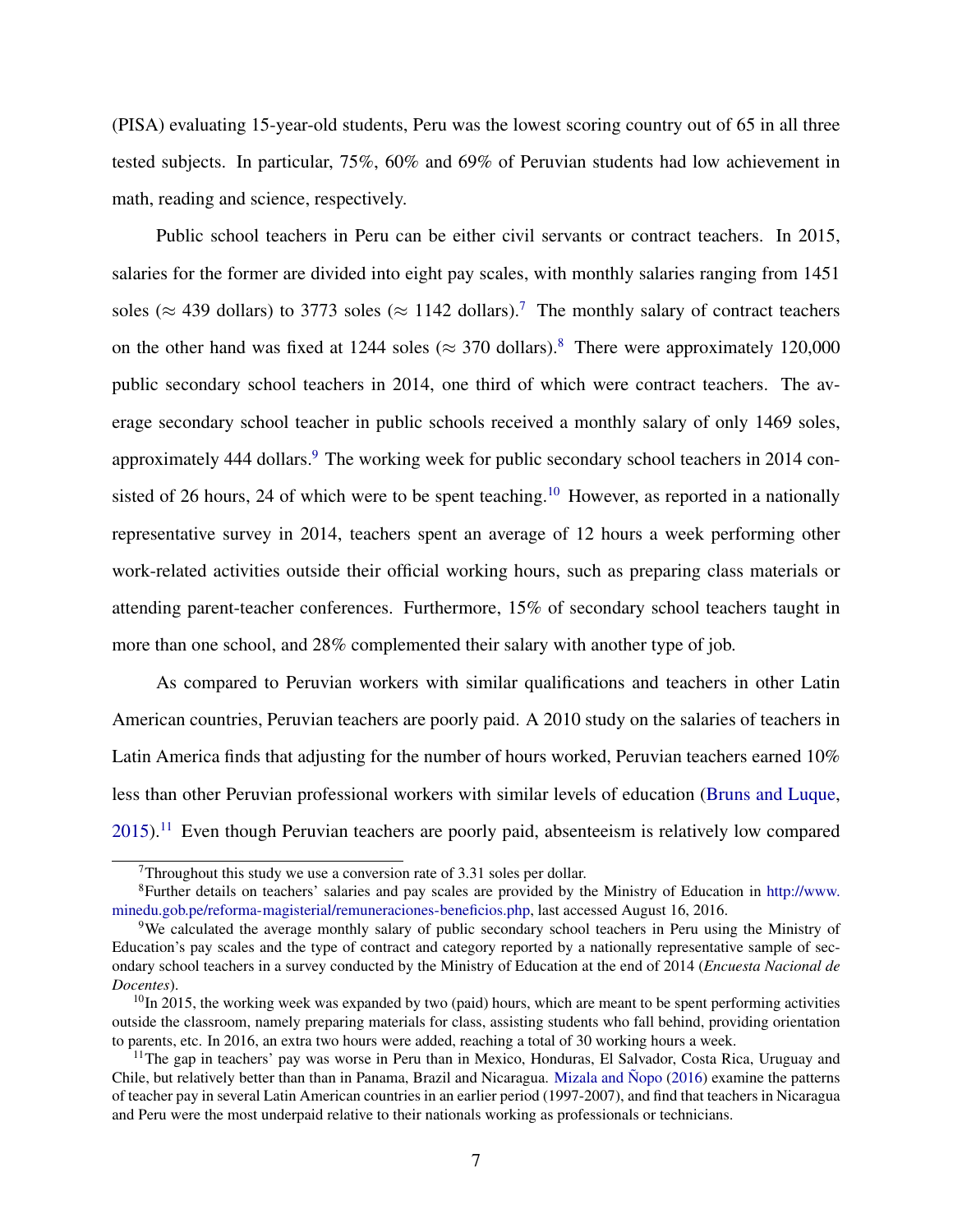(PISA) evaluating 15-year-old students, Peru was the lowest scoring country out of 65 in all three tested subjects. In particular, 75%, 60% and 69% of Peruvian students had low achievement in math, reading and science, respectively.

Public school teachers in Peru can be either civil servants or contract teachers. In 2015, salaries for the former are divided into eight pay scales, with monthly salaries ranging from 1451 soles ($\approx$ 439 dollars) to 3773 soles ($\approx$ 1142 dollars).[7] The monthly salary of contract teachers on the other hand was fixed at 1244 soles ($\approx$ 370 dollars).[8] There were approximately 120,000 public secondary school teachers in 2014, one third of which were contract teachers. The average secondary school teacher in public schools received a monthly salary of only 1469 soles, approximately 444 dollars.[9] The working week for public secondary school teachers in 2014 consisted of 26 hours, 24 of which were to be spent teaching.[10] However, as reported in a nationally representative survey in 2014, teachers spent an average of 12 hours a week performing other work-related activities outside their official working hours, such as preparing class materials or attending parent-teacher conferences. Furthermore, 15% of secondary school teachers taught in more than one school, and 28% complemented their salary with another type of job.

As compared to Peruvian workers with similar qualifications and teachers in other Latin American countries, Peruvian teachers are poorly paid. A 2010 study on the salaries of teachers in Latin America finds that adjusting for the number of hours worked, Peruvian teachers earned 10% less than other Peruvian professional workers with similar levels of education (Bruns and Luque, 2015).[11] Even though Peruvian teachers are poorly paid, absenteeism is relatively low compared

[7] Throughout this study we use a conversion rate of 3.31 soles per dollar.

[8] Further details on teachers' salaries and pay scales are provided by the Ministry of Education in http://www.minedu.gob.pe/reforma-magisterial/remuneraciones-beneficios.php, last accessed August 16, 2016.

[9] We calculated the average monthly salary of public secondary school teachers in Peru using the Ministry of Education's pay scales and the type of contract and category reported by a nationally representative sample of secondary school teachers in a survey conducted by the Ministry of Education at the end of 2014 (*Encuesta Nacional de Docentes*).

[10] In 2015, the working week was expanded by two (paid) hours, which are meant to be spent performing activities outside the classroom, namely preparing materials for class, assisting students who fall behind, providing orientation to parents, etc. In 2016, an extra two hours were added, reaching a total of 30 working hours a week.

[11] The gap in teachers' pay was worse in Peru than in Mexico, Honduras, El Salvador, Costa Rica, Uruguay and Chile, but relatively better than than in Panama, Brazil and Nicaragua. Mizala and Ñopo (2016) examine the patterns of teacher pay in several Latin American countries in an earlier period (1997-2007), and find that teachers in Nicaragua and Peru were the most underpaid relative to their nationals working as professionals or technicians.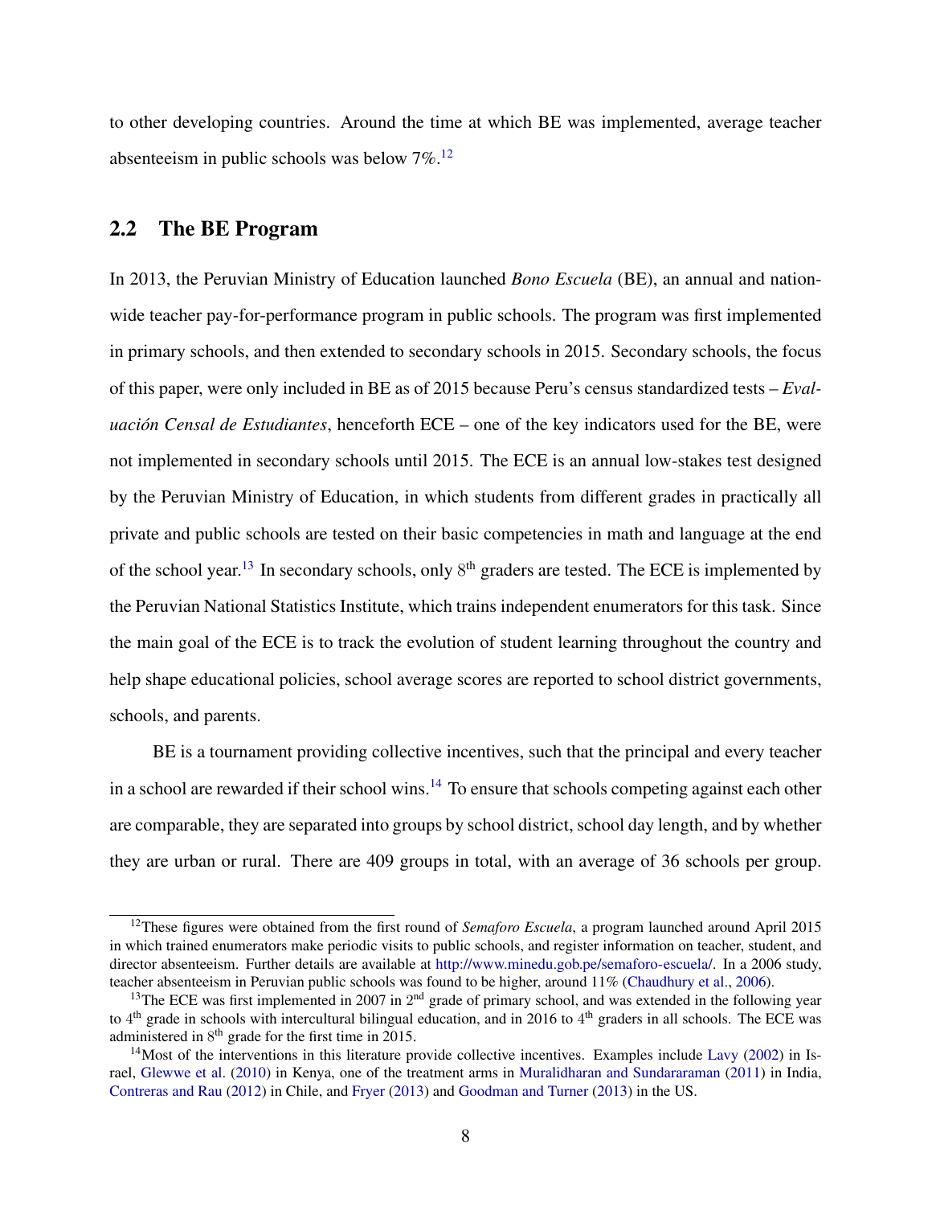to other developing countries. Around the time at which BE was implemented, average teacher absenteeism in public schools was below 7%.[12]

## 2.2 The BE Program

In 2013, the Peruvian Ministry of Education launched *Bono Escuela* (BE), an annual and nationwide teacher pay-for-performance program in public schools. The program was first implemented in primary schools, and then extended to secondary schools in 2015. Secondary schools, the focus of this paper, were only included in BE as of 2015 because Peru's census standardized tests – *Evaluación Censal de Estudiantes*, henceforth ECE – one of the key indicators used for the BE, were not implemented in secondary schools until 2015. The ECE is an annual low-stakes test designed by the Peruvian Ministry of Education, in which students from different grades in practically all private and public schools are tested on their basic competencies in math and language at the end of the school year.[13] In secondary schools, only 8th graders are tested. The ECE is implemented by the Peruvian National Statistics Institute, which trains independent enumerators for this task. Since the main goal of the ECE is to track the evolution of student learning throughout the country and help shape educational policies, school average scores are reported to school district governments, schools, and parents.

BE is a tournament providing collective incentives, such that the principal and every teacher in a school are rewarded if their school wins.[14] To ensure that schools competing against each other are comparable, they are separated into groups by school district, school day length, and by whether they are urban or rural. There are 409 groups in total, with an average of 36 schools per group.

---

[12] These figures were obtained from the first round of *Semaforo Escuela*, a program launched around April 2015 in which trained enumerators make periodic visits to public schools, and register information on teacher, student, and director absenteeism. Further details are available at http://www.minedu.gob.pe/semaforo-escuela/. In a 2006 study, teacher absenteeism in Peruvian public schools was found to be higher, around 11% (Chaudhury et al., 2006).

[13] The ECE was first implemented in 2007 in 2nd grade of primary school, and was extended in the following year to 4th grade in schools with intercultural bilingual education, and in 2016 to 4th graders in all schools. The ECE was administered in 8th grade for the first time in 2015.

[14] Most of the interventions in this literature provide collective incentives. Examples include Lavy (2002) in Israel, Glewwe et al. (2010) in Kenya, one of the treatment arms in Muralidharan and Sundararaman (2011) in India, Contreras and Rau (2012) in Chile, and Fryer (2013) and Goodman and Turner (2013) in the US.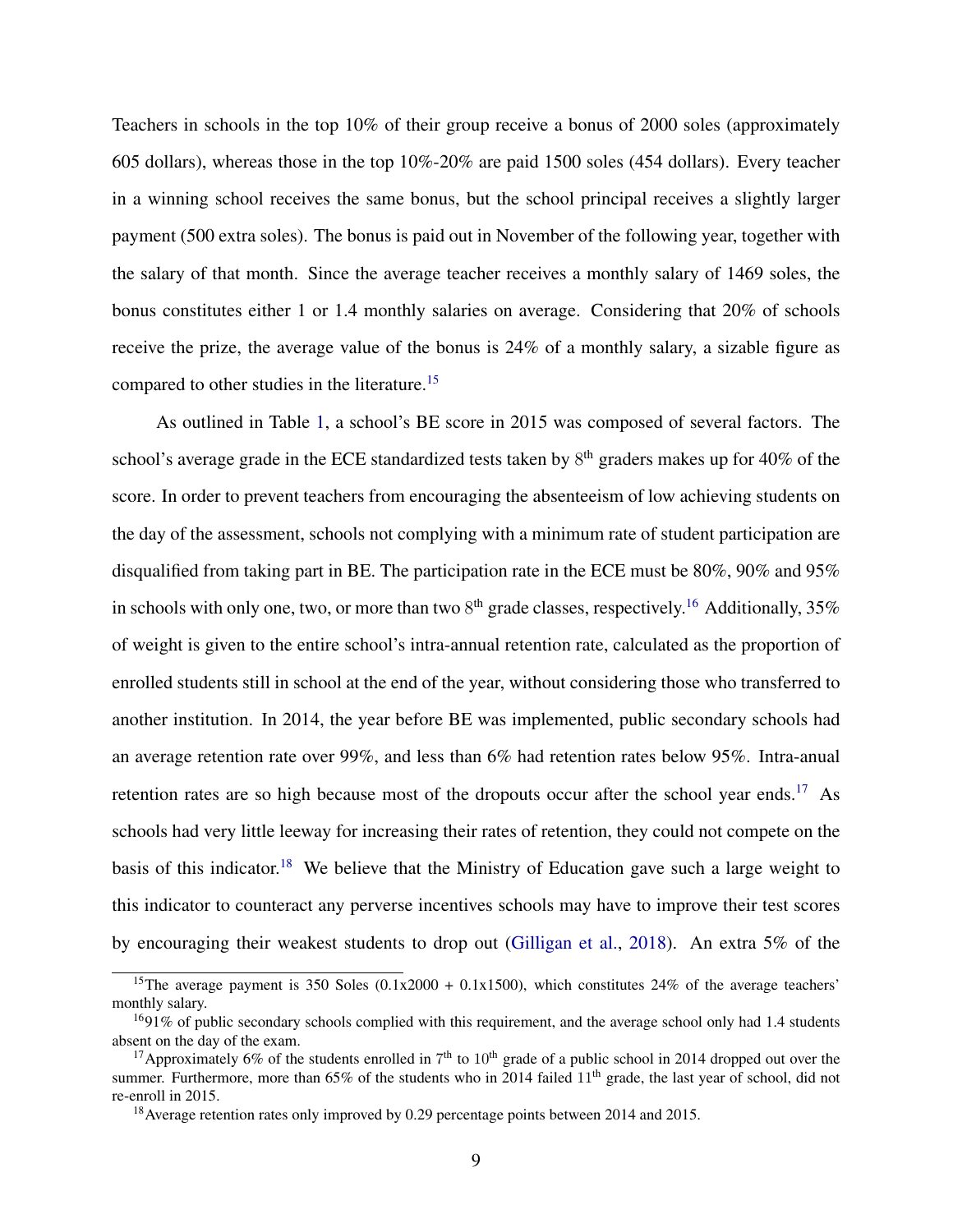Teachers in schools in the top 10% of their group receive a bonus of 2000 soles (approximately 605 dollars), whereas those in the top 10%-20% are paid 1500 soles (454 dollars). Every teacher in a winning school receives the same bonus, but the school principal receives a slightly larger payment (500 extra soles). The bonus is paid out in November of the following year, together with the salary of that month. Since the average teacher receives a monthly salary of 1469 soles, the bonus constitutes either 1 or 1.4 monthly salaries on average. Considering that 20% of schools receive the prize, the average value of the bonus is 24% of a monthly salary, a sizable figure as compared to other studies in the literature.[15]

As outlined in Table 1, a school's BE score in 2015 was composed of several factors. The school's average grade in the ECE standardized tests taken by 8th graders makes up for 40% of the score. In order to prevent teachers from encouraging the absenteeism of low achieving students on the day of the assessment, schools not complying with a minimum rate of student participation are disqualified from taking part in BE. The participation rate in the ECE must be 80%, 90% and 95% in schools with only one, two, or more than two 8th grade classes, respectively.[16] Additionally, 35% of weight is given to the entire school's intra-annual retention rate, calculated as the proportion of enrolled students still in school at the end of the year, without considering those who transferred to another institution. In 2014, the year before BE was implemented, public secondary schools had an average retention rate over 99%, and less than 6% had retention rates below 95%. Intra-anual retention rates are so high because most of the dropouts occur after the school year ends.[17] As schools had very little leeway for increasing their rates of retention, they could not compete on the basis of this indicator.[18] We believe that the Ministry of Education gave such a large weight to this indicator to counteract any perverse incentives schools may have to improve their test scores by encouraging their weakest students to drop out (Gilligan et al., 2018). An extra 5% of the

[15] The average payment is 350 Soles (0.1x2000 + 0.1x1500), which constitutes 24% of the average teachers' monthly salary.

[16] 91% of public secondary schools complied with this requirement, and the average school only had 1.4 students absent on the day of the exam.

[17] Approximately 6% of the students enrolled in 7th to 10th grade of a public school in 2014 dropped out over the summer. Furthermore, more than 65% of the students who in 2014 failed 11th grade, the last year of school, did not re-enroll in 2015.

[18] Average retention rates only improved by 0.29 percentage points between 2014 and 2015.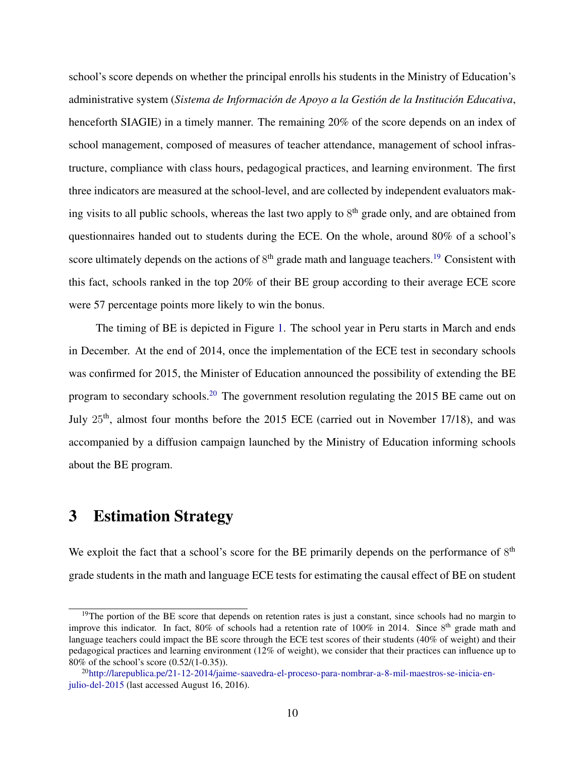school's score depends on whether the principal enrolls his students in the Ministry of Education's administrative system (*Sistema de Información de Apoyo a la Gestión de la Institución Educativa*, henceforth SIAGIE) in a timely manner. The remaining 20% of the score depends on an index of school management, composed of measures of teacher attendance, management of school infrastructure, compliance with class hours, pedagogical practices, and learning environment. The first three indicators are measured at the school-level, and are collected by independent evaluators making visits to all public schools, whereas the last two apply to $8^{\text{th}}$ grade only, and are obtained from questionnaires handed out to students during the ECE. On the whole, around 80% of a school's score ultimately depends on the actions of $8^{\text{th}}$ grade math and language teachers.[19] Consistent with this fact, schools ranked in the top 20% of their BE group according to their average ECE score were 57 percentage points more likely to win the bonus.

The timing of BE is depicted in Figure 1. The school year in Peru starts in March and ends in December. At the end of 2014, once the implementation of the ECE test in secondary schools was confirmed for 2015, the Minister of Education announced the possibility of extending the BE program to secondary schools.[20] The government resolution regulating the 2015 BE came out on July $25^{\text{th}}$, almost four months before the 2015 ECE (carried out in November 17/18), and was accompanied by a diffusion campaign launched by the Ministry of Education informing schools about the BE program.

# 3 Estimation Strategy

We exploit the fact that a school's score for the BE primarily depends on the performance of $8^{\text{th}}$ grade students in the math and language ECE tests for estimating the causal effect of BE on student

---

[19] The portion of the BE score that depends on retention rates is just a constant, since schools had no margin to improve this indicator. In fact, 80% of schools had a retention rate of 100% in 2014. Since $8^{\text{th}}$ grade math and language teachers could impact the BE score through the ECE test scores of their students (40% of weight) and their pedagogical practices and learning environment (12% of weight), we consider that their practices can influence up to 80% of the school's score (0.52/(1-0.35)).

[20] http://larepublica.pe/21-12-2014/jaime-saavedra-el-proceso-para-nombrar-a-8-mil-maestros-se-inicia-en-julio-del-2015 (last accessed August 16, 2016).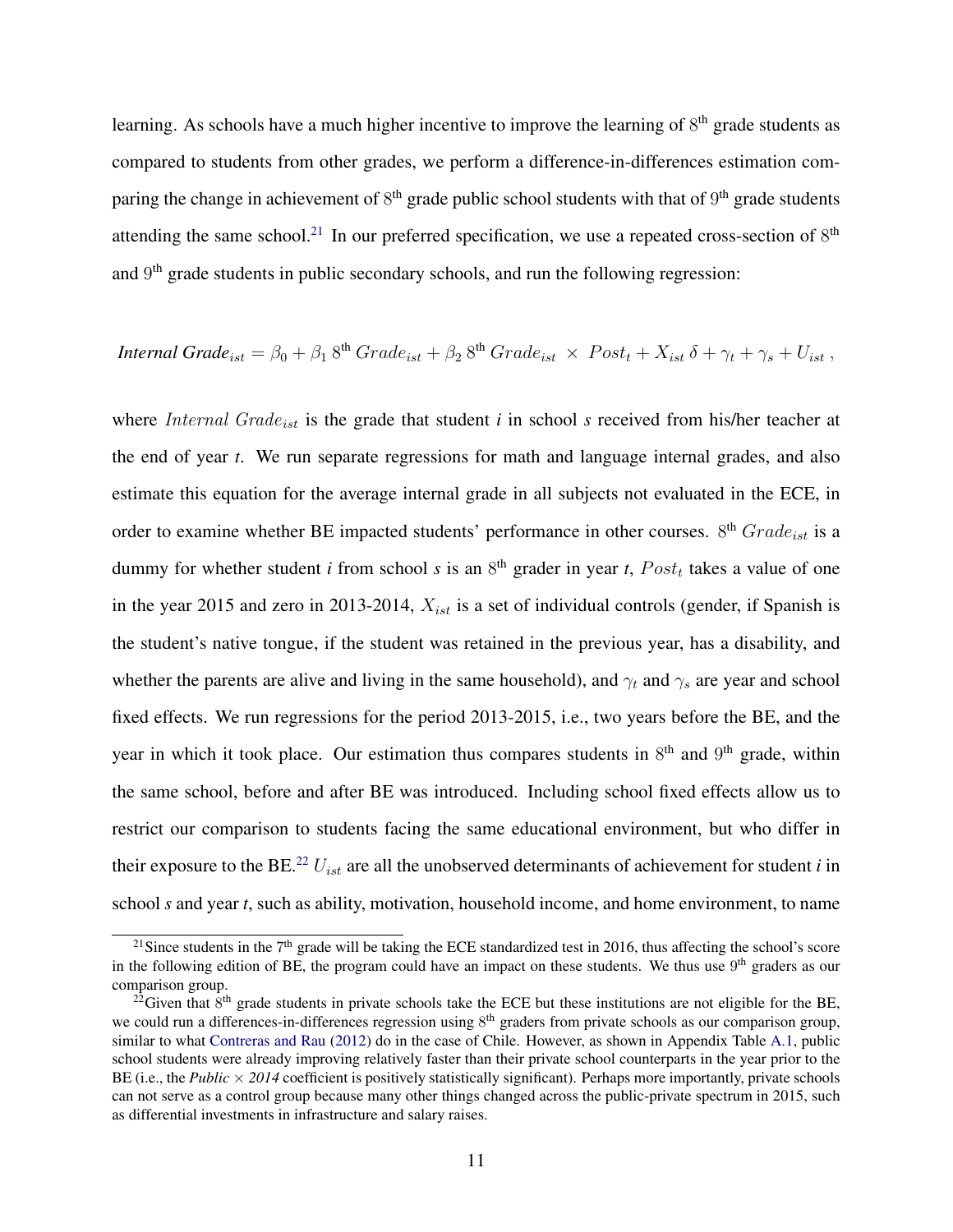learning. As schools have a much higher incentive to improve the learning of $8^{\text{th}}$ grade students as compared to students from other grades, we perform a difference-in-differences estimation comparing the change in achievement of $8^{\text{th}}$ grade public school students with that of $9^{\text{th}}$ grade students attending the same school.[21] In our preferred specification, we use a repeated cross-section of $8^{\text{th}}$ and $9^{\text{th}}$ grade students in public secondary schools, and run the following regression:

$$\textit{Internal Grade}_{ist} = \beta_0 + \beta_1\, 8^{\text{th}}\, Grade_{ist} + \beta_2\, 8^{\text{th}}\, Grade_{ist} \,\times\, Post_t + X_{ist}\,\delta + \gamma_t + \gamma_s + U_{ist}\,,$$

where $Internal\ Grade_{ist}$ is the grade that student *i* in school *s* received from his/her teacher at the end of year *t*. We run separate regressions for math and language internal grades, and also estimate this equation for the average internal grade in all subjects not evaluated in the ECE, in order to examine whether BE impacted students' performance in other courses. $8^{\text{th}}\ Grade_{ist}$ is a dummy for whether student *i* from school *s* is an $8^{\text{th}}$ grader in year *t*, $Post_t$ takes a value of one in the year 2015 and zero in 2013-2014, $X_{ist}$ is a set of individual controls (gender, if Spanish is the student's native tongue, if the student was retained in the previous year, has a disability, and whether the parents are alive and living in the same household), and $\gamma_t$ and $\gamma_s$ are year and school fixed effects. We run regressions for the period 2013-2015, i.e., two years before the BE, and the year in which it took place. Our estimation thus compares students in $8^{\text{th}}$ and $9^{\text{th}}$ grade, within the same school, before and after BE was introduced. Including school fixed effects allow us to restrict our comparison to students facing the same educational environment, but who differ in their exposure to the BE.[22] $U_{ist}$ are all the unobserved determinants of achievement for student *i* in school *s* and year *t*, such as ability, motivation, household income, and home environment, to name

[21] Since students in the $7^{\text{th}}$ grade will be taking the ECE standardized test in 2016, thus affecting the school's score in the following edition of BE, the program could have an impact on these students. We thus use $9^{\text{th}}$ graders as our comparison group.

[22] Given that $8^{\text{th}}$ grade students in private schools take the ECE but these institutions are not eligible for the BE, we could run a differences-in-differences regression using $8^{\text{th}}$ graders from private schools as our comparison group, similar to what Contreras and Rau (2012) do in the case of Chile. However, as shown in Appendix Table A.1, public school students were already improving relatively faster than their private school counterparts in the year prior to the BE (i.e., the *Public* × *2014* coefficient is positively statistically significant). Perhaps more importantly, private schools can not serve as a control group because many other things changed across the public-private spectrum in 2015, such as differential investments in infrastructure and salary raises.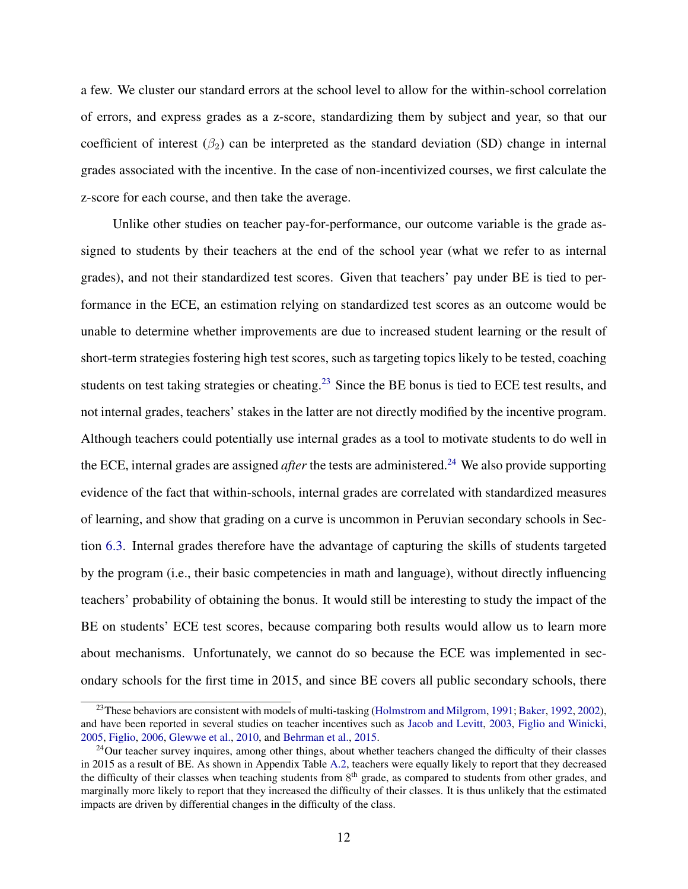a few. We cluster our standard errors at the school level to allow for the within-school correlation of errors, and express grades as a z-score, standardizing them by subject and year, so that our coefficient of interest ($\beta_2$) can be interpreted as the standard deviation (SD) change in internal grades associated with the incentive. In the case of non-incentivized courses, we first calculate the z-score for each course, and then take the average.

Unlike other studies on teacher pay-for-performance, our outcome variable is the grade assigned to students by their teachers at the end of the school year (what we refer to as internal grades), and not their standardized test scores. Given that teachers' pay under BE is tied to performance in the ECE, an estimation relying on standardized test scores as an outcome would be unable to determine whether improvements are due to increased student learning or the result of short-term strategies fostering high test scores, such as targeting topics likely to be tested, coaching students on test taking strategies or cheating.[23] Since the BE bonus is tied to ECE test results, and not internal grades, teachers' stakes in the latter are not directly modified by the incentive program. Although teachers could potentially use internal grades as a tool to motivate students to do well in the ECE, internal grades are assigned *after* the tests are administered.[24] We also provide supporting evidence of the fact that within-schools, internal grades are correlated with standardized measures of learning, and show that grading on a curve is uncommon in Peruvian secondary schools in Section 6.3. Internal grades therefore have the advantage of capturing the skills of students targeted by the program (i.e., their basic competencies in math and language), without directly influencing teachers' probability of obtaining the bonus. It would still be interesting to study the impact of the BE on students' ECE test scores, because comparing both results would allow us to learn more about mechanisms. Unfortunately, we cannot do so because the ECE was implemented in secondary schools for the first time in 2015, and since BE covers all public secondary schools, there

[23] These behaviors are consistent with models of multi-tasking (Holmstrom and Milgrom, 1991; Baker, 1992, 2002), and have been reported in several studies on teacher incentives such as Jacob and Levitt, 2003, Figlio and Winicki, 2005, Figlio, 2006, Glewwe et al., 2010, and Behrman et al., 2015.

[24] Our teacher survey inquires, among other things, about whether teachers changed the difficulty of their classes in 2015 as a result of BE. As shown in Appendix Table A.2, teachers were equally likely to report that they decreased the difficulty of their classes when teaching students from 8th grade, as compared to students from other grades, and marginally more likely to report that they increased the difficulty of their classes. It is thus unlikely that the estimated impacts are driven by differential changes in the difficulty of the class.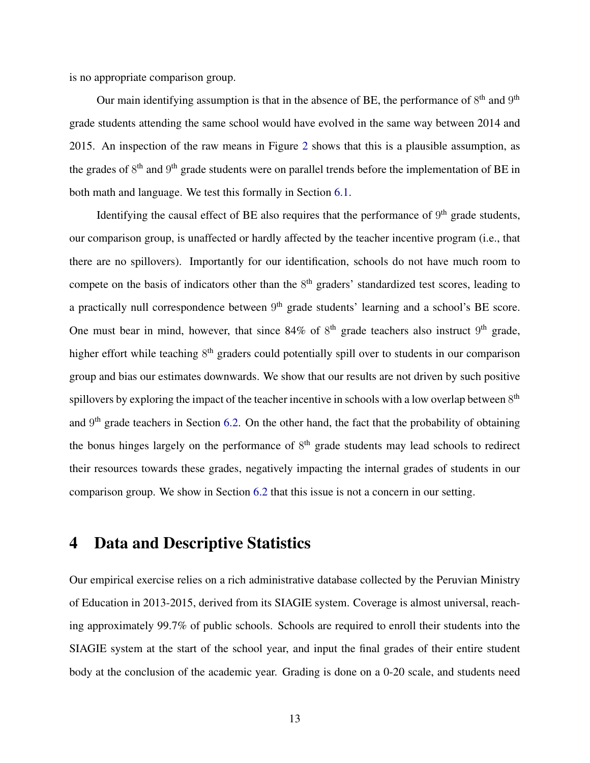is no appropriate comparison group.

Our main identifying assumption is that in the absence of BE, the performance of $8^{th}$ and $9^{th}$ grade students attending the same school would have evolved in the same way between 2014 and 2015. An inspection of the raw means in Figure 2 shows that this is a plausible assumption, as the grades of $8^{th}$ and $9^{th}$ grade students were on parallel trends before the implementation of BE in both math and language. We test this formally in Section 6.1.

Identifying the causal effect of BE also requires that the performance of $9^{th}$ grade students, our comparison group, is unaffected or hardly affected by the teacher incentive program (i.e., that there are no spillovers). Importantly for our identification, schools do not have much room to compete on the basis of indicators other than the $8^{th}$ graders' standardized test scores, leading to a practically null correspondence between $9^{th}$ grade students' learning and a school's BE score. One must bear in mind, however, that since 84% of $8^{th}$ grade teachers also instruct $9^{th}$ grade, higher effort while teaching $8^{th}$ graders could potentially spill over to students in our comparison group and bias our estimates downwards. We show that our results are not driven by such positive spillovers by exploring the impact of the teacher incentive in schools with a low overlap between $8^{th}$ and $9^{th}$ grade teachers in Section 6.2. On the other hand, the fact that the probability of obtaining the bonus hinges largely on the performance of $8^{th}$ grade students may lead schools to redirect their resources towards these grades, negatively impacting the internal grades of students in our comparison group. We show in Section 6.2 that this issue is not a concern in our setting.

# 4 Data and Descriptive Statistics

Our empirical exercise relies on a rich administrative database collected by the Peruvian Ministry of Education in 2013-2015, derived from its SIAGIE system. Coverage is almost universal, reaching approximately 99.7% of public schools. Schools are required to enroll their students into the SIAGIE system at the start of the school year, and input the final grades of their entire student body at the conclusion of the academic year. Grading is done on a 0-20 scale, and students need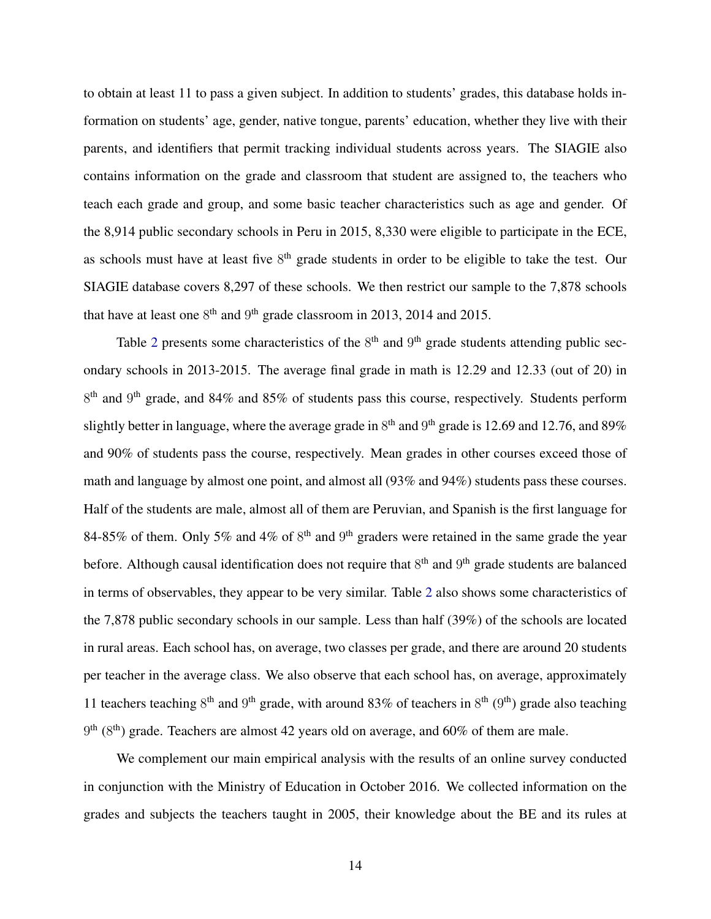to obtain at least 11 to pass a given subject. In addition to students' grades, this database holds information on students' age, gender, native tongue, parents' education, whether they live with their parents, and identifiers that permit tracking individual students across years. The SIAGIE also contains information on the grade and classroom that student are assigned to, the teachers who teach each grade and group, and some basic teacher characteristics such as age and gender. Of the 8,914 public secondary schools in Peru in 2015, 8,330 were eligible to participate in the ECE, as schools must have at least five $8^{\text{th}}$ grade students in order to be eligible to take the test. Our SIAGIE database covers 8,297 of these schools. We then restrict our sample to the 7,878 schools that have at least one $8^{\text{th}}$ and $9^{\text{th}}$ grade classroom in 2013, 2014 and 2015.

Table 2 presents some characteristics of the $8^{\text{th}}$ and $9^{\text{th}}$ grade students attending public secondary schools in 2013-2015. The average final grade in math is 12.29 and 12.33 (out of 20) in $8^{\text{th}}$ and $9^{\text{th}}$ grade, and 84% and 85% of students pass this course, respectively. Students perform slightly better in language, where the average grade in $8^{\text{th}}$ and $9^{\text{th}}$ grade is 12.69 and 12.76, and 89% and 90% of students pass the course, respectively. Mean grades in other courses exceed those of math and language by almost one point, and almost all (93% and 94%) students pass these courses. Half of the students are male, almost all of them are Peruvian, and Spanish is the first language for 84-85% of them. Only 5% and 4% of $8^{\text{th}}$ and $9^{\text{th}}$ graders were retained in the same grade the year before. Although causal identification does not require that $8^{\text{th}}$ and $9^{\text{th}}$ grade students are balanced in terms of observables, they appear to be very similar. Table 2 also shows some characteristics of the 7,878 public secondary schools in our sample. Less than half (39%) of the schools are located in rural areas. Each school has, on average, two classes per grade, and there are around 20 students per teacher in the average class. We also observe that each school has, on average, approximately 11 teachers teaching $8^{\text{th}}$ and $9^{\text{th}}$ grade, with around 83% of teachers in $8^{\text{th}}$ ($9^{\text{th}}$) grade also teaching $9^{\text{th}}$ ($8^{\text{th}}$) grade. Teachers are almost 42 years old on average, and 60% of them are male.

We complement our main empirical analysis with the results of an online survey conducted in conjunction with the Ministry of Education in October 2016. We collected information on the grades and subjects the teachers taught in 2005, their knowledge about the BE and its rules at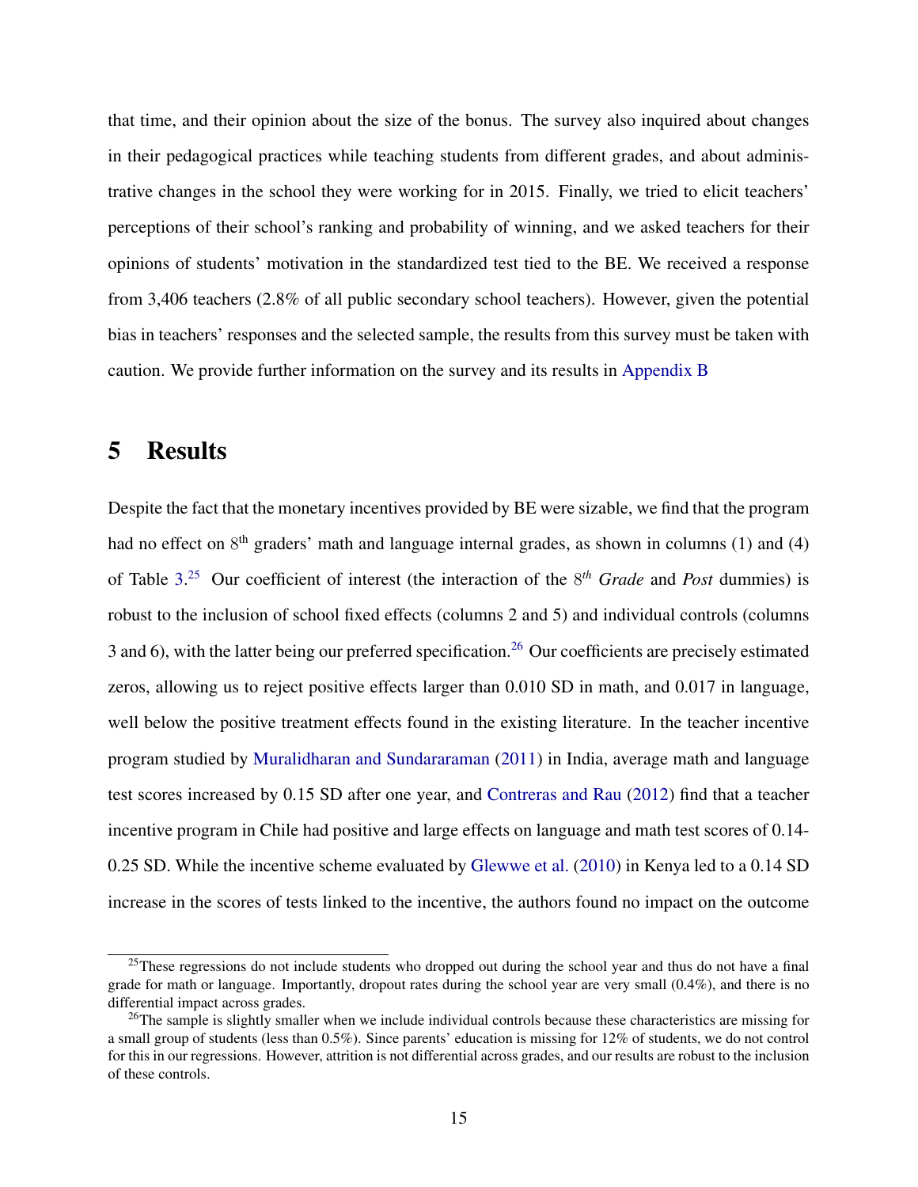that time, and their opinion about the size of the bonus. The survey also inquired about changes in their pedagogical practices while teaching students from different grades, and about administrative changes in the school they were working for in 2015. Finally, we tried to elicit teachers' perceptions of their school's ranking and probability of winning, and we asked teachers for their opinions of students' motivation in the standardized test tied to the BE. We received a response from 3,406 teachers (2.8% of all public secondary school teachers). However, given the potential bias in teachers' responses and the selected sample, the results from this survey must be taken with caution. We provide further information on the survey and its results in Appendix B

# 5 Results

Despite the fact that the monetary incentives provided by BE were sizable, we find that the program had no effect on 8$^{\text{th}}$ graders' math and language internal grades, as shown in columns (1) and (4) of Table 3.[25] Our coefficient of interest (the interaction of the $8^{th}$ *Grade* and *Post* dummies) is robust to the inclusion of school fixed effects (columns 2 and 5) and individual controls (columns 3 and 6), with the latter being our preferred specification.[26] Our coefficients are precisely estimated zeros, allowing us to reject positive effects larger than 0.010 SD in math, and 0.017 in language, well below the positive treatment effects found in the existing literature. In the teacher incentive program studied by Muralidharan and Sundararaman (2011) in India, average math and language test scores increased by 0.15 SD after one year, and Contreras and Rau (2012) find that a teacher incentive program in Chile had positive and large effects on language and math test scores of 0.14-0.25 SD. While the incentive scheme evaluated by Glewwe et al. (2010) in Kenya led to a 0.14 SD increase in the scores of tests linked to the incentive, the authors found no impact on the outcome

[25] These regressions do not include students who dropped out during the school year and thus do not have a final grade for math or language. Importantly, dropout rates during the school year are very small (0.4%), and there is no differential impact across grades.

[26] The sample is slightly smaller when we include individual controls because these characteristics are missing for a small group of students (less than 0.5%). Since parents' education is missing for 12% of students, we do not control for this in our regressions. However, attrition is not differential across grades, and our results are robust to the inclusion of these controls.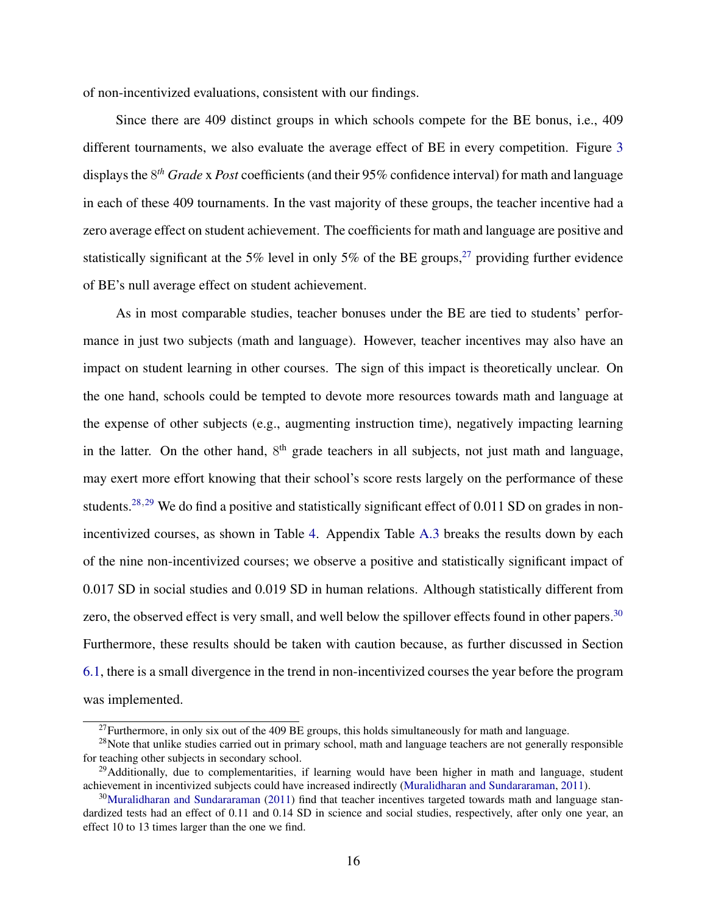of non-incentivized evaluations, consistent with our findings.

Since there are 409 distinct groups in which schools compete for the BE bonus, i.e., 409 different tournaments, we also evaluate the average effect of BE in every competition. Figure 3 displays the $8^{th}$ *Grade* x *Post* coefficients (and their 95% confidence interval) for math and language in each of these 409 tournaments. In the vast majority of these groups, the teacher incentive had a zero average effect on student achievement. The coefficients for math and language are positive and statistically significant at the 5% level in only 5% of the BE groups,[27] providing further evidence of BE's null average effect on student achievement.

As in most comparable studies, teacher bonuses under the BE are tied to students' performance in just two subjects (math and language). However, teacher incentives may also have an impact on student learning in other courses. The sign of this impact is theoretically unclear. On the one hand, schools could be tempted to devote more resources towards math and language at the expense of other subjects (e.g., augmenting instruction time), negatively impacting learning in the latter. On the other hand, $8^{\text{th}}$ grade teachers in all subjects, not just math and language, may exert more effort knowing that their school's score rests largely on the performance of these students.[28,29] We do find a positive and statistically significant effect of 0.011 SD on grades in non-incentivized courses, as shown in Table 4. Appendix Table A.3 breaks the results down by each of the nine non-incentivized courses; we observe a positive and statistically significant impact of 0.017 SD in social studies and 0.019 SD in human relations. Although statistically different from zero, the observed effect is very small, and well below the spillover effects found in other papers.[30] Furthermore, these results should be taken with caution because, as further discussed in Section 6.1, there is a small divergence in the trend in non-incentivized courses the year before the program was implemented.

[27] Furthermore, in only six out of the 409 BE groups, this holds simultaneously for math and language.

[28] Note that unlike studies carried out in primary school, math and language teachers are not generally responsible for teaching other subjects in secondary school.

[29] Additionally, due to complementarities, if learning would have been higher in math and language, student achievement in incentivized subjects could have increased indirectly (Muralidharan and Sundararaman, 2011).

[30] Muralidharan and Sundararaman (2011) find that teacher incentives targeted towards math and language standardized tests had an effect of 0.11 and 0.14 SD in science and social studies, respectively, after only one year, an effect 10 to 13 times larger than the one we find.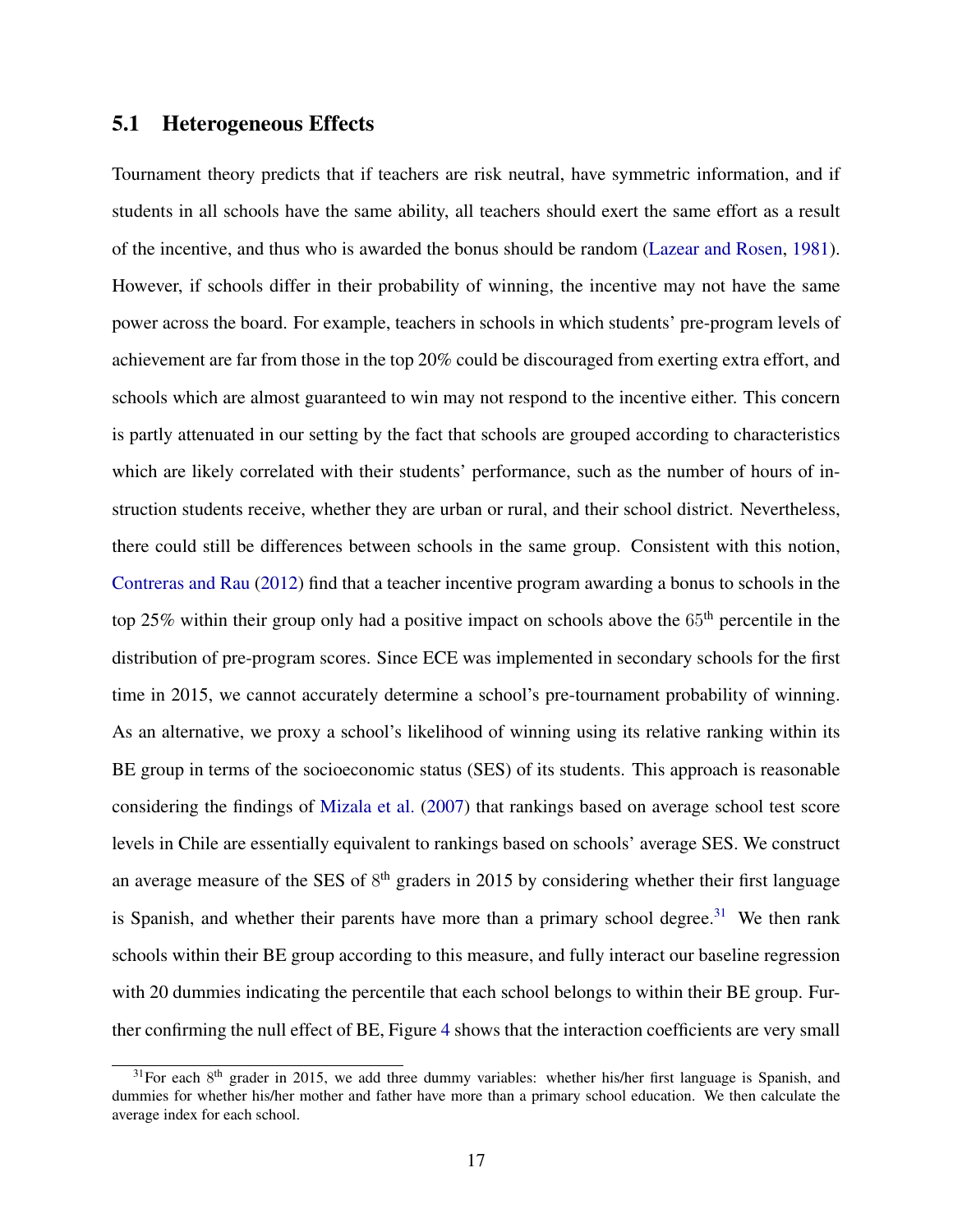## 5.1 Heterogeneous Effects

Tournament theory predicts that if teachers are risk neutral, have symmetric information, and if students in all schools have the same ability, all teachers should exert the same effort as a result of the incentive, and thus who is awarded the bonus should be random (Lazear and Rosen, 1981). However, if schools differ in their probability of winning, the incentive may not have the same power across the board. For example, teachers in schools in which students' pre-program levels of achievement are far from those in the top 20% could be discouraged from exerting extra effort, and schools which are almost guaranteed to win may not respond to the incentive either. This concern is partly attenuated in our setting by the fact that schools are grouped according to characteristics which are likely correlated with their students' performance, such as the number of hours of instruction students receive, whether they are urban or rural, and their school district. Nevertheless, there could still be differences between schools in the same group. Consistent with this notion, Contreras and Rau (2012) find that a teacher incentive program awarding a bonus to schools in the top 25% within their group only had a positive impact on schools above the $65^{\text{th}}$ percentile in the distribution of pre-program scores. Since ECE was implemented in secondary schools for the first time in 2015, we cannot accurately determine a school's pre-tournament probability of winning. As an alternative, we proxy a school's likelihood of winning using its relative ranking within its BE group in terms of the socioeconomic status (SES) of its students. This approach is reasonable considering the findings of Mizala et al. (2007) that rankings based on average school test score levels in Chile are essentially equivalent to rankings based on schools' average SES. We construct an average measure of the SES of 8th graders in 2015 by considering whether their first language is Spanish, and whether their parents have more than a primary school degree.[31] We then rank schools within their BE group according to this measure, and fully interact our baseline regression with 20 dummies indicating the percentile that each school belongs to within their BE group. Further confirming the null effect of BE, Figure 4 shows that the interaction coefficients are very small

[31] For each 8th grader in 2015, we add three dummy variables: whether his/her first language is Spanish, and dummies for whether his/her mother and father have more than a primary school education. We then calculate the average index for each school.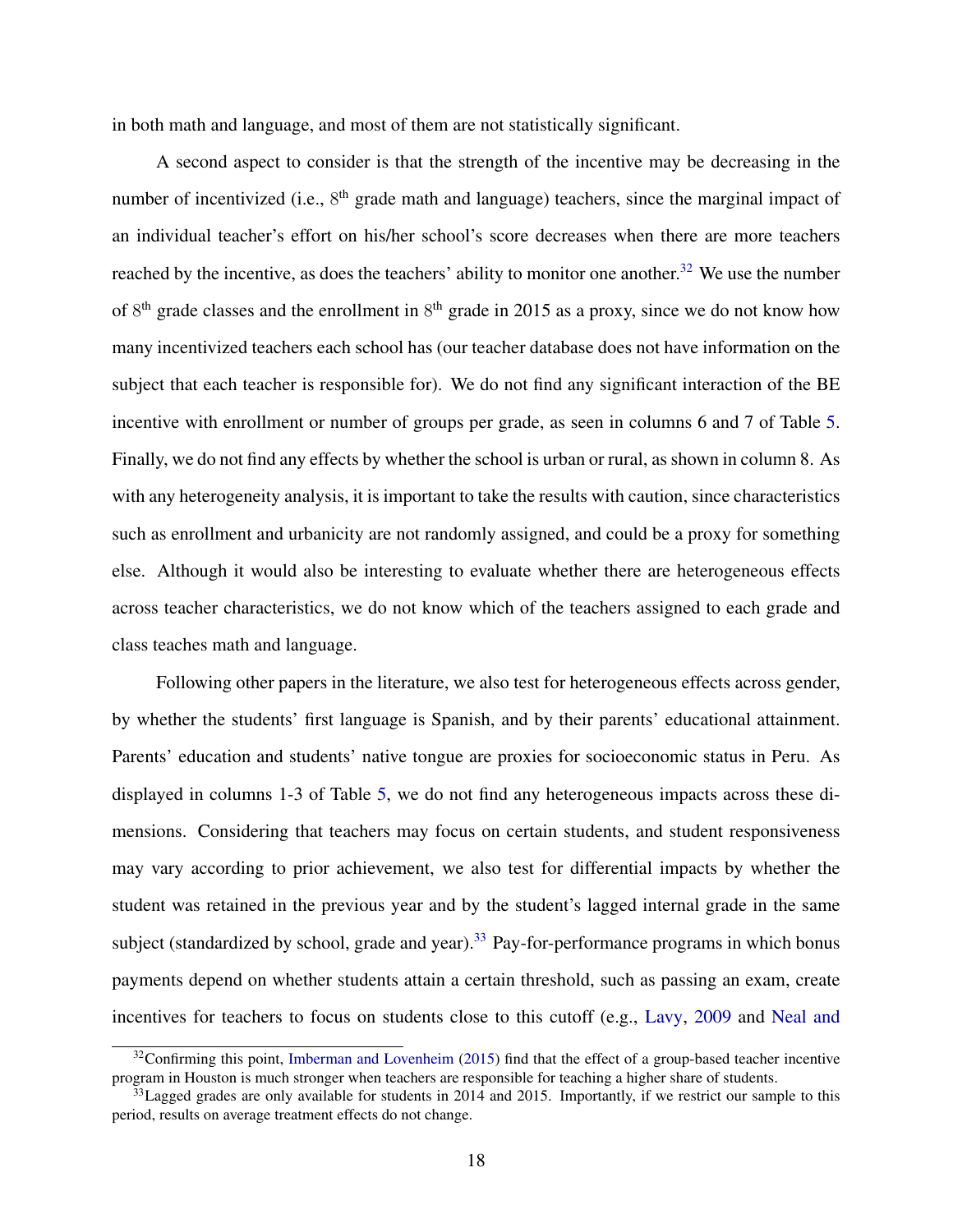in both math and language, and most of them are not statistically significant.

A second aspect to consider is that the strength of the incentive may be decreasing in the number of incentivized (i.e., 8$^{th}$ grade math and language) teachers, since the marginal impact of an individual teacher's effort on his/her school's score decreases when there are more teachers reached by the incentive, as does the teachers' ability to monitor one another.[32] We use the number of 8$^{th}$ grade classes and the enrollment in 8$^{th}$ grade in 2015 as a proxy, since we do not know how many incentivized teachers each school has (our teacher database does not have information on the subject that each teacher is responsible for). We do not find any significant interaction of the BE incentive with enrollment or number of groups per grade, as seen in columns 6 and 7 of Table 5. Finally, we do not find any effects by whether the school is urban or rural, as shown in column 8. As with any heterogeneity analysis, it is important to take the results with caution, since characteristics such as enrollment and urbanicity are not randomly assigned, and could be a proxy for something else. Although it would also be interesting to evaluate whether there are heterogeneous effects across teacher characteristics, we do not know which of the teachers assigned to each grade and class teaches math and language.

Following other papers in the literature, we also test for heterogeneous effects across gender, by whether the students' first language is Spanish, and by their parents' educational attainment. Parents' education and students' native tongue are proxies for socioeconomic status in Peru. As displayed in columns 1-3 of Table 5, we do not find any heterogeneous impacts across these dimensions. Considering that teachers may focus on certain students, and student responsiveness may vary according to prior achievement, we also test for differential impacts by whether the student was retained in the previous year and by the student's lagged internal grade in the same subject (standardized by school, grade and year).[33] Pay-for-performance programs in which bonus payments depend on whether students attain a certain threshold, such as passing an exam, create incentives for teachers to focus on students close to this cutoff (e.g., Lavy, 2009 and Neal and

[32]Confirming this point, Imberman and Lovenheim (2015) find that the effect of a group-based teacher incentive program in Houston is much stronger when teachers are responsible for teaching a higher share of students.

[33]Lagged grades are only available for students in 2014 and 2015. Importantly, if we restrict our sample to this period, results on average treatment effects do not change.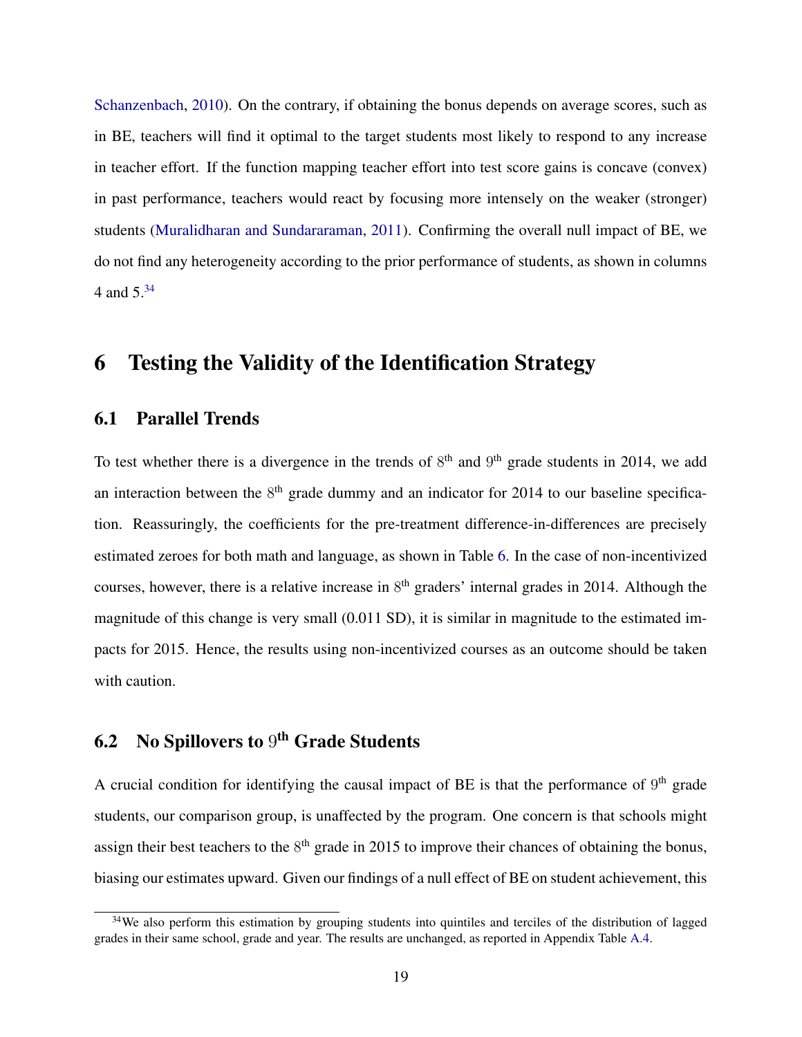Schanzenbach, 2010). On the contrary, if obtaining the bonus depends on average scores, such as in BE, teachers will find it optimal to the target students most likely to respond to any increase in teacher effort. If the function mapping teacher effort into test score gains is concave (convex) in past performance, teachers would react by focusing more intensely on the weaker (stronger) students (Muralidharan and Sundararaman, 2011). Confirming the overall null impact of BE, we do not find any heterogeneity according to the prior performance of students, as shown in columns 4 and 5.[34]

# 6 Testing the Validity of the Identification Strategy

## 6.1 Parallel Trends

To test whether there is a divergence in the trends of 8th and 9th grade students in 2014, we add an interaction between the 8th grade dummy and an indicator for 2014 to our baseline specification. Reassuringly, the coefficients for the pre-treatment difference-in-differences are precisely estimated zeroes for both math and language, as shown in Table 6. In the case of non-incentivized courses, however, there is a relative increase in 8th graders' internal grades in 2014. Although the magnitude of this change is very small (0.011 SD), it is similar in magnitude to the estimated impacts for 2015. Hence, the results using non-incentivized courses as an outcome should be taken with caution.

## 6.2 No Spillovers to 9th Grade Students

A crucial condition for identifying the causal impact of BE is that the performance of 9th grade students, our comparison group, is unaffected by the program. One concern is that schools might assign their best teachers to the 8th grade in 2015 to improve their chances of obtaining the bonus, biasing our estimates upward. Given our findings of a null effect of BE on student achievement, this

[34] We also perform this estimation by grouping students into quintiles and terciles of the distribution of lagged grades in their same school, grade and year. The results are unchanged, as reported in Appendix Table A.4.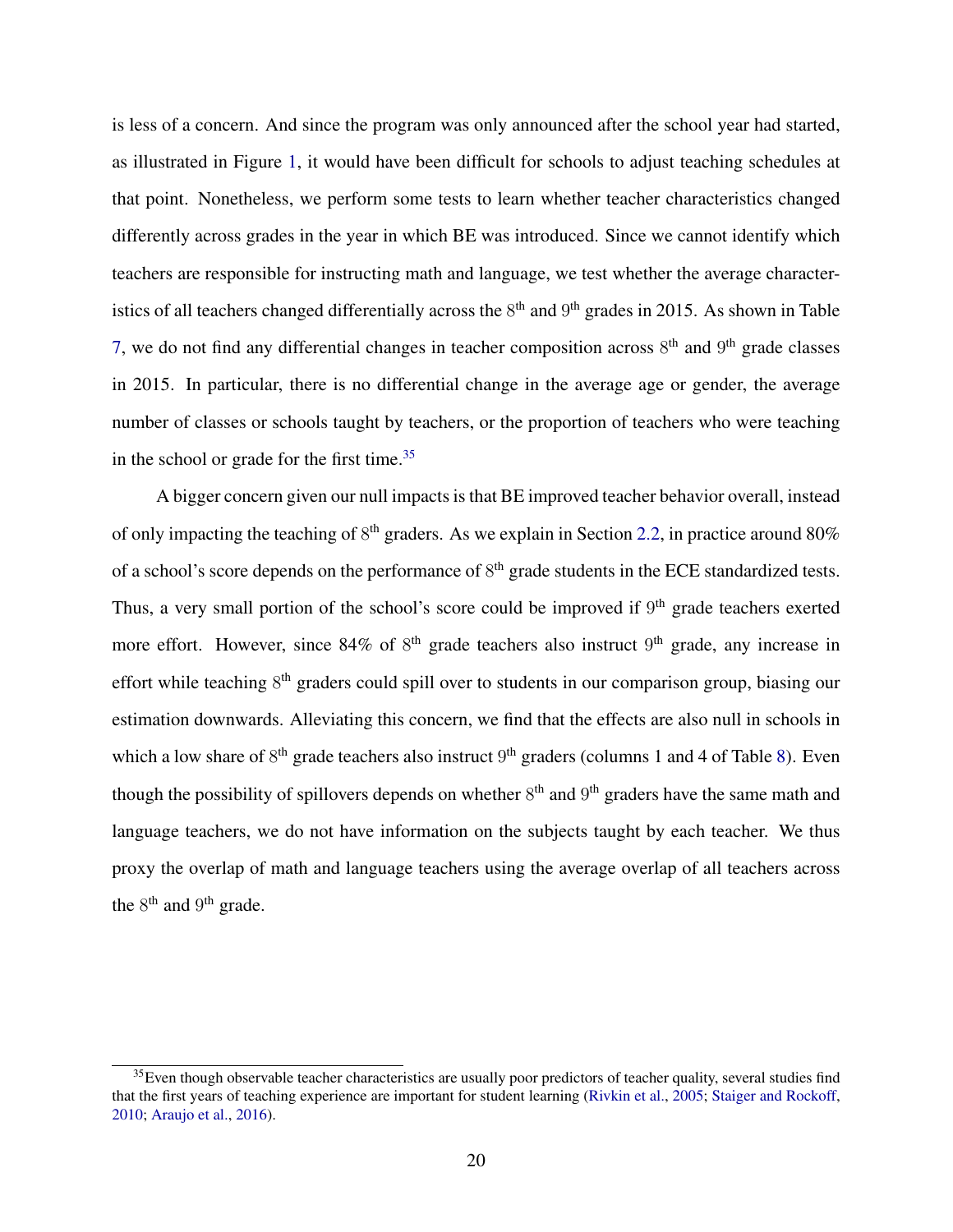is less of a concern. And since the program was only announced after the school year had started, as illustrated in Figure 1, it would have been difficult for schools to adjust teaching schedules at that point. Nonetheless, we perform some tests to learn whether teacher characteristics changed differently across grades in the year in which BE was introduced. Since we cannot identify which teachers are responsible for instructing math and language, we test whether the average characteristics of all teachers changed differentially across the $8^{\text{th}}$ and $9^{\text{th}}$ grades in 2015. As shown in Table 7, we do not find any differential changes in teacher composition across $8^{\text{th}}$ and $9^{\text{th}}$ grade classes in 2015. In particular, there is no differential change in the average age or gender, the average number of classes or schools taught by teachers, or the proportion of teachers who were teaching in the school or grade for the first time.[35]

A bigger concern given our null impacts is that BE improved teacher behavior overall, instead of only impacting the teaching of $8^{\text{th}}$ graders. As we explain in Section 2.2, in practice around 80% of a school's score depends on the performance of $8^{\text{th}}$ grade students in the ECE standardized tests. Thus, a very small portion of the school's score could be improved if $9^{\text{th}}$ grade teachers exerted more effort. However, since 84% of $8^{\text{th}}$ grade teachers also instruct $9^{\text{th}}$ grade, any increase in effort while teaching $8^{\text{th}}$ graders could spill over to students in our comparison group, biasing our estimation downwards. Alleviating this concern, we find that the effects are also null in schools in which a low share of $8^{\text{th}}$ grade teachers also instruct $9^{\text{th}}$ graders (columns 1 and 4 of Table 8). Even though the possibility of spillovers depends on whether $8^{\text{th}}$ and $9^{\text{th}}$ graders have the same math and language teachers, we do not have information on the subjects taught by each teacher. We thus proxy the overlap of math and language teachers using the average overlap of all teachers across the $8^{\text{th}}$ and $9^{\text{th}}$ grade.

[35] Even though observable teacher characteristics are usually poor predictors of teacher quality, several studies find that the first years of teaching experience are important for student learning (Rivkin et al., 2005; Staiger and Rockoff, 2010; Araujo et al., 2016).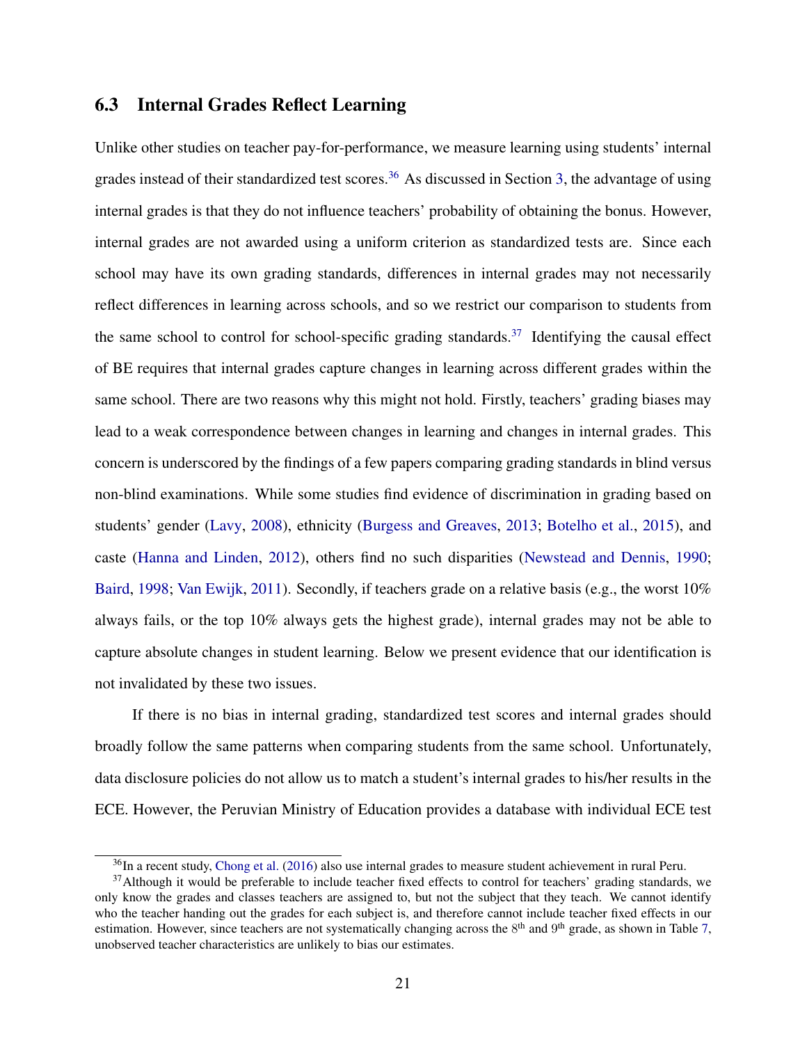### 6.3 Internal Grades Reflect Learning

Unlike other studies on teacher pay-for-performance, we measure learning using students' internal grades instead of their standardized test scores.[36] As discussed in Section 3, the advantage of using internal grades is that they do not influence teachers' probability of obtaining the bonus. However, internal grades are not awarded using a uniform criterion as standardized tests are. Since each school may have its own grading standards, differences in internal grades may not necessarily reflect differences in learning across schools, and so we restrict our comparison to students from the same school to control for school-specific grading standards.[37] Identifying the causal effect of BE requires that internal grades capture changes in learning across different grades within the same school. There are two reasons why this might not hold. Firstly, teachers' grading biases may lead to a weak correspondence between changes in learning and changes in internal grades. This concern is underscored by the findings of a few papers comparing grading standards in blind versus non-blind examinations. While some studies find evidence of discrimination in grading based on students' gender (Lavy, 2008), ethnicity (Burgess and Greaves, 2013; Botelho et al., 2015), and caste (Hanna and Linden, 2012), others find no such disparities (Newstead and Dennis, 1990; Baird, 1998; Van Ewijk, 2011). Secondly, if teachers grade on a relative basis (e.g., the worst 10% always fails, or the top 10% always gets the highest grade), internal grades may not be able to capture absolute changes in student learning. Below we present evidence that our identification is not invalidated by these two issues.

If there is no bias in internal grading, standardized test scores and internal grades should broadly follow the same patterns when comparing students from the same school. Unfortunately, data disclosure policies do not allow us to match a student's internal grades to his/her results in the ECE. However, the Peruvian Ministry of Education provides a database with individual ECE test

[36] In a recent study, Chong et al. (2016) also use internal grades to measure student achievement in rural Peru.

[37] Although it would be preferable to include teacher fixed effects to control for teachers' grading standards, we only know the grades and classes teachers are assigned to, but not the subject that they teach. We cannot identify who the teacher handing out the grades for each subject is, and therefore cannot include teacher fixed effects in our estimation. However, since teachers are not systematically changing across the 8th and 9th grade, as shown in Table 7, unobserved teacher characteristics are unlikely to bias our estimates.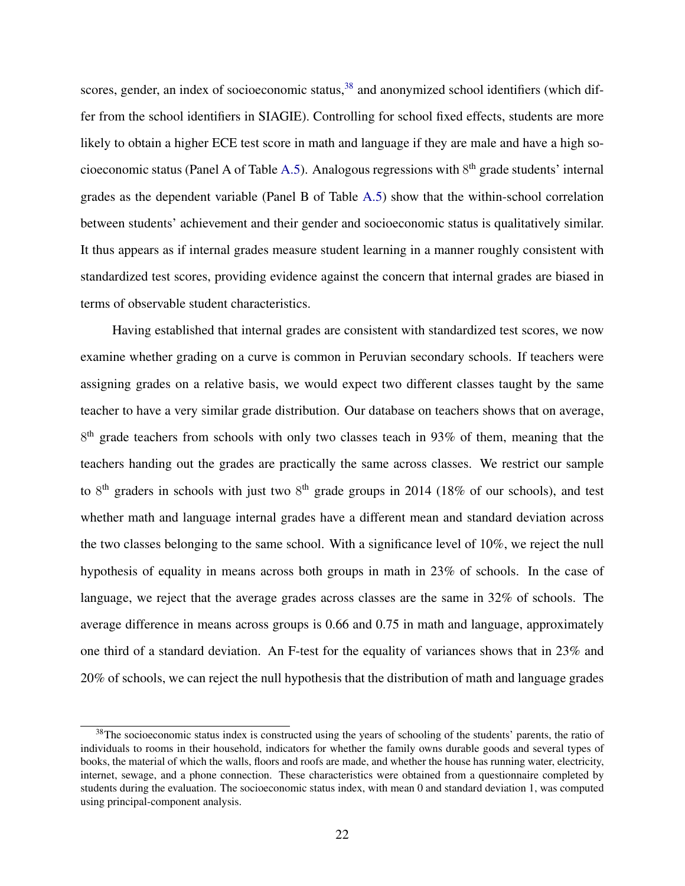scores, gender, an index of socioeconomic status,[38] and anonymized school identifiers (which differ from the school identifiers in SIAGIE). Controlling for school fixed effects, students are more likely to obtain a higher ECE test score in math and language if they are male and have a high socioeconomic status (Panel A of Table A.5). Analogous regressions with $8^{\text{th}}$ grade students' internal grades as the dependent variable (Panel B of Table A.5) show that the within-school correlation between students' achievement and their gender and socioeconomic status is qualitatively similar. It thus appears as if internal grades measure student learning in a manner roughly consistent with standardized test scores, providing evidence against the concern that internal grades are biased in terms of observable student characteristics.

Having established that internal grades are consistent with standardized test scores, we now examine whether grading on a curve is common in Peruvian secondary schools. If teachers were assigning grades on a relative basis, we would expect two different classes taught by the same teacher to have a very similar grade distribution. Our database on teachers shows that on average, $8^{\text{th}}$ grade teachers from schools with only two classes teach in 93% of them, meaning that the teachers handing out the grades are practically the same across classes. We restrict our sample to $8^{\text{th}}$ graders in schools with just two $8^{\text{th}}$ grade groups in 2014 (18% of our schools), and test whether math and language internal grades have a different mean and standard deviation across the two classes belonging to the same school. With a significance level of 10%, we reject the null hypothesis of equality in means across both groups in math in 23% of schools. In the case of language, we reject that the average grades across classes are the same in 32% of schools. The average difference in means across groups is 0.66 and 0.75 in math and language, approximately one third of a standard deviation. An F-test for the equality of variances shows that in 23% and 20% of schools, we can reject the null hypothesis that the distribution of math and language grades

[38] The socioeconomic status index is constructed using the years of schooling of the students' parents, the ratio of individuals to rooms in their household, indicators for whether the family owns durable goods and several types of books, the material of which the walls, floors and roofs are made, and whether the house has running water, electricity, internet, sewage, and a phone connection. These characteristics were obtained from a questionnaire completed by students during the evaluation. The socioeconomic status index, with mean 0 and standard deviation 1, was computed using principal-component analysis.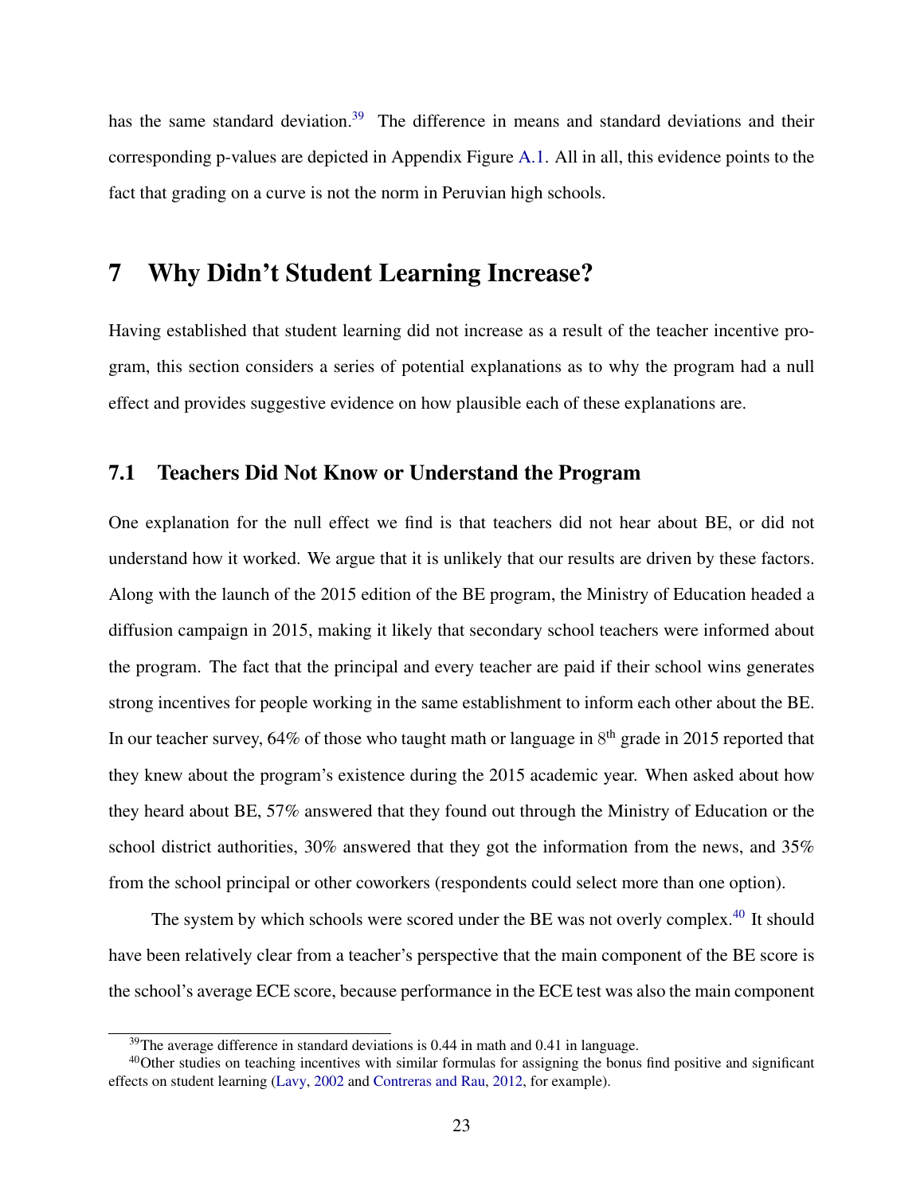has the same standard deviation.[39] The difference in means and standard deviations and their corresponding p-values are depicted in Appendix Figure A.1. All in all, this evidence points to the fact that grading on a curve is not the norm in Peruvian high schools.

# 7 Why Didn't Student Learning Increase?

Having established that student learning did not increase as a result of the teacher incentive program, this section considers a series of potential explanations as to why the program had a null effect and provides suggestive evidence on how plausible each of these explanations are.

## 7.1 Teachers Did Not Know or Understand the Program

One explanation for the null effect we find is that teachers did not hear about BE, or did not understand how it worked. We argue that it is unlikely that our results are driven by these factors. Along with the launch of the 2015 edition of the BE program, the Ministry of Education headed a diffusion campaign in 2015, making it likely that secondary school teachers were informed about the program. The fact that the principal and every teacher are paid if their school wins generates strong incentives for people working in the same establishment to inform each other about the BE. In our teacher survey, 64% of those who taught math or language in 8th grade in 2015 reported that they knew about the program's existence during the 2015 academic year. When asked about how they heard about BE, 57% answered that they found out through the Ministry of Education or the school district authorities, 30% answered that they got the information from the news, and 35% from the school principal or other coworkers (respondents could select more than one option).

The system by which schools were scored under the BE was not overly complex.[40] It should have been relatively clear from a teacher's perspective that the main component of the BE score is the school's average ECE score, because performance in the ECE test was also the main component

[39]The average difference in standard deviations is 0.44 in math and 0.41 in language.

[40]Other studies on teaching incentives with similar formulas for assigning the bonus find positive and significant effects on student learning (Lavy, 2002 and Contreras and Rau, 2012, for example).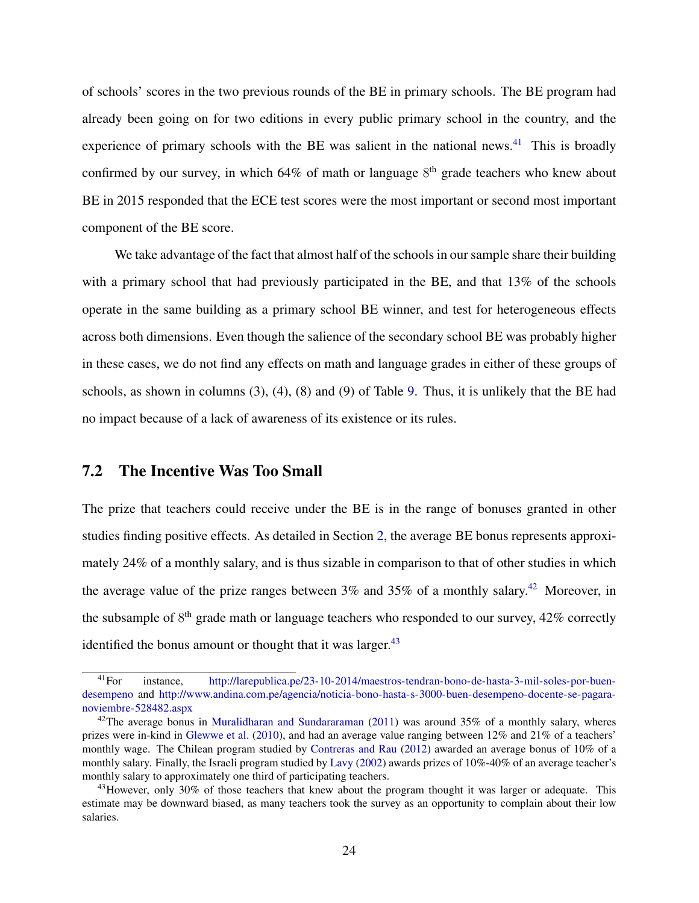of schools' scores in the two previous rounds of the BE in primary schools. The BE program had already been going on for two editions in every public primary school in the country, and the experience of primary schools with the BE was salient in the national news.[41] This is broadly confirmed by our survey, in which 64% of math or language 8[th] grade teachers who knew about BE in 2015 responded that the ECE test scores were the most important or second most important component of the BE score.

We take advantage of the fact that almost half of the schools in our sample share their building with a primary school that had previously participated in the BE, and that 13% of the schools operate in the same building as a primary school BE winner, and test for heterogeneous effects across both dimensions. Even though the salience of the secondary school BE was probably higher in these cases, we do not find any effects on math and language grades in either of these groups of schools, as shown in columns (3), (4), (8) and (9) of Table 9. Thus, it is unlikely that the BE had no impact because of a lack of awareness of its existence or its rules.

## 7.2 The Incentive Was Too Small

The prize that teachers could receive under the BE is in the range of bonuses granted in other studies finding positive effects. As detailed in Section 2, the average BE bonus represents approximately 24% of a monthly salary, and is thus sizable in comparison to that of other studies in which the average value of the prize ranges between 3% and 35% of a monthly salary.[42] Moreover, in the subsample of 8[th] grade math or language teachers who responded to our survey, 42% correctly identified the bonus amount or thought that it was larger.[43]

---

[41] For instance, http://larepublica.pe/23-10-2014/maestros-tendran-bono-de-hasta-3-mil-soles-por-buen-desempeno and http://www.andina.com.pe/agencia/noticia-bono-hasta-s-3000-buen-desempeno-docente-se-pagara-noviembre-528482.aspx

[42] The average bonus in Muralidharan and Sundararaman (2011) was around 35% of a monthly salary, wheres prizes were in-kind in Glewwe et al. (2010), and had an average value ranging between 12% and 21% of a teachers' monthly wage. The Chilean program studied by Contreras and Rau (2012) awarded an average bonus of 10% of a monthly salary. Finally, the Israeli program studied by Lavy (2002) awards prizes of 10%-40% of an average teacher's monthly salary to approximately one third of participating teachers.

[43] However, only 30% of those teachers that knew about the program thought it was larger or adequate. This estimate may be downward biased, as many teachers took the survey as an opportunity to complain about their low salaries.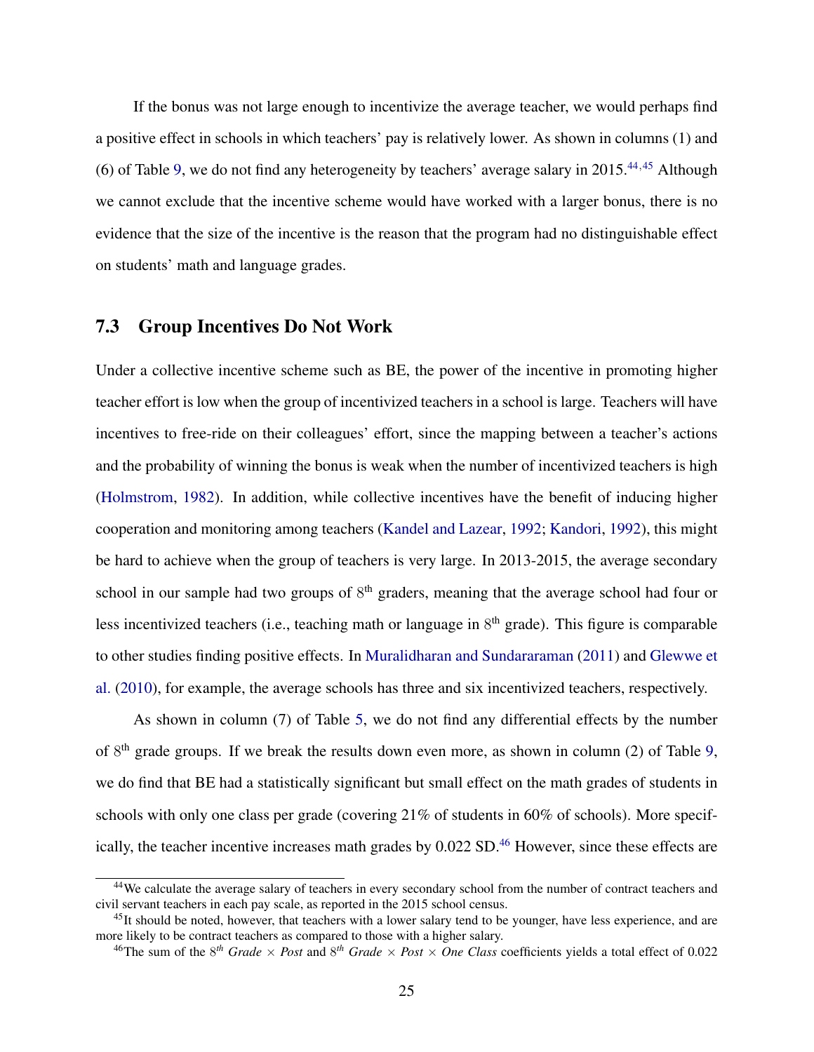If the bonus was not large enough to incentivize the average teacher, we would perhaps find a positive effect in schools in which teachers' pay is relatively lower. As shown in columns (1) and (6) of Table 9, we do not find any heterogeneity by teachers' average salary in 2015.[44,45] Although we cannot exclude that the incentive scheme would have worked with a larger bonus, there is no evidence that the size of the incentive is the reason that the program had no distinguishable effect on students' math and language grades.

### 7.3 Group Incentives Do Not Work

Under a collective incentive scheme such as BE, the power of the incentive in promoting higher teacher effort is low when the group of incentivized teachers in a school is large. Teachers will have incentives to free-ride on their colleagues' effort, since the mapping between a teacher's actions and the probability of winning the bonus is weak when the number of incentivized teachers is high (Holmstrom, 1982). In addition, while collective incentives have the benefit of inducing higher cooperation and monitoring among teachers (Kandel and Lazear, 1992; Kandori, 1992), this might be hard to achieve when the group of teachers is very large. In 2013-2015, the average secondary school in our sample had two groups of 8$^{th}$ graders, meaning that the average school had four or less incentivized teachers (i.e., teaching math or language in 8$^{th}$ grade). This figure is comparable to other studies finding positive effects. In Muralidharan and Sundararaman (2011) and Glewwe et al. (2010), for example, the average schools has three and six incentivized teachers, respectively.

As shown in column (7) of Table 5, we do not find any differential effects by the number of 8$^{th}$ grade groups. If we break the results down even more, as shown in column (2) of Table 9, we do find that BE had a statistically significant but small effect on the math grades of students in schools with only one class per grade (covering 21% of students in 60% of schools). More specifically, the teacher incentive increases math grades by 0.022 SD.[46] However, since these effects are

[44] We calculate the average salary of teachers in every secondary school from the number of contract teachers and civil servant teachers in each pay scale, as reported in the 2015 school census.

[45] It should be noted, however, that teachers with a lower salary tend to be younger, have less experience, and are more likely to be contract teachers as compared to those with a higher salary.

[46] The sum of the 8$^{th}$ *Grade* × *Post* and 8$^{th}$ *Grade* × *Post* × *One Class* coefficients yields a total effect of 0.022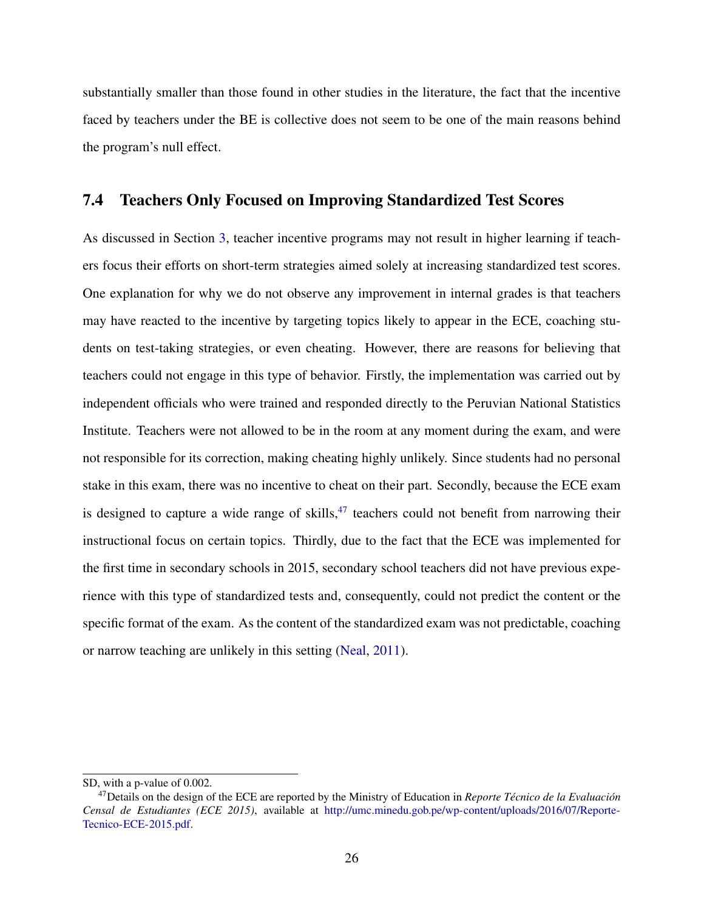substantially smaller than those found in other studies in the literature, the fact that the incentive faced by teachers under the BE is collective does not seem to be one of the main reasons behind the program's null effect.

### 7.4 Teachers Only Focused on Improving Standardized Test Scores

As discussed in Section 3, teacher incentive programs may not result in higher learning if teachers focus their efforts on short-term strategies aimed solely at increasing standardized test scores. One explanation for why we do not observe any improvement in internal grades is that teachers may have reacted to the incentive by targeting topics likely to appear in the ECE, coaching students on test-taking strategies, or even cheating. However, there are reasons for believing that teachers could not engage in this type of behavior. Firstly, the implementation was carried out by independent officials who were trained and responded directly to the Peruvian National Statistics Institute. Teachers were not allowed to be in the room at any moment during the exam, and were not responsible for its correction, making cheating highly unlikely. Since students had no personal stake in this exam, there was no incentive to cheat on their part. Secondly, because the ECE exam is designed to capture a wide range of skills,[47] teachers could not benefit from narrowing their instructional focus on certain topics. Thirdly, due to the fact that the ECE was implemented for the first time in secondary schools in 2015, secondary school teachers did not have previous experience with this type of standardized tests and, consequently, could not predict the content or the specific format of the exam. As the content of the standardized exam was not predictable, coaching or narrow teaching are unlikely in this setting (Neal, 2011).

---

SD, with a p-value of 0.002.

[47] Details on the design of the ECE are reported by the Ministry of Education in *Reporte Técnico de la Evaluación Censal de Estudiantes (ECE 2015)*, available at http://umc.minedu.gob.pe/wp-content/uploads/2016/07/Reporte-Tecnico-ECE-2015.pdf.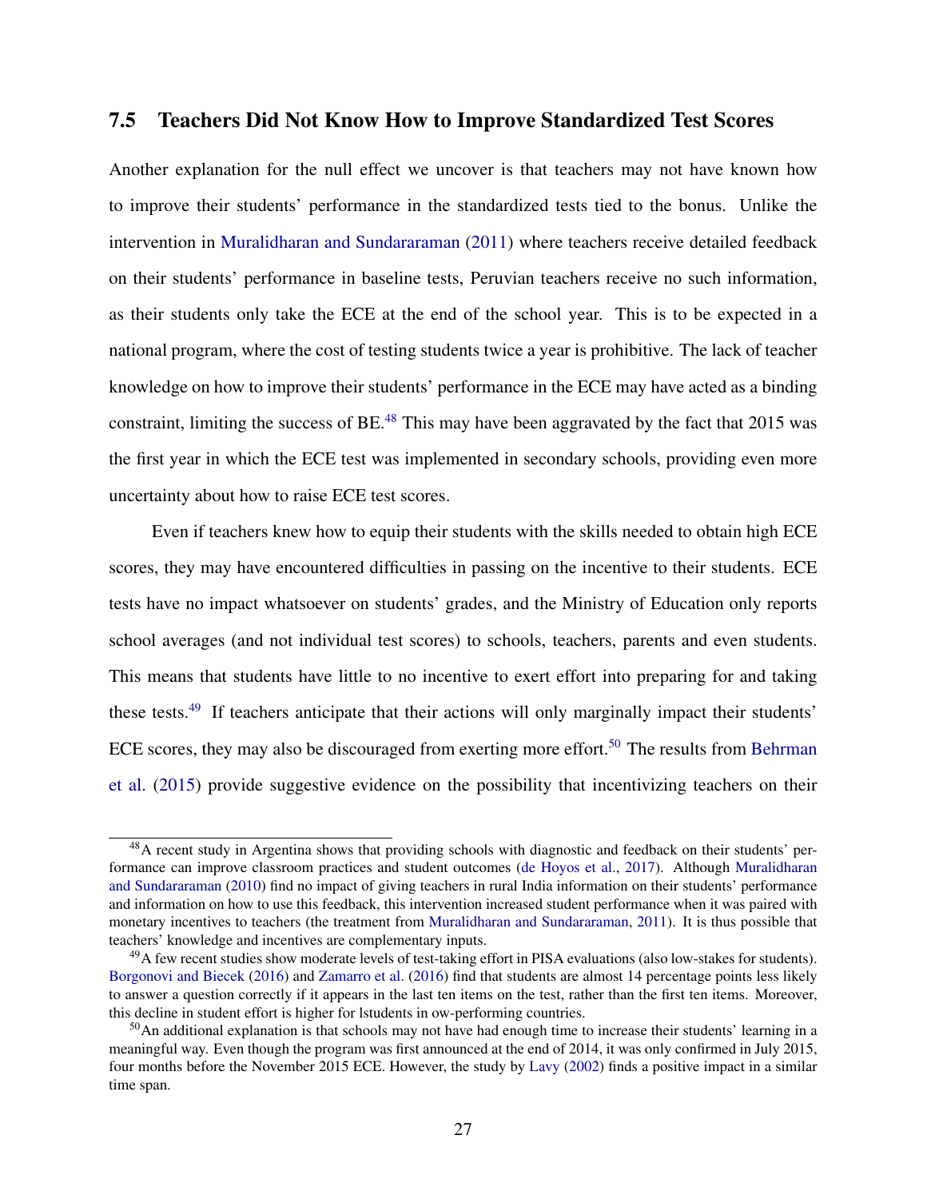### 7.5 Teachers Did Not Know How to Improve Standardized Test Scores

Another explanation for the null effect we uncover is that teachers may not have known how to improve their students' performance in the standardized tests tied to the bonus. Unlike the intervention in Muralidharan and Sundararaman (2011) where teachers receive detailed feedback on their students' performance in baseline tests, Peruvian teachers receive no such information, as their students only take the ECE at the end of the school year. This is to be expected in a national program, where the cost of testing students twice a year is prohibitive. The lack of teacher knowledge on how to improve their students' performance in the ECE may have acted as a binding constraint, limiting the success of BE.[48] This may have been aggravated by the fact that 2015 was the first year in which the ECE test was implemented in secondary schools, providing even more uncertainty about how to raise ECE test scores.

Even if teachers knew how to equip their students with the skills needed to obtain high ECE scores, they may have encountered difficulties in passing on the incentive to their students. ECE tests have no impact whatsoever on students' grades, and the Ministry of Education only reports school averages (and not individual test scores) to schools, teachers, parents and even students. This means that students have little to no incentive to exert effort into preparing for and taking these tests.[49] If teachers anticipate that their actions will only marginally impact their students' ECE scores, they may also be discouraged from exerting more effort.[50] The results from Behrman et al. (2015) provide suggestive evidence on the possibility that incentivizing teachers on their

---

[48] A recent study in Argentina shows that providing schools with diagnostic and feedback on their students' performance can improve classroom practices and student outcomes (de Hoyos et al., 2017). Although Muralidharan and Sundararaman (2010) find no impact of giving teachers in rural India information on their students' performance and information on how to use this feedback, this intervention increased student performance when it was paired with monetary incentives to teachers (the treatment from Muralidharan and Sundararaman, 2011). It is thus possible that teachers' knowledge and incentives are complementary inputs.

[49] A few recent studies show moderate levels of test-taking effort in PISA evaluations (also low-stakes for students). Borgonovi and Biecek (2016) and Zamarro et al. (2016) find that students are almost 14 percentage points less likely to answer a question correctly if it appears in the last ten items on the test, rather than the first ten items. Moreover, this decline in student effort is higher for lstudents in ow-performing countries.

[50] An additional explanation is that schools may not have had enough time to increase their students' learning in a meaningful way. Even though the program was first announced at the end of 2014, it was only confirmed in July 2015, four months before the November 2015 ECE. However, the study by Lavy (2002) finds a positive impact in a similar time span.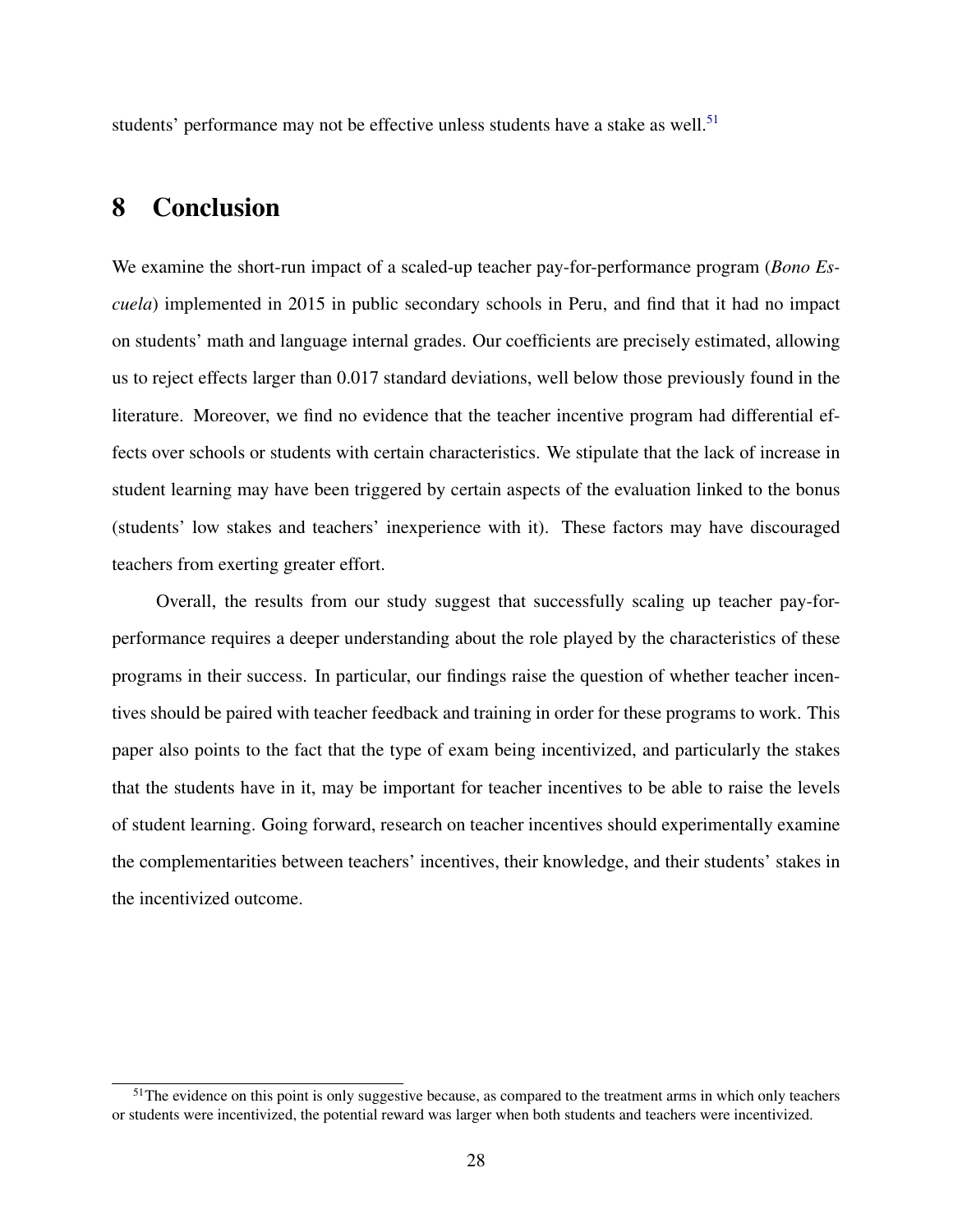students' performance may not be effective unless students have a stake as well.[51]

# 8 Conclusion

We examine the short-run impact of a scaled-up teacher pay-for-performance program (*Bono Escuela*) implemented in 2015 in public secondary schools in Peru, and find that it had no impact on students' math and language internal grades. Our coefficients are precisely estimated, allowing us to reject effects larger than 0.017 standard deviations, well below those previously found in the literature. Moreover, we find no evidence that the teacher incentive program had differential effects over schools or students with certain characteristics. We stipulate that the lack of increase in student learning may have been triggered by certain aspects of the evaluation linked to the bonus (students' low stakes and teachers' inexperience with it). These factors may have discouraged teachers from exerting greater effort.

Overall, the results from our study suggest that successfully scaling up teacher pay-for-performance requires a deeper understanding about the role played by the characteristics of these programs in their success. In particular, our findings raise the question of whether teacher incentives should be paired with teacher feedback and training in order for these programs to work. This paper also points to the fact that the type of exam being incentivized, and particularly the stakes that the students have in it, may be important for teacher incentives to be able to raise the levels of student learning. Going forward, research on teacher incentives should experimentally examine the complementarities between teachers' incentives, their knowledge, and their students' stakes in the incentivized outcome.

[51] The evidence on this point is only suggestive because, as compared to the treatment arms in which only teachers or students were incentivized, the potential reward was larger when both students and teachers were incentivized.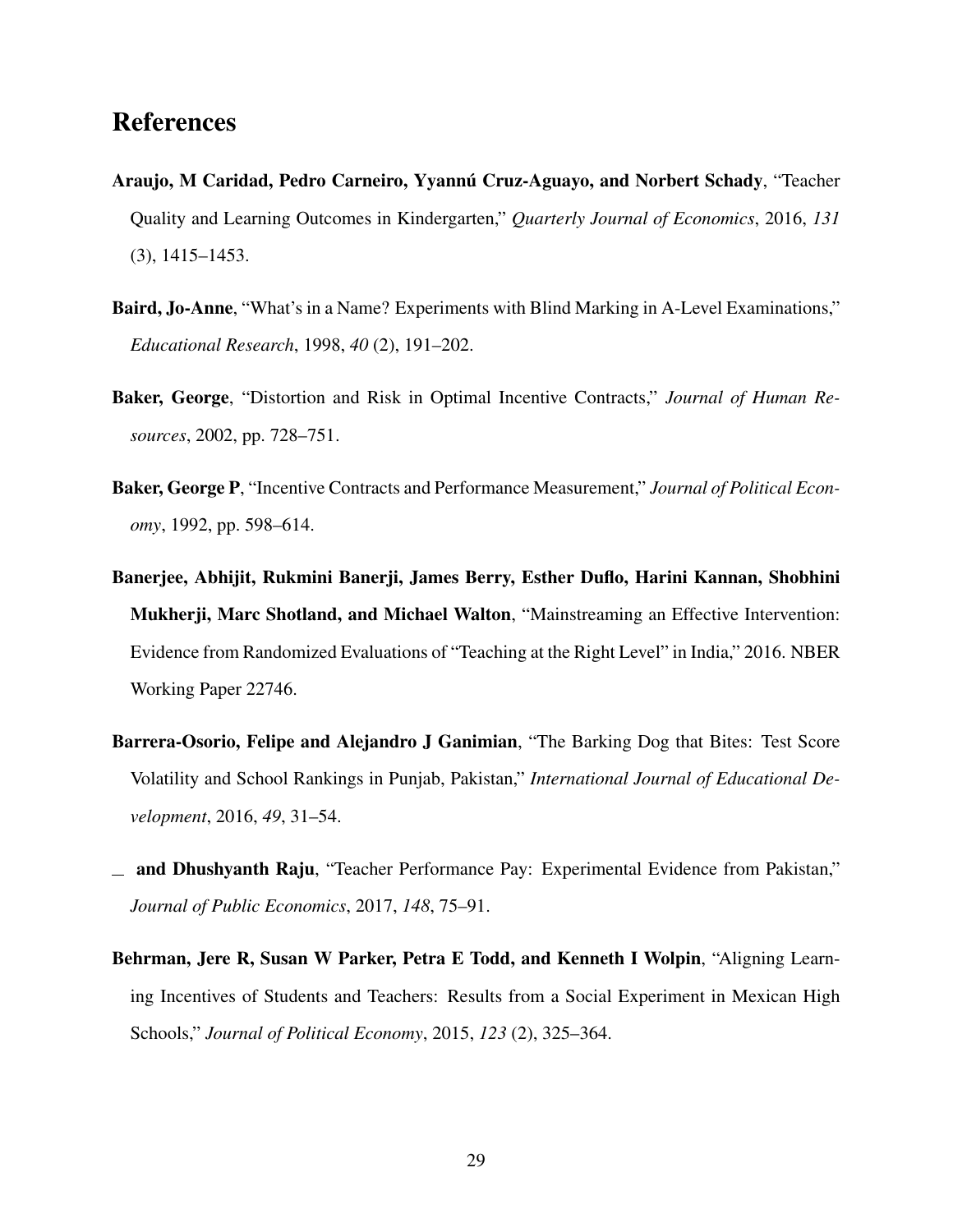# References

**Araujo, M Caridad, Pedro Carneiro, Yyannú Cruz-Aguayo, and Norbert Schady**, "Teacher Quality and Learning Outcomes in Kindergarten," *Quarterly Journal of Economics*, 2016, *131* (3), 1415–1453.

**Baird, Jo-Anne**, "What's in a Name? Experiments with Blind Marking in A-Level Examinations," *Educational Research*, 1998, *40* (2), 191–202.

**Baker, George**, "Distortion and Risk in Optimal Incentive Contracts," *Journal of Human Resources*, 2002, pp. 728–751.

**Baker, George P**, "Incentive Contracts and Performance Measurement," *Journal of Political Economy*, 1992, pp. 598–614.

**Banerjee, Abhijit, Rukmini Banerji, James Berry, Esther Duflo, Harini Kannan, Shobhini Mukherji, Marc Shotland, and Michael Walton**, "Mainstreaming an Effective Intervention: Evidence from Randomized Evaluations of "Teaching at the Right Level" in India," 2016. NBER Working Paper 22746.

**Barrera-Osorio, Felipe and Alejandro J Ganimian**, "The Barking Dog that Bites: Test Score Volatility and School Rankings in Punjab, Pakistan," *International Journal of Educational Development*, 2016, *49*, 31–54.

_ **and Dhushyanth Raju**, "Teacher Performance Pay: Experimental Evidence from Pakistan," *Journal of Public Economics*, 2017, *148*, 75–91.

**Behrman, Jere R, Susan W Parker, Petra E Todd, and Kenneth I Wolpin**, "Aligning Learning Incentives of Students and Teachers: Results from a Social Experiment in Mexican High Schools," *Journal of Political Economy*, 2015, *123* (2), 325–364.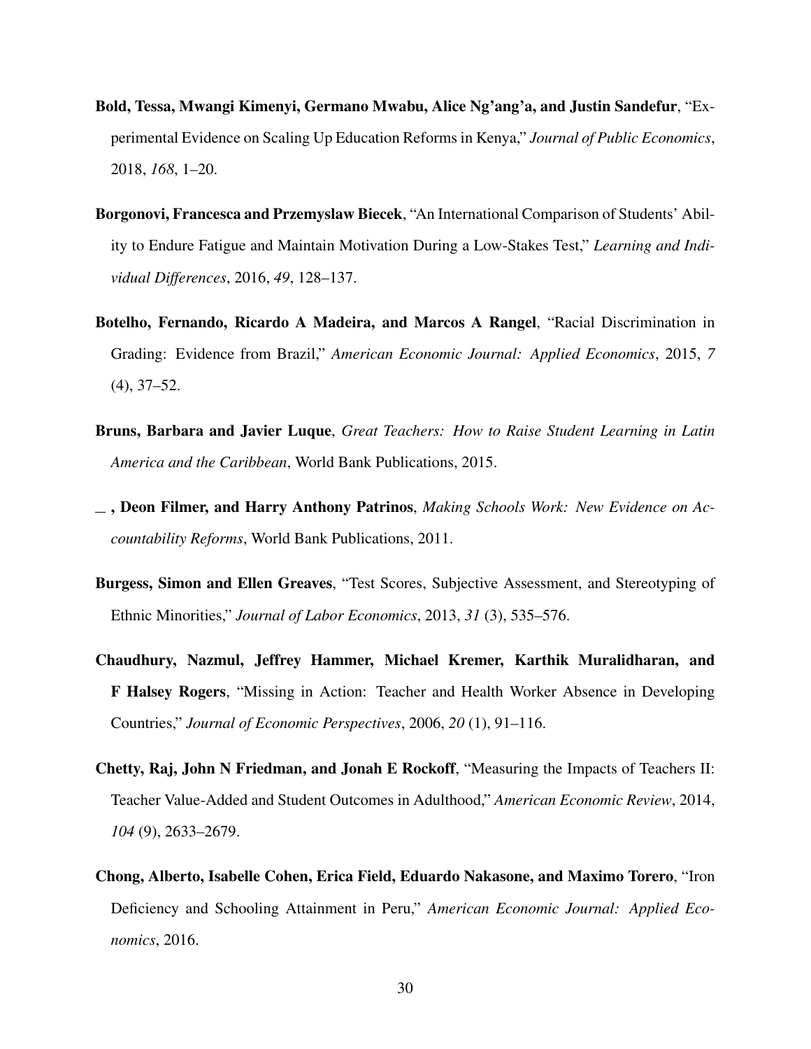**Bold, Tessa, Mwangi Kimenyi, Germano Mwabu, Alice Ng'ang'a, and Justin Sandefur**, "Experimental Evidence on Scaling Up Education Reforms in Kenya," *Journal of Public Economics*, 2018, *168*, 1–20.

**Borgonovi, Francesca and Przemyslaw Biecek**, "An International Comparison of Students' Ability to Endure Fatigue and Maintain Motivation During a Low-Stakes Test," *Learning and Individual Differences*, 2016, *49*, 128–137.

**Botelho, Fernando, Ricardo A Madeira, and Marcos A Rangel**, "Racial Discrimination in Grading: Evidence from Brazil," *American Economic Journal: Applied Economics*, 2015, *7* (4), 37–52.

**Bruns, Barbara and Javier Luque**, *Great Teachers: How to Raise Student Learning in Latin America and the Caribbean*, World Bank Publications, 2015.

**_ , Deon Filmer, and Harry Anthony Patrinos**, *Making Schools Work: New Evidence on Accountability Reforms*, World Bank Publications, 2011.

**Burgess, Simon and Ellen Greaves**, "Test Scores, Subjective Assessment, and Stereotyping of Ethnic Minorities," *Journal of Labor Economics*, 2013, *31* (3), 535–576.

**Chaudhury, Nazmul, Jeffrey Hammer, Michael Kremer, Karthik Muralidharan, and F Halsey Rogers**, "Missing in Action: Teacher and Health Worker Absence in Developing Countries," *Journal of Economic Perspectives*, 2006, *20* (1), 91–116.

**Chetty, Raj, John N Friedman, and Jonah E Rockoff**, "Measuring the Impacts of Teachers II: Teacher Value-Added and Student Outcomes in Adulthood," *American Economic Review*, 2014, *104* (9), 2633–2679.

**Chong, Alberto, Isabelle Cohen, Erica Field, Eduardo Nakasone, and Maximo Torero**, "Iron Deficiency and Schooling Attainment in Peru," *American Economic Journal: Applied Economics*, 2016.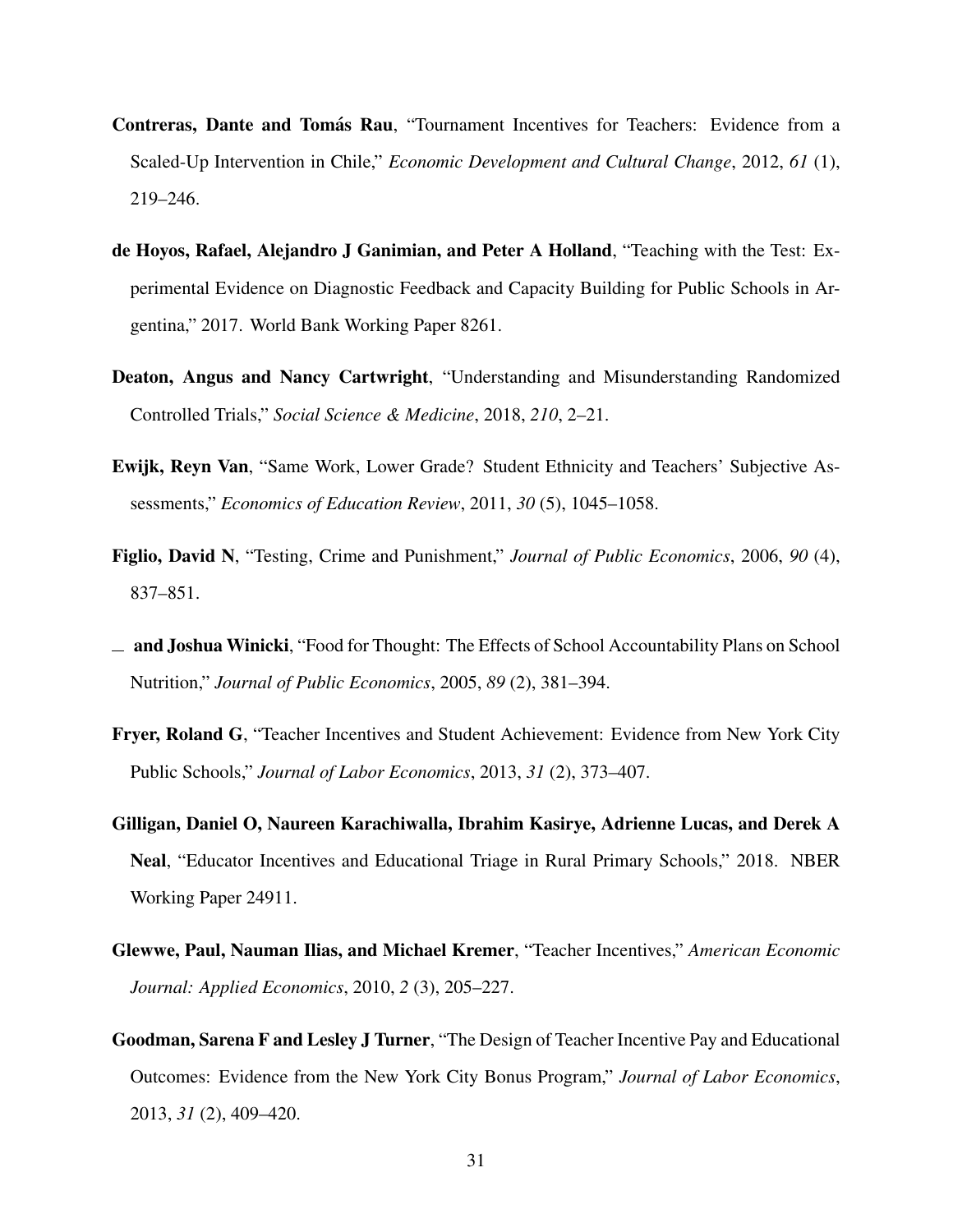**Contreras, Dante and Tomás Rau**, "Tournament Incentives for Teachers: Evidence from a Scaled-Up Intervention in Chile," *Economic Development and Cultural Change*, 2012, *61* (1), 219–246.

**de Hoyos, Rafael, Alejandro J Ganimian, and Peter A Holland**, "Teaching with the Test: Experimental Evidence on Diagnostic Feedback and Capacity Building for Public Schools in Argentina," 2017. World Bank Working Paper 8261.

**Deaton, Angus and Nancy Cartwright**, "Understanding and Misunderstanding Randomized Controlled Trials," *Social Science & Medicine*, 2018, *210*, 2–21.

**Ewijk, Reyn Van**, "Same Work, Lower Grade? Student Ethnicity and Teachers' Subjective Assessments," *Economics of Education Review*, 2011, *30* (5), 1045–1058.

**Figlio, David N**, "Testing, Crime and Punishment," *Journal of Public Economics*, 2006, *90* (4), 837–851.

_ **and Joshua Winicki**, "Food for Thought: The Effects of School Accountability Plans on School Nutrition," *Journal of Public Economics*, 2005, *89* (2), 381–394.

**Fryer, Roland G**, "Teacher Incentives and Student Achievement: Evidence from New York City Public Schools," *Journal of Labor Economics*, 2013, *31* (2), 373–407.

**Gilligan, Daniel O, Naureen Karachiwalla, Ibrahim Kasirye, Adrienne Lucas, and Derek A Neal**, "Educator Incentives and Educational Triage in Rural Primary Schools," 2018. NBER Working Paper 24911.

**Glewwe, Paul, Nauman Ilias, and Michael Kremer**, "Teacher Incentives," *American Economic Journal: Applied Economics*, 2010, *2* (3), 205–227.

**Goodman, Sarena F and Lesley J Turner**, "The Design of Teacher Incentive Pay and Educational Outcomes: Evidence from the New York City Bonus Program," *Journal of Labor Economics*, 2013, *31* (2), 409–420.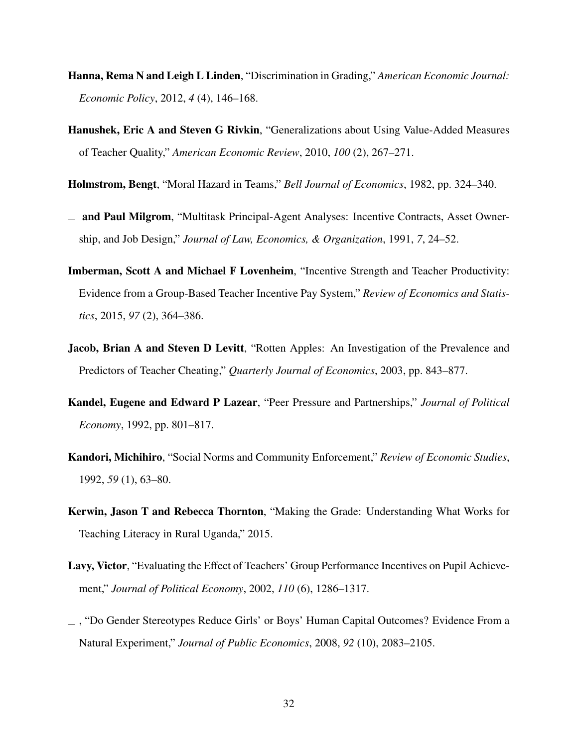**Hanna, Rema N and Leigh L Linden**, "Discrimination in Grading," *American Economic Journal: Economic Policy*, 2012, *4* (4), 146–168.

**Hanushek, Eric A and Steven G Rivkin**, "Generalizations about Using Value-Added Measures of Teacher Quality," *American Economic Review*, 2010, *100* (2), 267–271.

**Holmstrom, Bengt**, "Moral Hazard in Teams," *Bell Journal of Economics*, 1982, pp. 324–340.

_ **and Paul Milgrom**, "Multitask Principal-Agent Analyses: Incentive Contracts, Asset Ownership, and Job Design," *Journal of Law, Economics, & Organization*, 1991, *7*, 24–52.

**Imberman, Scott A and Michael F Lovenheim**, "Incentive Strength and Teacher Productivity: Evidence from a Group-Based Teacher Incentive Pay System," *Review of Economics and Statistics*, 2015, *97* (2), 364–386.

**Jacob, Brian A and Steven D Levitt**, "Rotten Apples: An Investigation of the Prevalence and Predictors of Teacher Cheating," *Quarterly Journal of Economics*, 2003, pp. 843–877.

**Kandel, Eugene and Edward P Lazear**, "Peer Pressure and Partnerships," *Journal of Political Economy*, 1992, pp. 801–817.

**Kandori, Michihiro**, "Social Norms and Community Enforcement," *Review of Economic Studies*, 1992, *59* (1), 63–80.

**Kerwin, Jason T and Rebecca Thornton**, "Making the Grade: Understanding What Works for Teaching Literacy in Rural Uganda," 2015.

**Lavy, Victor**, "Evaluating the Effect of Teachers' Group Performance Incentives on Pupil Achievement," *Journal of Political Economy*, 2002, *110* (6), 1286–1317.

_ , "Do Gender Stereotypes Reduce Girls' or Boys' Human Capital Outcomes? Evidence From a Natural Experiment," *Journal of Public Economics*, 2008, *92* (10), 2083–2105.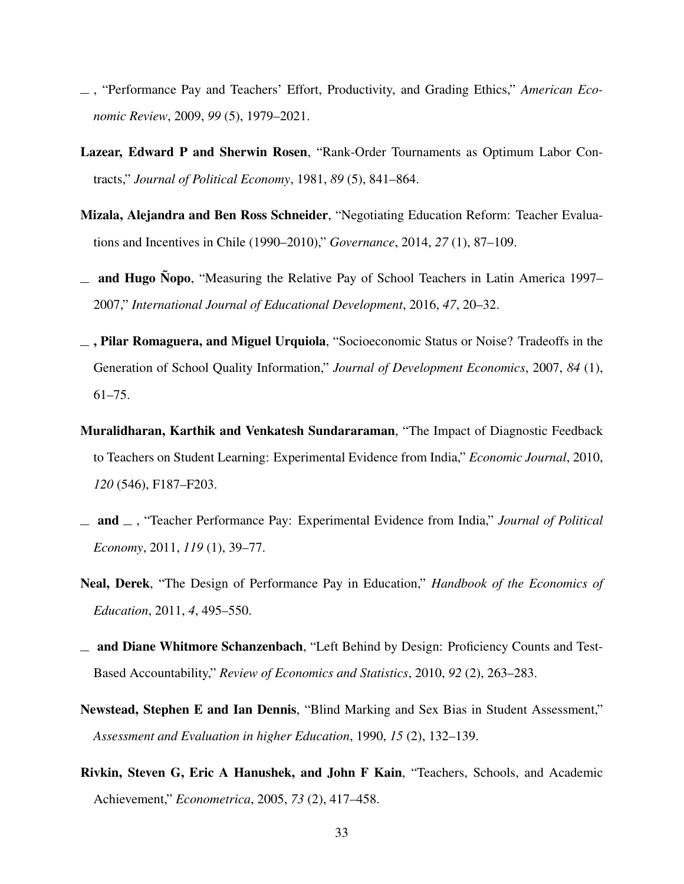— , "Performance Pay and Teachers' Effort, Productivity, and Grading Ethics," *American Economic Review*, 2009, *99* (5), 1979–2021.

**Lazear, Edward P and Sherwin Rosen**, "Rank-Order Tournaments as Optimum Labor Contracts," *Journal of Political Economy*, 1981, *89* (5), 841–864.

**Mizala, Alejandra and Ben Ross Schneider**, "Negotiating Education Reform: Teacher Evaluations and Incentives in Chile (1990–2010)," *Governance*, 2014, *27* (1), 87–109.

**— and Hugo Ñopo**, "Measuring the Relative Pay of School Teachers in Latin America 1997–2007," *International Journal of Educational Development*, 2016, *47*, 20–32.

**— , Pilar Romaguera, and Miguel Urquiola**, "Socioeconomic Status or Noise? Tradeoffs in the Generation of School Quality Information," *Journal of Development Economics*, 2007, *84* (1), 61–75.

**Muralidharan, Karthik and Venkatesh Sundararaman**, "The Impact of Diagnostic Feedback to Teachers on Student Learning: Experimental Evidence from India," *Economic Journal*, 2010, *120* (546), F187–F203.

**— and —** , "Teacher Performance Pay: Experimental Evidence from India," *Journal of Political Economy*, 2011, *119* (1), 39–77.

**Neal, Derek**, "The Design of Performance Pay in Education," *Handbook of the Economics of Education*, 2011, *4*, 495–550.

**— and Diane Whitmore Schanzenbach**, "Left Behind by Design: Proficiency Counts and Test-Based Accountability," *Review of Economics and Statistics*, 2010, *92* (2), 263–283.

**Newstead, Stephen E and Ian Dennis**, "Blind Marking and Sex Bias in Student Assessment," *Assessment and Evaluation in higher Education*, 1990, *15* (2), 132–139.

**Rivkin, Steven G, Eric A Hanushek, and John F Kain**, "Teachers, Schools, and Academic Achievement," *Econometrica*, 2005, *73* (2), 417–458.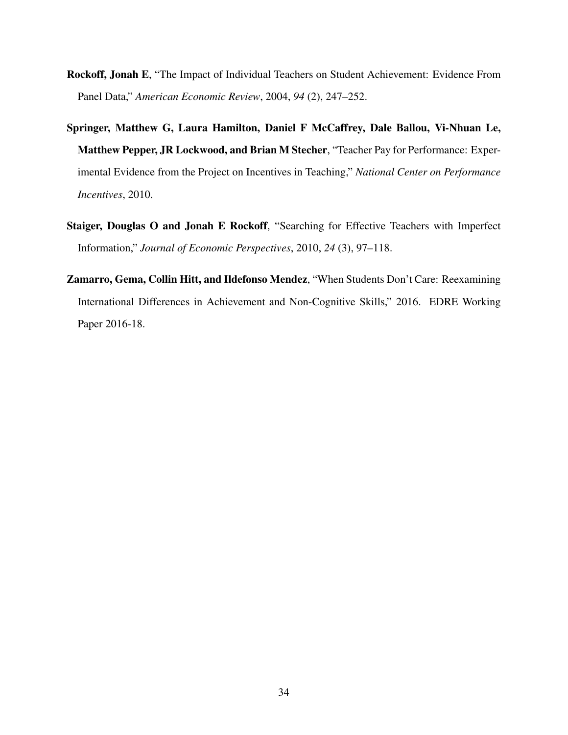**Rockoff, Jonah E**, "The Impact of Individual Teachers on Student Achievement: Evidence From Panel Data," *American Economic Review*, 2004, *94* (2), 247–252.

**Springer, Matthew G, Laura Hamilton, Daniel F McCaffrey, Dale Ballou, Vi-Nhuan Le, Matthew Pepper, JR Lockwood, and Brian M Stecher**, "Teacher Pay for Performance: Experimental Evidence from the Project on Incentives in Teaching," *National Center on Performance Incentives*, 2010.

**Staiger, Douglas O and Jonah E Rockoff**, "Searching for Effective Teachers with Imperfect Information," *Journal of Economic Perspectives*, 2010, *24* (3), 97–118.

**Zamarro, Gema, Collin Hitt, and Ildefonso Mendez**, "When Students Don't Care: Reexamining International Differences in Achievement and Non-Cognitive Skills," 2016. EDRE Working Paper 2016-18.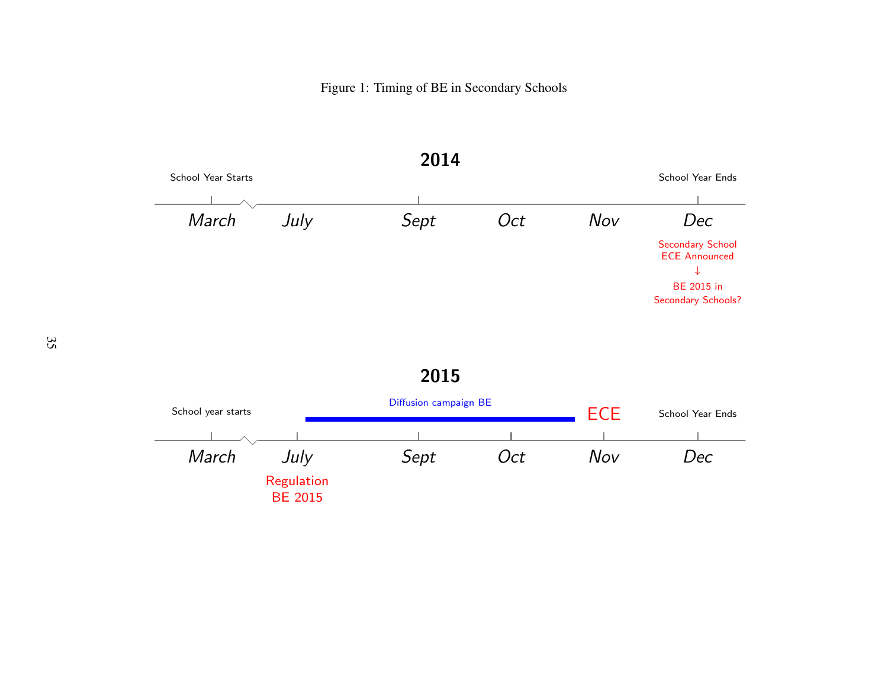Figure 1: Timing of BE in Secondary Schools

**2014**

School Year Starts | School Year Ends

March | July | Sept | Oct | Nov | Dec

Secondary School ECE Announced
↓
BE 2015 in Secondary Schools?

**2015**

School year starts | Diffusion campaign BE | ECE | School Year Ends

March | July | Sept | Oct | Nov | Dec

Regulation BE 2015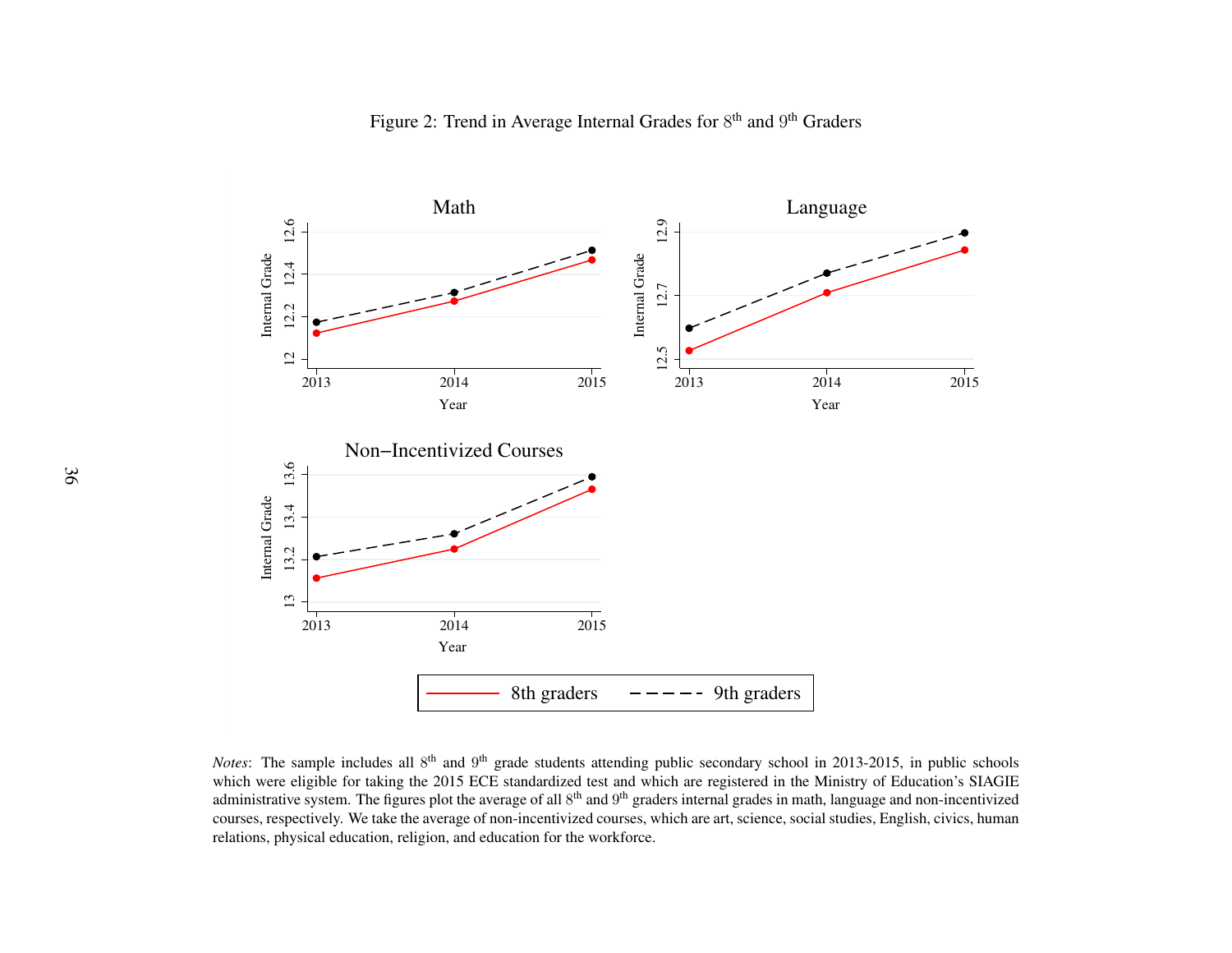Figure 2: Trend in Average Internal Grades for $8^{th}$ and $9^{th}$ Graders

*Notes*: The sample includes all $8^{th}$ and $9^{th}$ grade students attending public secondary school in 2013-2015, in public schools which were eligible for taking the 2015 ECE standardized test and which are registered in the Ministry of Education's SIAGIE administrative system. The figures plot the average of all $8^{th}$ and $9^{th}$ graders internal grades in math, language and non-incentivized courses, respectively. We take the average of non-incentivized courses, which are art, science, social studies, English, civics, human relations, physical education, religion, and education for the workforce.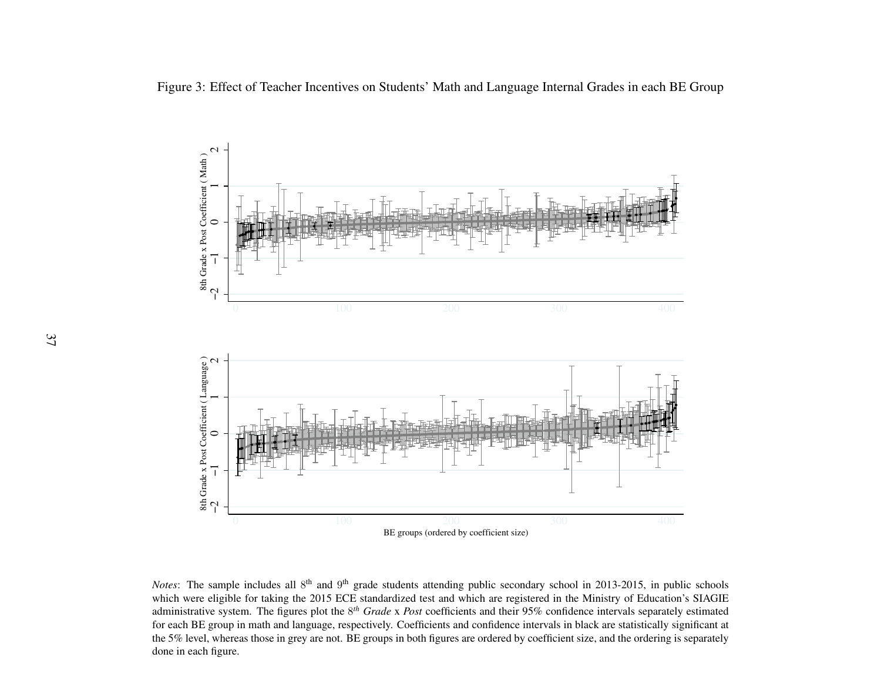Figure 3: Effect of Teacher Incentives on Students' Math and Language Internal Grades in each BE Group

*Notes*: The sample includes all 8th and 9th grade students attending public secondary school in 2013-2015, in public schools which were eligible for taking the 2015 ECE standardized test and which are registered in the Ministry of Education's SIAGIE administrative system. The figures plot the $8^{th}$ *Grade* x *Post* coefficients and their 95% confidence intervals separately estimated for each BE group in math and language, respectively. Coefficients and confidence intervals in black are statistically significant at the 5% level, whereas those in grey are not. BE groups in both figures are ordered by coefficient size, and the ordering is separately done in each figure.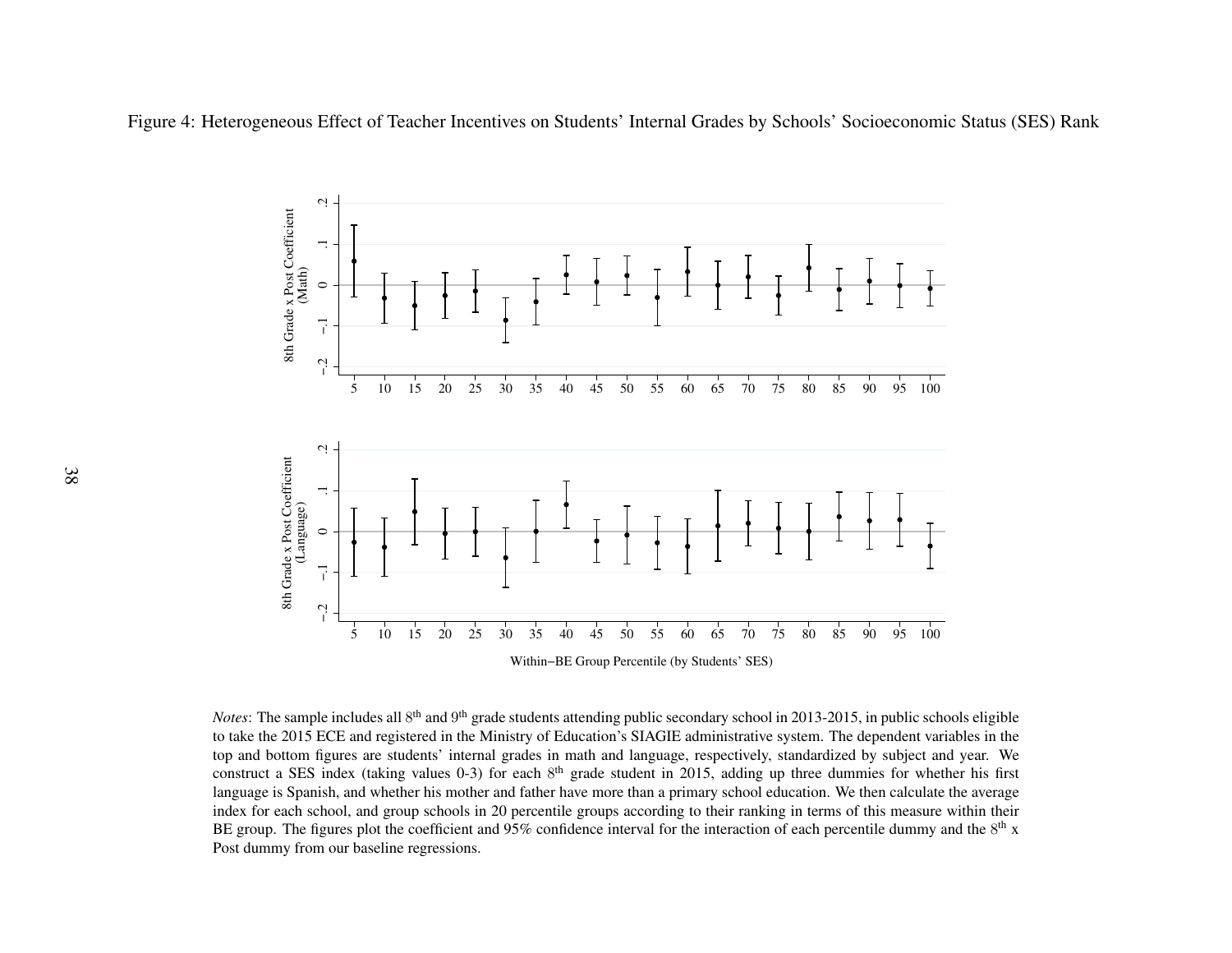Figure 4: Heterogeneous Effect of Teacher Incentives on Students' Internal Grades by Schools' Socioeconomic Status (SES) Rank

*Notes*: The sample includes all 8[th] and 9[th] grade students attending public secondary school in 2013-2015, in public schools eligible to take the 2015 ECE and registered in the Ministry of Education's SIAGIE administrative system. The dependent variables in the top and bottom figures are students' internal grades in math and language, respectively, standardized by subject and year. We construct a SES index (taking values 0-3) for each 8[th] grade student in 2015, adding up three dummies for whether his first language is Spanish, and whether his mother and father have more than a primary school education. We then calculate the average index for each school, and group schools in 20 percentile groups according to their ranking in terms of this measure within their BE group. The figures plot the coefficient and 95% confidence interval for the interaction of each percentile dummy and the 8[th] x Post dummy from our baseline regressions.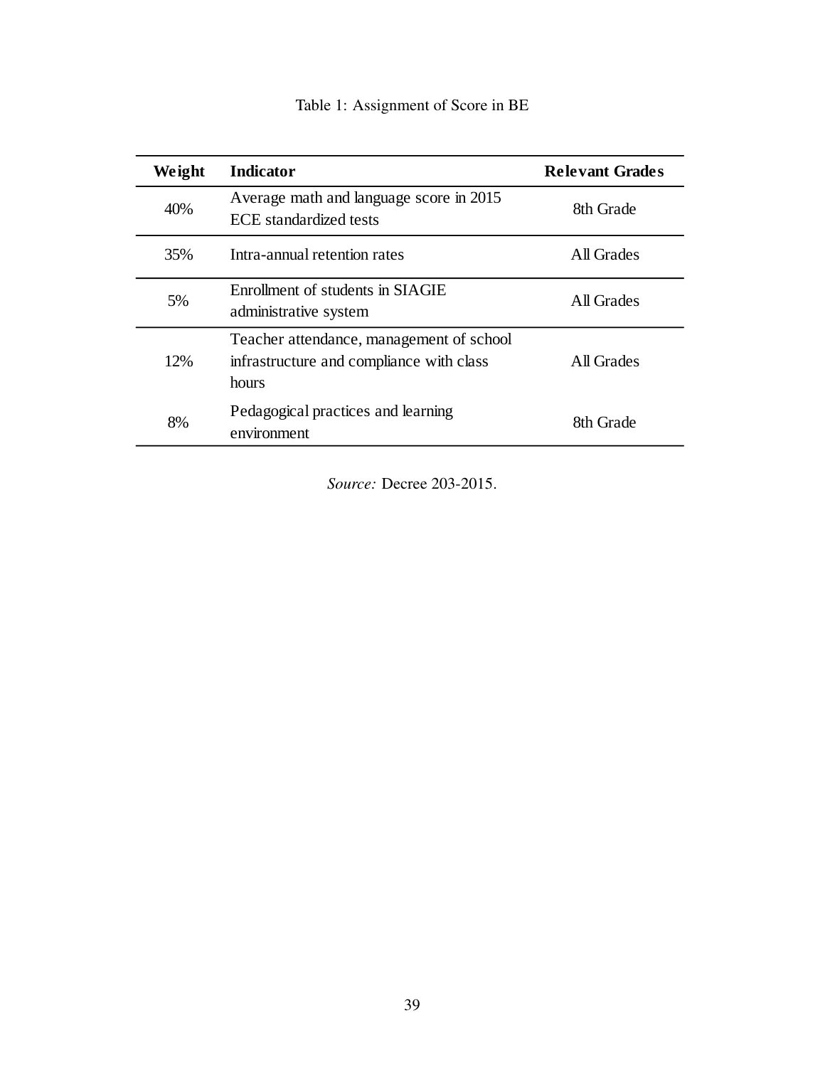Table 1: Assignment of Score in BE

| Weight | Indicator | Relevant Grades |
|---|---|---|
| 40% | Average math and language score in 2015 ECE standardized tests | 8th Grade |
| 35% | Intra-annual retention rates | All Grades |
| 5% | Enrollment of students in SIAGIE administrative system | All Grades |
| 12% | Teacher attendance, management of school infrastructure and compliance with class hours | All Grades |
| 8% | Pedagogical practices and learning environment | 8th Grade |

*Source:* Decree 203-2015.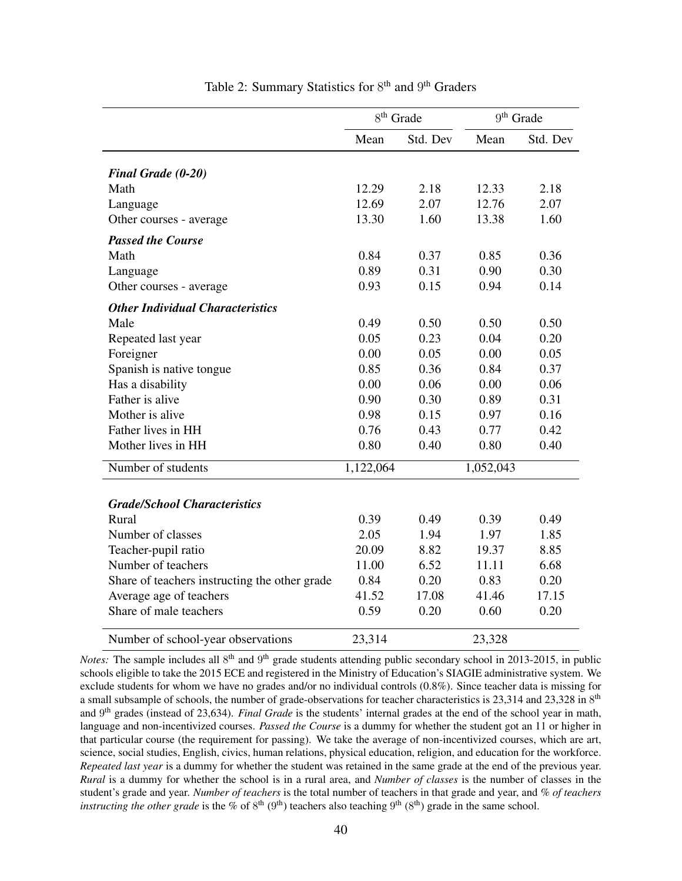Table 2: Summary Statistics for $8^{th}$ and $9^{th}$ Graders

| | $8^{th}$ Grade | | $9^{th}$ Grade | |
|---|---|---|---|---|
| | Mean | Std. Dev | Mean | Std. Dev |
| ***Final Grade (0-20)*** | | | | |
| Math | 12.29 | 2.18 | 12.33 | 2.18 |
| Language | 12.69 | 2.07 | 12.76 | 2.07 |
| Other courses - average | 13.30 | 1.60 | 13.38 | 1.60 |
| ***Passed the Course*** | | | | |
| Math | 0.84 | 0.37 | 0.85 | 0.36 |
| Language | 0.89 | 0.31 | 0.90 | 0.30 |
| Other courses - average | 0.93 | 0.15 | 0.94 | 0.14 |
| ***Other Individual Characteristics*** | | | | |
| Male | 0.49 | 0.50 | 0.50 | 0.50 |
| Repeated last year | 0.05 | 0.23 | 0.04 | 0.20 |
| Foreigner | 0.00 | 0.05 | 0.00 | 0.05 |
| Spanish is native tongue | 0.85 | 0.36 | 0.84 | 0.37 |
| Has a disability | 0.00 | 0.06 | 0.00 | 0.06 |
| Father is alive | 0.90 | 0.30 | 0.89 | 0.31 |
| Mother is alive | 0.98 | 0.15 | 0.97 | 0.16 |
| Father lives in HH | 0.76 | 0.43 | 0.77 | 0.42 |
| Mother lives in HH | 0.80 | 0.40 | 0.80 | 0.40 |
| Number of students | 1,122,064 | | 1,052,043 | |
| ***Grade/School Characteristics*** | | | | |
| Rural | 0.39 | 0.49 | 0.39 | 0.49 |
| Number of classes | 2.05 | 1.94 | 1.97 | 1.85 |
| Teacher-pupil ratio | 20.09 | 8.82 | 19.37 | 8.85 |
| Number of teachers | 11.00 | 6.52 | 11.11 | 6.68 |
| Share of teachers instructing the other grade | 0.84 | 0.20 | 0.83 | 0.20 |
| Average age of teachers | 41.52 | 17.08 | 41.46 | 17.15 |
| Share of male teachers | 0.59 | 0.20 | 0.60 | 0.20 |
| Number of school-year observations | 23,314 | | 23,328 | |

*Notes:* The sample includes all $8^{th}$ and $9^{th}$ grade students attending public secondary school in 2013-2015, in public schools eligible to take the 2015 ECE and registered in the Ministry of Education's SIAGIE administrative system. We exclude students for whom we have no grades and/or no individual controls (0.8%). Since teacher data is missing for a small subsample of schools, the number of grade-observations for teacher characteristics is 23,314 and 23,328 in $8^{th}$ and $9^{th}$ grades (instead of 23,634). *Final Grade* is the students' internal grades at the end of the school year in math, language and non-incentivized courses. *Passed the Course* is a dummy for whether the student got an 11 or higher in that particular course (the requirement for passing). We take the average of non-incentivized courses, which are art, science, social studies, English, civics, human relations, physical education, religion, and education for the workforce. *Repeated last year* is a dummy for whether the student was retained in the same grade at the end of the previous year. *Rural* is a dummy for whether the school is in a rural area, and *Number of classes* is the number of classes in the student's grade and year. *Number of teachers* is the total number of teachers in that grade and year, and *% of teachers instructing the other grade* is the % of $8^{th}$ ($9^{th}$) teachers also teaching $9^{th}$ ($8^{th}$) grade in the same school.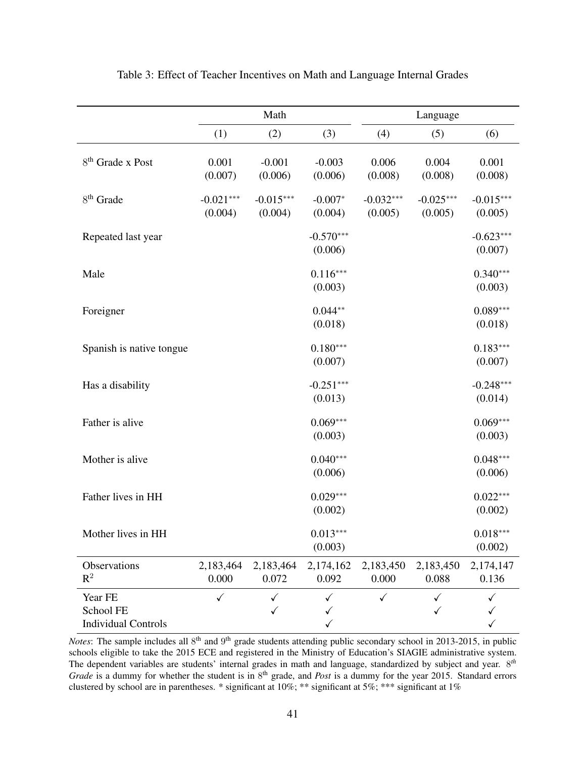Table 3: Effect of Teacher Incentives on Math and Language Internal Grades

| | Math | | | Language | | |
|---|---|---|---|---|---|---|
| | (1) | (2) | (3) | (4) | (5) | (6) |
| 8th Grade x Post | 0.001 | -0.001 | -0.003 | 0.006 | 0.004 | 0.001 |
| | (0.007) | (0.006) | (0.006) | (0.008) | (0.008) | (0.008) |
| 8th Grade | -0.021*** | -0.015*** | -0.007* | -0.032*** | -0.025*** | -0.015*** |
| | (0.004) | (0.004) | (0.004) | (0.005) | (0.005) | (0.005) |
| Repeated last year | | | -0.570*** | | | -0.623*** |
| | | | (0.006) | | | (0.007) |
| Male | | | 0.116*** | | | 0.340*** |
| | | | (0.003) | | | (0.003) |
| Foreigner | | | 0.044** | | | 0.089*** |
| | | | (0.018) | | | (0.018) |
| Spanish is native tongue | | | 0.180*** | | | 0.183*** |
| | | | (0.007) | | | (0.007) |
| Has a disability | | | -0.251*** | | | -0.248*** |
| | | | (0.013) | | | (0.014) |
| Father is alive | | | 0.069*** | | | 0.069*** |
| | | | (0.003) | | | (0.003) |
| Mother is alive | | | 0.040*** | | | 0.048*** |
| | | | (0.006) | | | (0.006) |
| Father lives in HH | | | 0.029*** | | | 0.022*** |
| | | | (0.002) | | | (0.002) |
| Mother lives in HH | | | 0.013*** | | | 0.018*** |
| | | | (0.003) | | | (0.002) |
| Observations | 2,183,464 | 2,183,464 | 2,174,162 | 2,183,450 | 2,183,450 | 2,174,147 |
| $R^2$ | 0.000 | 0.072 | 0.092 | 0.000 | 0.088 | 0.136 |
| Year FE | ✓ | ✓ | ✓ | ✓ | ✓ | ✓ |
| School FE | | ✓ | ✓ | | ✓ | ✓ |
| Individual Controls | | | ✓ | | | ✓ |

*Notes*: The sample includes all 8th and 9th grade students attending public secondary school in 2013-2015, in public schools eligible to take the 2015 ECE and registered in the Ministry of Education's SIAGIE administrative system. The dependent variables are students' internal grades in math and language, standardized by subject and year. *8th Grade* is a dummy for whether the student is in 8th grade, and *Post* is a dummy for the year 2015. Standard errors clustered by school are in parentheses. * significant at 10%; ** significant at 5%; *** significant at 1%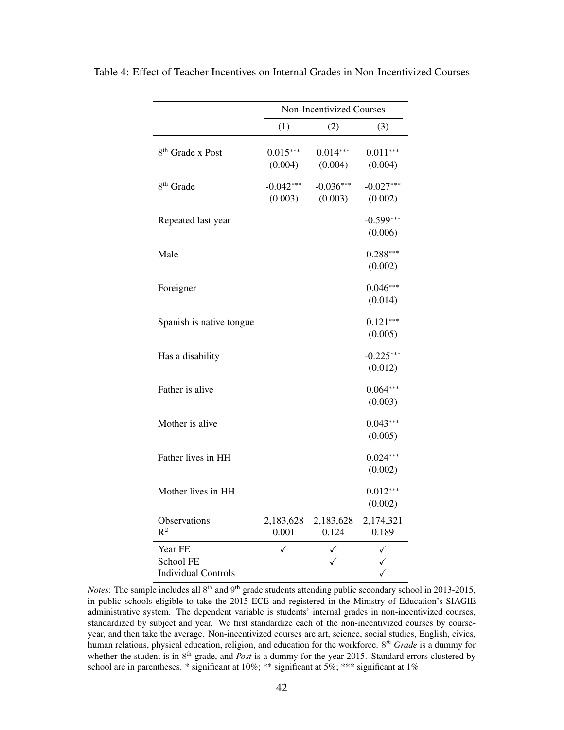Table 4: Effect of Teacher Incentives on Internal Grades in Non-Incentivized Courses

| | Non-Incentivized Courses | | |
|---|---|---|---|
| | (1) | (2) | (3) |
| 8th Grade x Post | 0.015*** | 0.014*** | 0.011*** |
| | (0.004) | (0.004) | (0.004) |
| 8th Grade | -0.042*** | -0.036*** | -0.027*** |
| | (0.003) | (0.003) | (0.002) |
| Repeated last year | | | -0.599*** |
| | | | (0.006) |
| Male | | | 0.288*** |
| | | | (0.002) |
| Foreigner | | | 0.046*** |
| | | | (0.014) |
| Spanish is native tongue | | | 0.121*** |
| | | | (0.005) |
| Has a disability | | | -0.225*** |
| | | | (0.012) |
| Father is alive | | | 0.064*** |
| | | | (0.003) |
| Mother is alive | | | 0.043*** |
| | | | (0.005) |
| Father lives in HH | | | 0.024*** |
| | | | (0.002) |
| Mother lives in HH | | | 0.012*** |
| | | | (0.002) |
| Observations | 2,183,628 | 2,183,628 | 2,174,321 |
| $R^2$ | 0.001 | 0.124 | 0.189 |
| Year FE | ✓ | ✓ | ✓ |
| School FE | | ✓ | ✓ |
| Individual Controls | | | ✓ |

*Notes*: The sample includes all 8th and 9th grade students attending public secondary school in 2013-2015, in public schools eligible to take the 2015 ECE and registered in the Ministry of Education's SIAGIE administrative system. The dependent variable is students' internal grades in non-incentivized courses, standardized by subject and year. We first standardize each of the non-incentivized courses by course-year, and then take the average. Non-incentivized courses are art, science, social studies, English, civics, human relations, physical education, religion, and education for the workforce. *8th Grade* is a dummy for whether the student is in 8th grade, and *Post* is a dummy for the year 2015. Standard errors clustered by school are in parentheses. * significant at 10%; ** significant at 5%; *** significant at 1%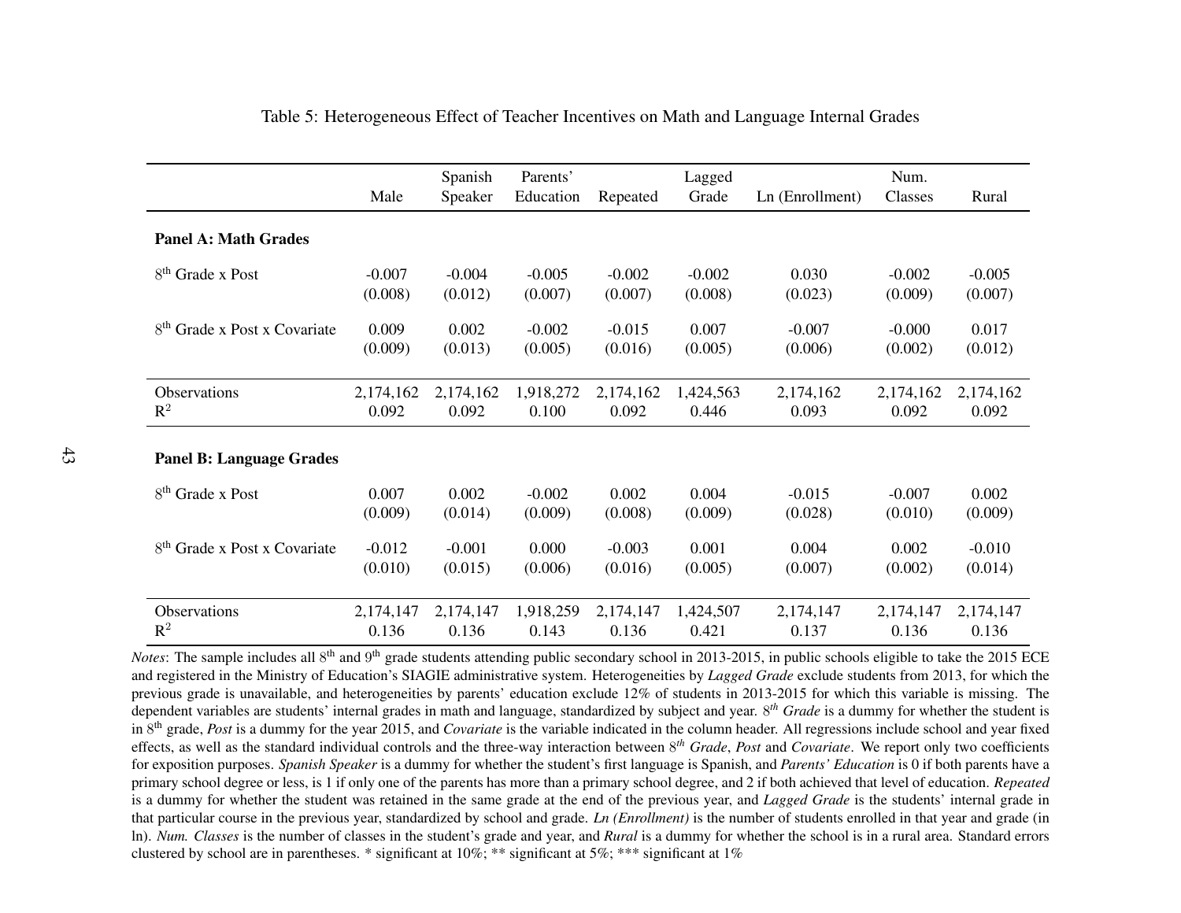Table 5: Heterogeneous Effect of Teacher Incentives on Math and Language Internal Grades

| | Male | Spanish Speaker | Parents' Education | Repeated | Lagged Grade | Ln (Enrollment) | Num. Classes | Rural |
|---|---|---|---|---|---|---|---|---|
| **Panel A: Math Grades** | | | | | | | | |
| 8th Grade x Post | -0.007 | -0.004 | -0.005 | -0.002 | -0.002 | 0.030 | -0.002 | -0.005 |
| | (0.008) | (0.012) | (0.007) | (0.007) | (0.008) | (0.023) | (0.009) | (0.007) |
| 8th Grade x Post x Covariate | 0.009 | 0.002 | -0.002 | -0.015 | 0.007 | -0.007 | -0.000 | 0.017 |
| | (0.009) | (0.013) | (0.005) | (0.016) | (0.005) | (0.006) | (0.002) | (0.012) |
| Observations | 2,174,162 | 2,174,162 | 1,918,272 | 2,174,162 | 1,424,563 | 2,174,162 | 2,174,162 | 2,174,162 |
| $R^2$ | 0.092 | 0.092 | 0.100 | 0.092 | 0.446 | 0.093 | 0.092 | 0.092 |
| **Panel B: Language Grades** | | | | | | | | |
| 8th Grade x Post | 0.007 | 0.002 | -0.002 | 0.002 | 0.004 | -0.015 | -0.007 | 0.002 |
| | (0.009) | (0.014) | (0.009) | (0.008) | (0.009) | (0.028) | (0.010) | (0.009) |
| 8th Grade x Post x Covariate | -0.012 | -0.001 | 0.000 | -0.003 | 0.001 | 0.004 | 0.002 | -0.010 |
| | (0.010) | (0.015) | (0.006) | (0.016) | (0.005) | (0.007) | (0.002) | (0.014) |
| Observations | 2,174,147 | 2,174,147 | 1,918,259 | 2,174,147 | 1,424,507 | 2,174,147 | 2,174,147 | 2,174,147 |
| $R^2$ | 0.136 | 0.136 | 0.143 | 0.136 | 0.421 | 0.137 | 0.136 | 0.136 |

*Notes*: The sample includes all 8th and 9th grade students attending public secondary school in 2013-2015, in public schools eligible to take the 2015 ECE and registered in the Ministry of Education's SIAGIE administrative system. Heterogeneities by *Lagged Grade* exclude students from 2013, for which the previous grade is unavailable, and heterogeneities by parents' education exclude 12% of students in 2013-2015 for which this variable is missing. The dependent variables are students' internal grades in math and language, standardized by subject and year. 8*th Grade* is a dummy for whether the student is in 8th grade, *Post* is a dummy for the year 2015, and *Covariate* is the variable indicated in the column header. All regressions include school and year fixed effects, as well as the standard individual controls and the three-way interaction between 8*th Grade*, *Post* and *Covariate*. We report only two coefficients for exposition purposes. *Spanish Speaker* is a dummy for whether the student's first language is Spanish, and *Parents' Education* is 0 if both parents have a primary school degree or less, is 1 if only one of the parents has more than a primary school degree, and 2 if both achieved that level of education. *Repeated* is a dummy for whether the student was retained in the same grade at the end of the previous year, and *Lagged Grade* is the students' internal grade in that particular course in the previous year, standardized by school and grade. *Ln (Enrollment)* is the number of students enrolled in that year and grade (in ln). *Num. Classes* is the number of classes in the student's grade and year, and *Rural* is a dummy for whether the school is in a rural area. Standard errors clustered by school are in parentheses. * significant at 10%; ** significant at 5%; *** significant at 1%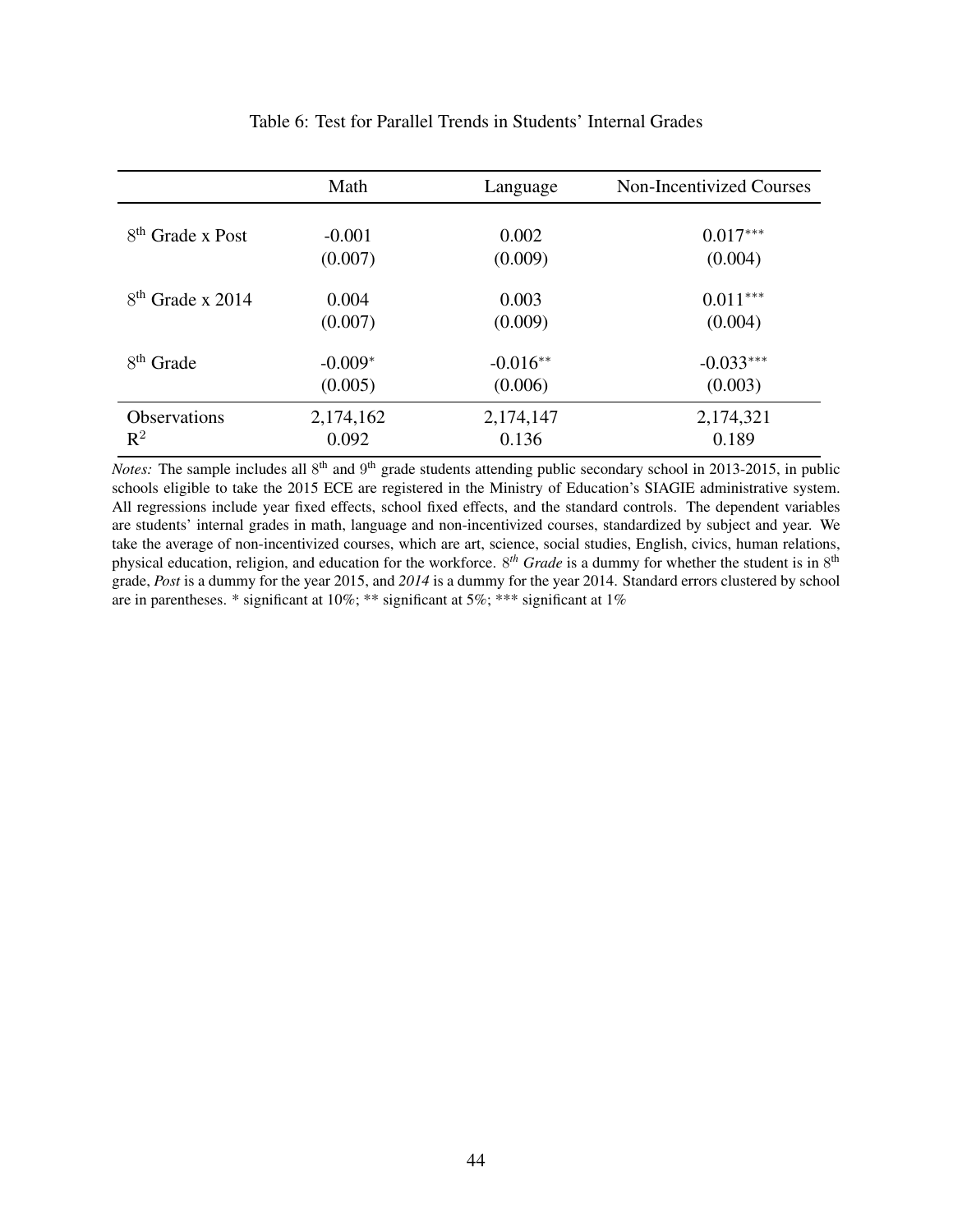Table 6: Test for Parallel Trends in Students' Internal Grades

| | Math | Language | Non-Incentivized Courses |
|---|---|---|---|
| $8^{th}$ Grade x Post | -0.001 | 0.002 | $0.017^{***}$ |
| | (0.007) | (0.009) | (0.004) |
| $8^{th}$ Grade x 2014 | 0.004 | 0.003 | $0.011^{***}$ |
| | (0.007) | (0.009) | (0.004) |
| $8^{th}$ Grade | $-0.009^{*}$ | $-0.016^{**}$ | $-0.033^{***}$ |
| | (0.005) | (0.006) | (0.003) |
| Observations | 2,174,162 | 2,174,147 | 2,174,321 |
| $R^2$ | 0.092 | 0.136 | 0.189 |

*Notes:* The sample includes all $8^{th}$ and $9^{th}$ grade students attending public secondary school in 2013-2015, in public schools eligible to take the 2015 ECE are registered in the Ministry of Education's SIAGIE administrative system. All regressions include year fixed effects, school fixed effects, and the standard controls. The dependent variables are students' internal grades in math, language and non-incentivized courses, standardized by subject and year. We take the average of non-incentivized courses, which are art, science, social studies, English, civics, human relations, physical education, religion, and education for the workforce. $8^{th}$ *Grade* is a dummy for whether the student is in $8^{th}$ grade, *Post* is a dummy for the year 2015, and *2014* is a dummy for the year 2014. Standard errors clustered by school are in parentheses. * significant at 10%; ** significant at 5%; *** significant at 1%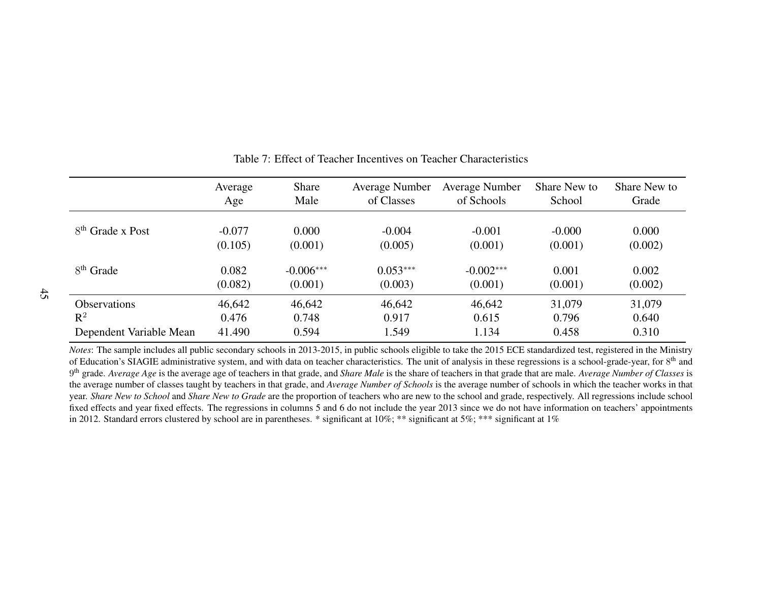Table 7: Effect of Teacher Incentives on Teacher Characteristics

| | Average Age | Share Male | Average Number of Classes | Average Number of Schools | Share New to School | Share New to Grade |
|---|---|---|---|---|---|---|
| 8th Grade x Post | -0.077 | 0.000 | -0.004 | -0.001 | -0.000 | 0.000 |
| | (0.105) | (0.001) | (0.005) | (0.001) | (0.001) | (0.002) |
| 8th Grade | 0.082 | -0.006*** | 0.053*** | -0.002*** | 0.001 | 0.002 |
| | (0.082) | (0.001) | (0.003) | (0.001) | (0.001) | (0.002) |
| Observations | 46,642 | 46,642 | 46,642 | 46,642 | 31,079 | 31,079 |
| $R^2$ | 0.476 | 0.748 | 0.917 | 0.615 | 0.796 | 0.640 |
| Dependent Variable Mean | 41.490 | 0.594 | 1.549 | 1.134 | 0.458 | 0.310 |

*Notes*: The sample includes all public secondary schools in 2013-2015, in public schools eligible to take the 2015 ECE standardized test, registered in the Ministry of Education's SIAGIE administrative system, and with data on teacher characteristics. The unit of analysis in these regressions is a school-grade-year, for 8th and 9th grade. *Average Age* is the average age of teachers in that grade, and *Share Male* is the share of teachers in that grade that are male. *Average Number of Classes* is the average number of classes taught by teachers in that grade, and *Average Number of Schools* is the average number of schools in which the teacher works in that year. *Share New to School* and *Share New to Grade* are the proportion of teachers who are new to the school and grade, respectively. All regressions include school fixed effects and year fixed effects. The regressions in columns 5 and 6 do not include the year 2013 since we do not have information on teachers' appointments in 2012. Standard errors clustered by school are in parentheses. * significant at 10%; ** significant at 5%; *** significant at 1%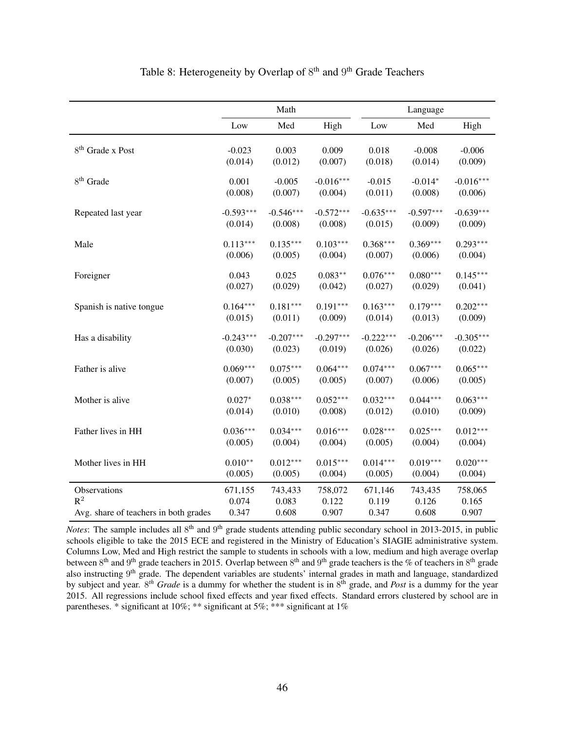Table 8: Heterogeneity by Overlap of $8^{\text{th}}$ and $9^{\text{th}}$ Grade Teachers

| | Math | | | Language | | |
|---|---|---|---|---|---|---|
| | Low | Med | High | Low | Med | High |
| $8^{\text{th}}$ Grade x Post | -0.023 | 0.003 | 0.009 | 0.018 | -0.008 | -0.006 |
| | (0.014) | (0.012) | (0.007) | (0.018) | (0.014) | (0.009) |
| $8^{\text{th}}$ Grade | 0.001 | -0.005 | -0.016*** | -0.015 | -0.014* | -0.016*** |
| | (0.008) | (0.007) | (0.004) | (0.011) | (0.008) | (0.006) |
| Repeated last year | -0.593*** | -0.546*** | -0.572*** | -0.635*** | -0.597*** | -0.639*** |
| | (0.014) | (0.008) | (0.008) | (0.015) | (0.009) | (0.009) |
| Male | 0.113*** | 0.135*** | 0.103*** | 0.368*** | 0.369*** | 0.293*** |
| | (0.006) | (0.005) | (0.004) | (0.007) | (0.006) | (0.004) |
| Foreigner | 0.043 | 0.025 | 0.083** | 0.076*** | 0.080*** | 0.145*** |
| | (0.027) | (0.029) | (0.042) | (0.027) | (0.029) | (0.041) |
| Spanish is native tongue | 0.164*** | 0.181*** | 0.191*** | 0.163*** | 0.179*** | 0.202*** |
| | (0.015) | (0.011) | (0.009) | (0.014) | (0.013) | (0.009) |
| Has a disability | -0.243*** | -0.207*** | -0.297*** | -0.222*** | -0.206*** | -0.305*** |
| | (0.030) | (0.023) | (0.019) | (0.026) | (0.026) | (0.022) |
| Father is alive | 0.069*** | 0.075*** | 0.064*** | 0.074*** | 0.067*** | 0.065*** |
| | (0.007) | (0.005) | (0.005) | (0.007) | (0.006) | (0.005) |
| Mother is alive | 0.027* | 0.038*** | 0.052*** | 0.032*** | 0.044*** | 0.063*** |
| | (0.014) | (0.010) | (0.008) | (0.012) | (0.010) | (0.009) |
| Father lives in HH | 0.036*** | 0.034*** | 0.016*** | 0.028*** | 0.025*** | 0.012*** |
| | (0.005) | (0.004) | (0.004) | (0.005) | (0.004) | (0.004) |
| Mother lives in HH | 0.010** | 0.012*** | 0.015*** | 0.014*** | 0.019*** | 0.020*** |
| | (0.005) | (0.005) | (0.004) | (0.005) | (0.004) | (0.004) |
| Observations | 671,155 | 743,433 | 758,072 | 671,146 | 743,435 | 758,065 |
| $R^2$ | 0.074 | 0.083 | 0.122 | 0.119 | 0.126 | 0.165 |
| Avg. share of teachers in both grades | 0.347 | 0.608 | 0.907 | 0.347 | 0.608 | 0.907 |

*Notes*: The sample includes all $8^{\text{th}}$ and $9^{\text{th}}$ grade students attending public secondary school in 2013-2015, in public schools eligible to take the 2015 ECE and registered in the Ministry of Education's SIAGIE administrative system. Columns Low, Med and High restrict the sample to students in schools with a low, medium and high average overlap between $8^{\text{th}}$ and $9^{\text{th}}$ grade teachers in 2015. Overlap between $8^{\text{th}}$ and $9^{\text{th}}$ grade teachers is the % of teachers in $8^{\text{th}}$ grade also instructing $9^{\text{th}}$ grade. The dependent variables are students' internal grades in math and language, standardized by subject and year. *$8^{th}$ Grade* is a dummy for whether the student is in $8^{\text{th}}$ grade, and *Post* is a dummy for the year 2015. All regressions include school fixed effects and year fixed effects. Standard errors clustered by school are in parentheses. * significant at 10%; ** significant at 5%; *** significant at 1%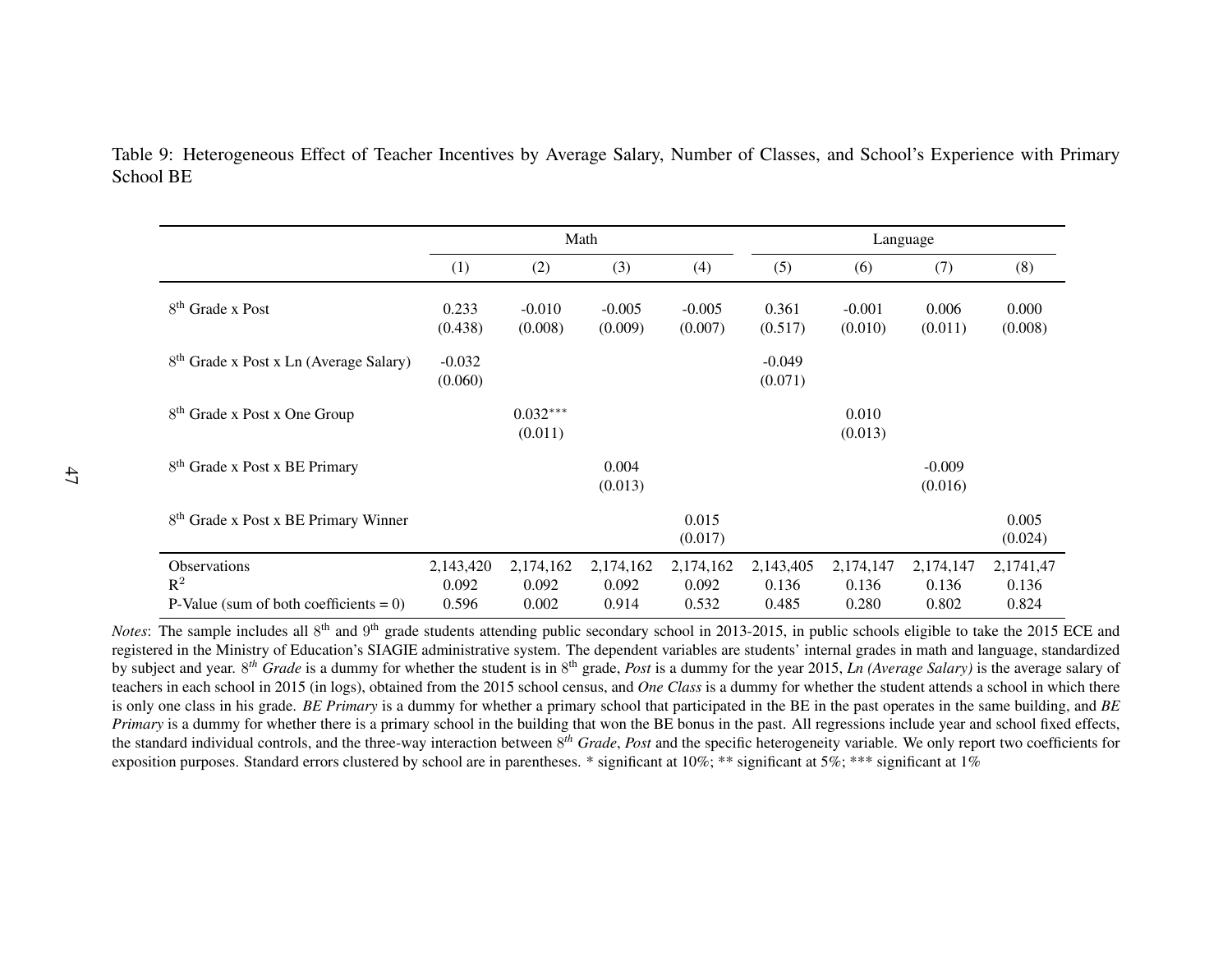Table 9: Heterogeneous Effect of Teacher Incentives by Average Salary, Number of Classes, and School's Experience with Primary School BE

| | Math | | | | Language | | | |
|---|---|---|---|---|---|---|---|---|
| | (1) | (2) | (3) | (4) | (5) | (6) | (7) | (8) |
| 8th Grade x Post | 0.233 | -0.010 | -0.005 | -0.005 | 0.361 | -0.001 | 0.006 | 0.000 |
| | (0.438) | (0.008) | (0.009) | (0.007) | (0.517) | (0.010) | (0.011) | (0.008) |
| 8th Grade x Post x Ln (Average Salary) | -0.032 | | | | -0.049 | | | |
| | (0.060) | | | | (0.071) | | | |
| 8th Grade x Post x One Group | | 0.032*** | | | | 0.010 | | |
| | | (0.011) | | | | (0.013) | | |
| 8th Grade x Post x BE Primary | | | 0.004 | | | | -0.009 | |
| | | | (0.013) | | | | (0.016) | |
| 8th Grade x Post x BE Primary Winner | | | | 0.015 | | | | 0.005 |
| | | | | (0.017) | | | | (0.024) |
| Observations | 2,143,420 | 2,174,162 | 2,174,162 | 2,174,162 | 2,143,405 | 2,174,147 | 2,174,147 | 2,1741,47 |
| $R^2$ | 0.092 | 0.092 | 0.092 | 0.092 | 0.136 | 0.136 | 0.136 | 0.136 |
| P-Value (sum of both coefficients = 0) | 0.596 | 0.002 | 0.914 | 0.532 | 0.485 | 0.280 | 0.802 | 0.824 |

*Notes*: The sample includes all 8th and 9th grade students attending public secondary school in 2013-2015, in public schools eligible to take the 2015 ECE and registered in the Ministry of Education's SIAGIE administrative system. The dependent variables are students' internal grades in math and language, standardized by subject and year. *8th Grade* is a dummy for whether the student is in 8th grade, *Post* is a dummy for the year 2015, *Ln (Average Salary)* is the average salary of teachers in each school in 2015 (in logs), obtained from the 2015 school census, and *One Class* is a dummy for whether the student attends a school in which there is only one class in his grade. *BE Primary* is a dummy for whether a primary school that participated in the BE in the past operates in the same building, and *BE Primary* is a dummy for whether there is a primary school in the building that won the BE bonus in the past. All regressions include year and school fixed effects, the standard individual controls, and the three-way interaction between *8th Grade*, *Post* and the specific heterogeneity variable. We only report two coefficients for exposition purposes. Standard errors clustered by school are in parentheses. * significant at 10%; ** significant at 5%; *** significant at 1%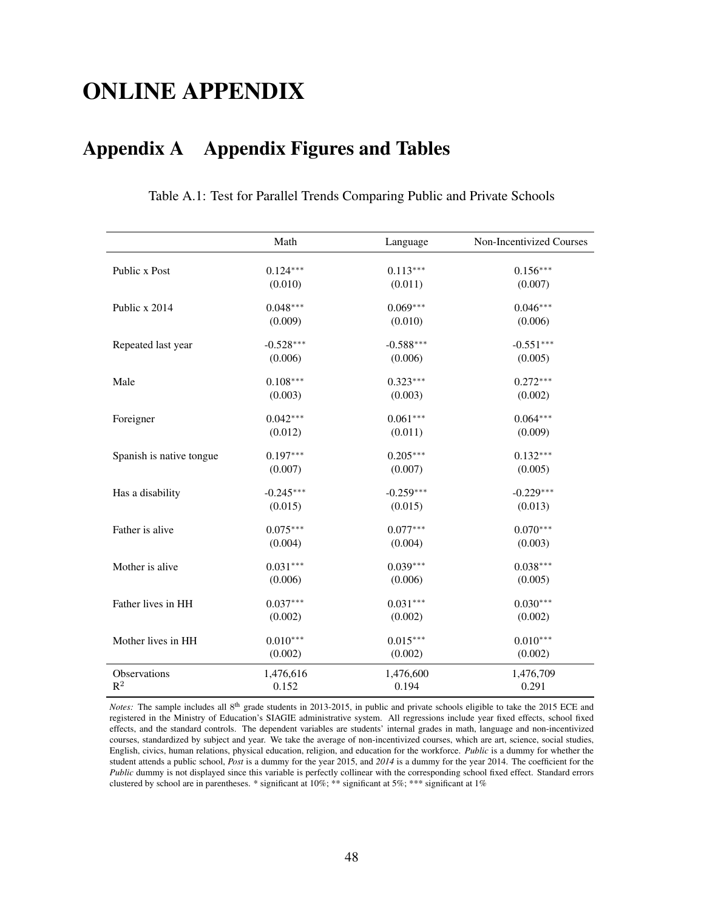# ONLINE APPENDIX

## Appendix A Appendix Figures and Tables

Table A.1: Test for Parallel Trends Comparing Public and Private Schools

| | Math | Language | Non-Incentivized Courses |
|---|---|---|---|
| Public x Post | 0.124*** | 0.113*** | 0.156*** |
| | (0.010) | (0.011) | (0.007) |
| Public x 2014 | 0.048*** | 0.069*** | 0.046*** |
| | (0.009) | (0.010) | (0.006) |
| Repeated last year | -0.528*** | -0.588*** | -0.551*** |
| | (0.006) | (0.006) | (0.005) |
| Male | 0.108*** | 0.323*** | 0.272*** |
| | (0.003) | (0.003) | (0.002) |
| Foreigner | 0.042*** | 0.061*** | 0.064*** |
| | (0.012) | (0.011) | (0.009) |
| Spanish is native tongue | 0.197*** | 0.205*** | 0.132*** |
| | (0.007) | (0.007) | (0.005) |
| Has a disability | -0.245*** | -0.259*** | -0.229*** |
| | (0.015) | (0.015) | (0.013) |
| Father is alive | 0.075*** | 0.077*** | 0.070*** |
| | (0.004) | (0.004) | (0.003) |
| Mother is alive | 0.031*** | 0.039*** | 0.038*** |
| | (0.006) | (0.006) | (0.005) |
| Father lives in HH | 0.037*** | 0.031*** | 0.030*** |
| | (0.002) | (0.002) | (0.002) |
| Mother lives in HH | 0.010*** | 0.015*** | 0.010*** |
| | (0.002) | (0.002) | (0.002) |
| Observations | 1,476,616 | 1,476,600 | 1,476,709 |
| $R^2$ | 0.152 | 0.194 | 0.291 |

*Notes:* The sample includes all 8th grade students in 2013-2015, in public and private schools eligible to take the 2015 ECE and registered in the Ministry of Education's SIAGIE administrative system. All regressions include year fixed effects, school fixed effects, and the standard controls. The dependent variables are students' internal grades in math, language and non-incentivized courses, standardized by subject and year. We take the average of non-incentivized courses, which are art, science, social studies, English, civics, human relations, physical education, religion, and education for the workforce. *Public* is a dummy for whether the student attends a public school, *Post* is a dummy for the year 2015, and *2014* is a dummy for the year 2014. The coefficient for the *Public* dummy is not displayed since this variable is perfectly collinear with the corresponding school fixed effect. Standard errors clustered by school are in parentheses. * significant at 10%; ** significant at 5%; *** significant at 1%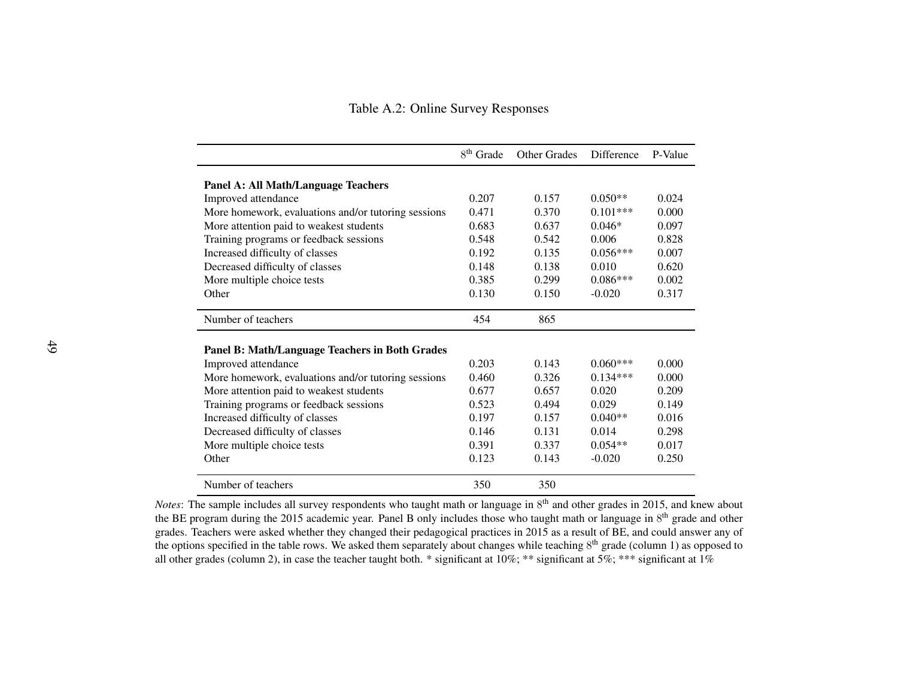Table A.2: Online Survey Responses

| | $8^{\text{th}}$ Grade | Other Grades | Difference | P-Value |
|---|---|---|---|---|
| **Panel A: All Math/Language Teachers** | | | | |
| Improved attendance | 0.207 | 0.157 | 0.050** | 0.024 |
| More homework, evaluations and/or tutoring sessions | 0.471 | 0.370 | 0.101*** | 0.000 |
| More attention paid to weakest students | 0.683 | 0.637 | 0.046* | 0.097 |
| Training programs or feedback sessions | 0.548 | 0.542 | 0.006 | 0.828 |
| Increased difficulty of classes | 0.192 | 0.135 | 0.056*** | 0.007 |
| Decreased difficulty of classes | 0.148 | 0.138 | 0.010 | 0.620 |
| More multiple choice tests | 0.385 | 0.299 | 0.086*** | 0.002 |
| Other | 0.130 | 0.150 | -0.020 | 0.317 |
| Number of teachers | 454 | 865 | | |
| **Panel B: Math/Language Teachers in Both Grades** | | | | |
| Improved attendance | 0.203 | 0.143 | 0.060*** | 0.000 |
| More homework, evaluations and/or tutoring sessions | 0.460 | 0.326 | 0.134*** | 0.000 |
| More attention paid to weakest students | 0.677 | 0.657 | 0.020 | 0.209 |
| Training programs or feedback sessions | 0.523 | 0.494 | 0.029 | 0.149 |
| Increased difficulty of classes | 0.197 | 0.157 | 0.040** | 0.016 |
| Decreased difficulty of classes | 0.146 | 0.131 | 0.014 | 0.298 |
| More multiple choice tests | 0.391 | 0.337 | 0.054** | 0.017 |
| Other | 0.123 | 0.143 | -0.020 | 0.250 |
| Number of teachers | 350 | 350 | | |

*Notes*: The sample includes all survey respondents who taught math or language in $8^{\text{th}}$ and other grades in 2015, and knew about the BE program during the 2015 academic year. Panel B only includes those who taught math or language in $8^{\text{th}}$ grade and other grades. Teachers were asked whether they changed their pedagogical practices in 2015 as a result of BE, and could answer any of the options specified in the table rows. We asked them separately about changes while teaching $8^{\text{th}}$ grade (column 1) as opposed to all other grades (column 2), in case the teacher taught both. * significant at 10%; ** significant at 5%; *** significant at 1%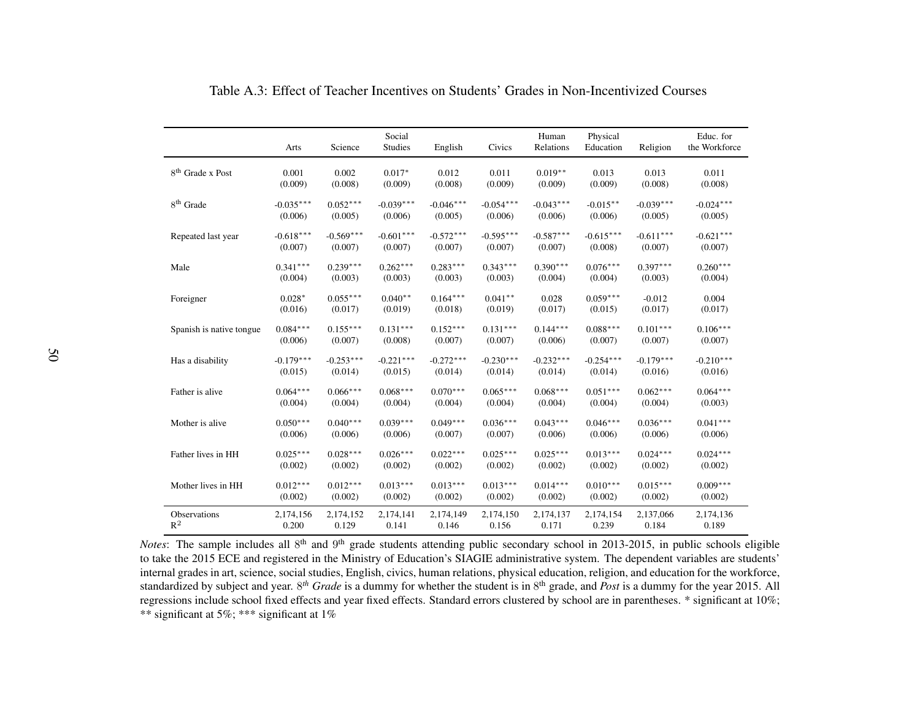Table A.3: Effect of Teacher Incentives on Students' Grades in Non-Incentivized Courses

| | Arts | Science | Social Studies | English | Civics | Human Relations | Physical Education | Religion | Educ. for the Workforce |
|---|---|---|---|---|---|---|---|---|---|
| 8th Grade x Post | 0.001 | 0.002 | 0.017* | 0.012 | 0.011 | 0.019** | 0.013 | 0.013 | 0.011 |
| | (0.009) | (0.008) | (0.009) | (0.008) | (0.009) | (0.009) | (0.009) | (0.008) | (0.008) |
| 8th Grade | -0.035*** | 0.052*** | -0.039*** | -0.046*** | -0.054*** | -0.043*** | -0.015** | -0.039*** | -0.024*** |
| | (0.006) | (0.005) | (0.006) | (0.005) | (0.006) | (0.006) | (0.006) | (0.005) | (0.005) |
| Repeated last year | -0.618*** | -0.569*** | -0.601*** | -0.572*** | -0.595*** | -0.587*** | -0.615*** | -0.611*** | -0.621*** |
| | (0.007) | (0.007) | (0.007) | (0.007) | (0.007) | (0.007) | (0.008) | (0.007) | (0.007) |
| Male | 0.341*** | 0.239*** | 0.262*** | 0.283*** | 0.343*** | 0.390*** | 0.076*** | 0.397*** | 0.260*** |
| | (0.004) | (0.003) | (0.003) | (0.003) | (0.003) | (0.004) | (0.004) | (0.003) | (0.004) |
| Foreigner | 0.028* | 0.055*** | 0.040** | 0.164*** | 0.041** | 0.028 | 0.059*** | -0.012 | 0.004 |
| | (0.016) | (0.017) | (0.019) | (0.018) | (0.019) | (0.017) | (0.015) | (0.017) | (0.017) |
| Spanish is native tongue | 0.084*** | 0.155*** | 0.131*** | 0.152*** | 0.131*** | 0.144*** | 0.088*** | 0.101*** | 0.106*** |
| | (0.006) | (0.007) | (0.008) | (0.007) | (0.007) | (0.006) | (0.007) | (0.007) | (0.007) |
| Has a disability | -0.179*** | -0.253*** | -0.221*** | -0.272*** | -0.230*** | -0.232*** | -0.254*** | -0.179*** | -0.210*** |
| | (0.015) | (0.014) | (0.015) | (0.014) | (0.014) | (0.014) | (0.014) | (0.016) | (0.016) |
| Father is alive | 0.064*** | 0.066*** | 0.068*** | 0.070*** | 0.065*** | 0.068*** | 0.051*** | 0.062*** | 0.064*** |
| | (0.004) | (0.004) | (0.004) | (0.004) | (0.004) | (0.004) | (0.004) | (0.004) | (0.003) |
| Mother is alive | 0.050*** | 0.040*** | 0.039*** | 0.049*** | 0.036*** | 0.043*** | 0.046*** | 0.036*** | 0.041*** |
| | (0.006) | (0.006) | (0.006) | (0.007) | (0.007) | (0.006) | (0.006) | (0.006) | (0.006) |
| Father lives in HH | 0.025*** | 0.028*** | 0.026*** | 0.022*** | 0.025*** | 0.025*** | 0.013*** | 0.024*** | 0.024*** |
| | (0.002) | (0.002) | (0.002) | (0.002) | (0.002) | (0.002) | (0.002) | (0.002) | (0.002) |
| Mother lives in HH | 0.012*** | 0.012*** | 0.013*** | 0.013*** | 0.013*** | 0.014*** | 0.010*** | 0.015*** | 0.009*** |
| | (0.002) | (0.002) | (0.002) | (0.002) | (0.002) | (0.002) | (0.002) | (0.002) | (0.002) |
| Observations | 2,174,156 | 2,174,152 | 2,174,141 | 2,174,149 | 2,174,150 | 2,174,137 | 2,174,154 | 2,137,066 | 2,174,136 |
| $R^2$ | 0.200 | 0.129 | 0.141 | 0.146 | 0.156 | 0.171 | 0.239 | 0.184 | 0.189 |

*Notes*: The sample includes all 8th and 9th grade students attending public secondary school in 2013-2015, in public schools eligible to take the 2015 ECE and registered in the Ministry of Education's SIAGIE administrative system. The dependent variables are students' internal grades in art, science, social studies, English, civics, human relations, physical education, religion, and education for the workforce, standardized by subject and year. *8th Grade* is a dummy for whether the student is in 8th grade, and *Post* is a dummy for the year 2015. All regressions include school fixed effects and year fixed effects. Standard errors clustered by school are in parentheses. * significant at 10%; ** significant at 5%; *** significant at 1%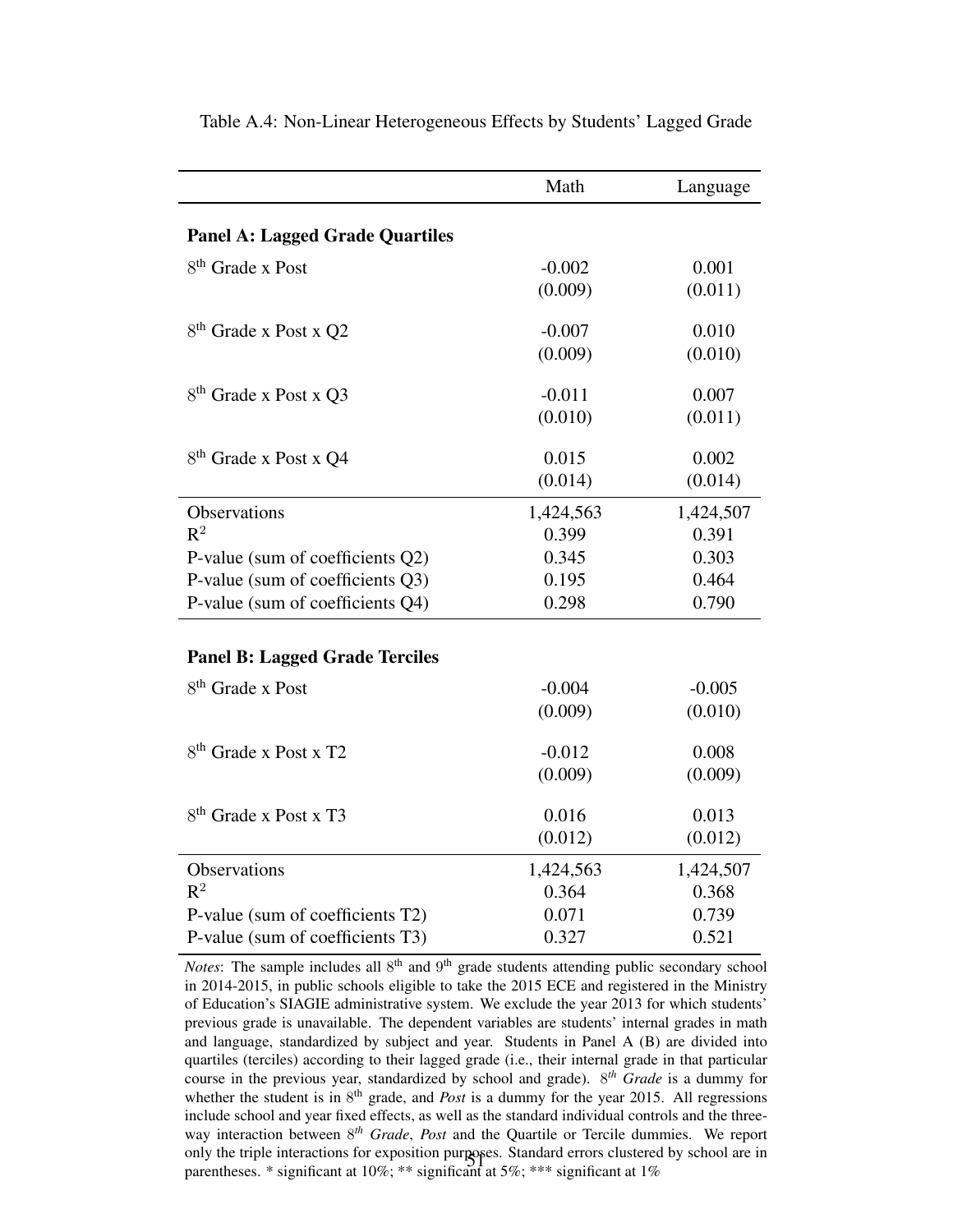Table A.4: Non-Linear Heterogeneous Effects by Students' Lagged Grade

| | Math | Language |
|---|---|---|
| **Panel A: Lagged Grade Quartiles** | | |
| $8^{\text{th}}$ Grade x Post | -0.002 | 0.001 |
| | (0.009) | (0.011) |
| $8^{\text{th}}$ Grade x Post x Q2 | -0.007 | 0.010 |
| | (0.009) | (0.010) |
| $8^{\text{th}}$ Grade x Post x Q3 | -0.011 | 0.007 |
| | (0.010) | (0.011) |
| $8^{\text{th}}$ Grade x Post x Q4 | 0.015 | 0.002 |
| | (0.014) | (0.014) |
| Observations | 1,424,563 | 1,424,507 |
| $R^2$ | 0.399 | 0.391 |
| P-value (sum of coefficients Q2) | 0.345 | 0.303 |
| P-value (sum of coefficients Q3) | 0.195 | 0.464 |
| P-value (sum of coefficients Q4) | 0.298 | 0.790 |
| **Panel B: Lagged Grade Terciles** | | |
| $8^{\text{th}}$ Grade x Post | -0.004 | -0.005 |
| | (0.009) | (0.010) |
| $8^{\text{th}}$ Grade x Post x T2 | -0.012 | 0.008 |
| | (0.009) | (0.009) |
| $8^{\text{th}}$ Grade x Post x T3 | 0.016 | 0.013 |
| | (0.012) | (0.012) |
| Observations | 1,424,563 | 1,424,507 |
| $R^2$ | 0.364 | 0.368 |
| P-value (sum of coefficients T2) | 0.071 | 0.739 |
| P-value (sum of coefficients T3) | 0.327 | 0.521 |

*Notes*: The sample includes all $8^{\text{th}}$ and $9^{\text{th}}$ grade students attending public secondary school in 2014-2015, in public schools eligible to take the 2015 ECE and registered in the Ministry of Education's SIAGIE administrative system. We exclude the year 2013 for which students' previous grade is unavailable. The dependent variables are students' internal grades in math and language, standardized by subject and year. Students in Panel A (B) are divided into quartiles (terciles) according to their lagged grade (i.e., their internal grade in that particular course in the previous year, standardized by school and grade). $8^{th}$ *Grade* is a dummy for whether the student is in $8^{\text{th}}$ grade, and *Post* is a dummy for the year 2015. All regressions include school and year fixed effects, as well as the standard individual controls and the three-way interaction between $8^{th}$ *Grade*, *Post* and the Quartile or Tercile dummies. We report only the triple interactions for exposition purposes. Standard errors clustered by school are in parentheses. * significant at 10%; ** significant at 5%; *** significant at 1%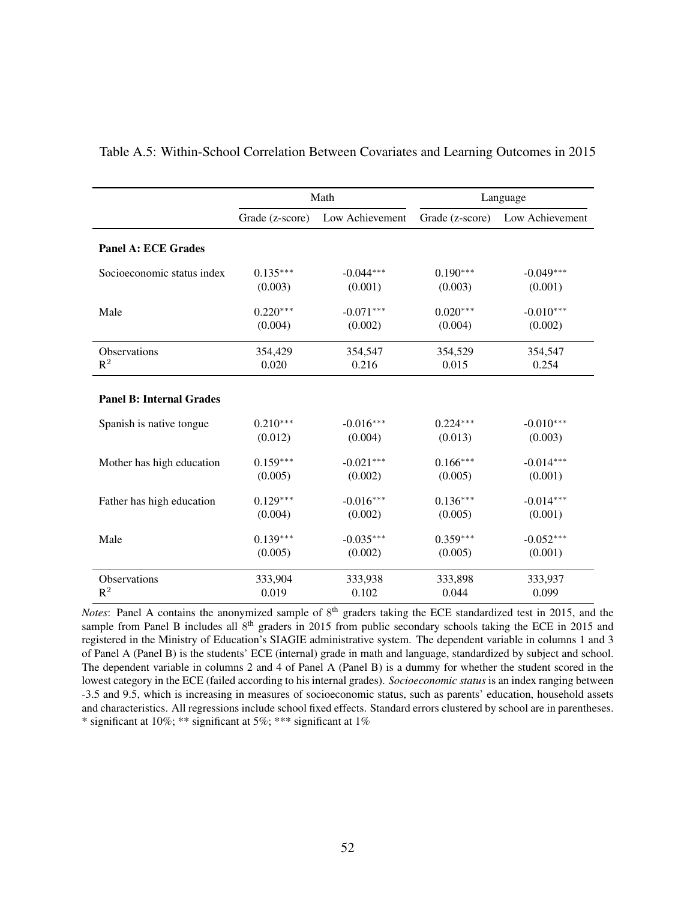Table A.5: Within-School Correlation Between Covariates and Learning Outcomes in 2015

| | Math | | Language | |
|---|---|---|---|---|
| | Grade (z-score) | Low Achievement | Grade (z-score) | Low Achievement |
| **Panel A: ECE Grades** | | | | |
| Socioeconomic status index | 0.135*** | -0.044*** | 0.190*** | -0.049*** |
| | (0.003) | (0.001) | (0.003) | (0.001) |
| Male | 0.220*** | -0.071*** | 0.020*** | -0.010*** |
| | (0.004) | (0.002) | (0.004) | (0.002) |
| Observations | 354,429 | 354,547 | 354,529 | 354,547 |
| $R^2$ | 0.020 | 0.216 | 0.015 | 0.254 |
| **Panel B: Internal Grades** | | | | |
| Spanish is native tongue | 0.210*** | -0.016*** | 0.224*** | -0.010*** |
| | (0.012) | (0.004) | (0.013) | (0.003) |
| Mother has high education | 0.159*** | -0.021*** | 0.166*** | -0.014*** |
| | (0.005) | (0.002) | (0.005) | (0.001) |
| Father has high education | 0.129*** | -0.016*** | 0.136*** | -0.014*** |
| | (0.004) | (0.002) | (0.005) | (0.001) |
| Male | 0.139*** | -0.035*** | 0.359*** | -0.052*** |
| | (0.005) | (0.002) | (0.005) | (0.001) |
| Observations | 333,904 | 333,938 | 333,898 | 333,937 |
| $R^2$ | 0.019 | 0.102 | 0.044 | 0.099 |

*Notes*: Panel A contains the anonymized sample of 8th graders taking the ECE standardized test in 2015, and the sample from Panel B includes all 8th graders in 2015 from public secondary schools taking the ECE in 2015 and registered in the Ministry of Education's SIAGIE administrative system. The dependent variable in columns 1 and 3 of Panel A (Panel B) is the students' ECE (internal) grade in math and language, standardized by subject and school. The dependent variable in columns 2 and 4 of Panel A (Panel B) is a dummy for whether the student scored in the lowest category in the ECE (failed according to his internal grades). *Socioeconomic status* is an index ranging between -3.5 and 9.5, which is increasing in measures of socioeconomic status, such as parents' education, household assets and characteristics. All regressions include school fixed effects. Standard errors clustered by school are in parentheses. * significant at 10%; ** significant at 5%; *** significant at 1%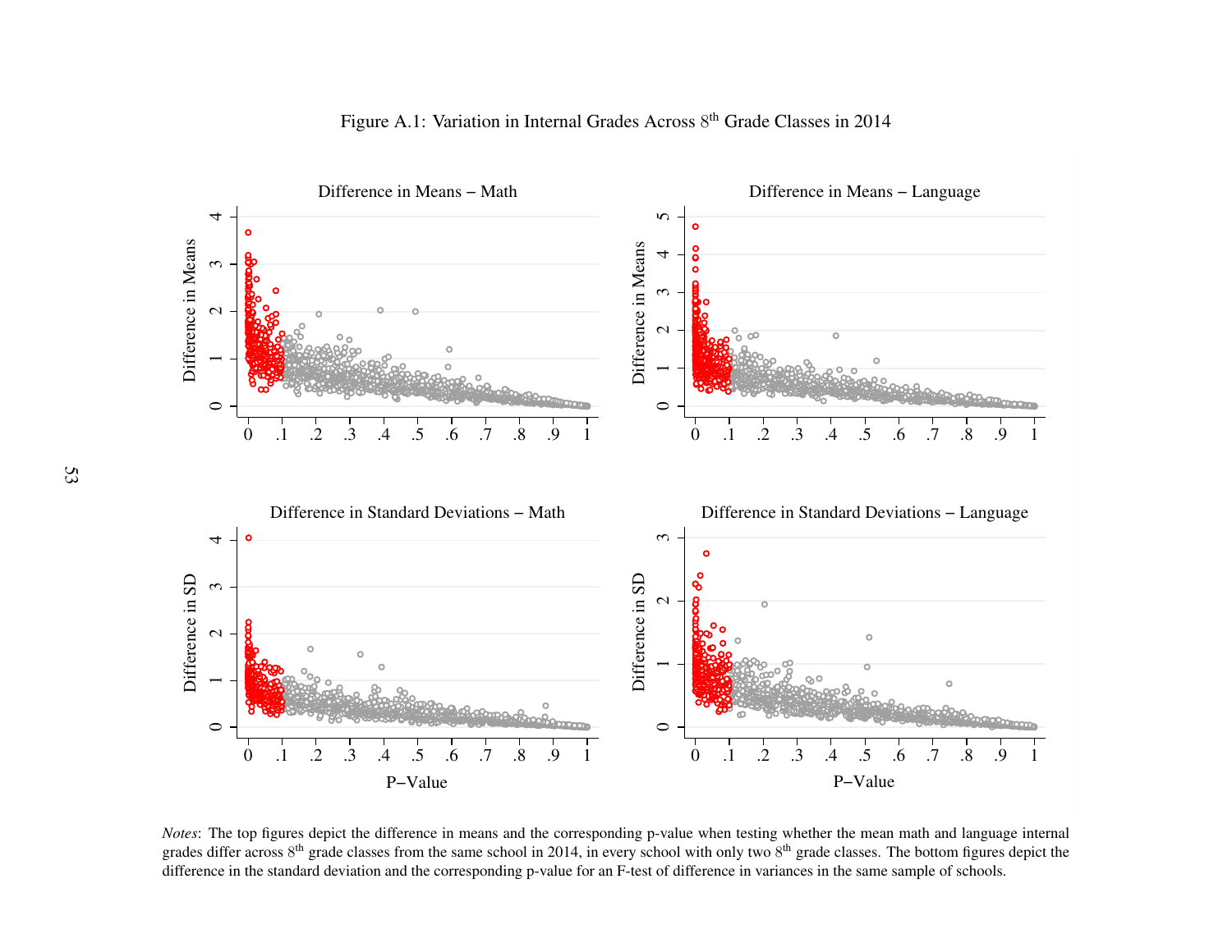Figure A.1: Variation in Internal Grades Across 8th Grade Classes in 2014

*Notes*: The top figures depict the difference in means and the corresponding p-value when testing whether the mean math and language internal grades differ across 8th grade classes from the same school in 2014, in every school with only two 8th grade classes. The bottom figures depict the difference in the standard deviation and the corresponding p-value for an F-test of difference in variances in the same sample of schools.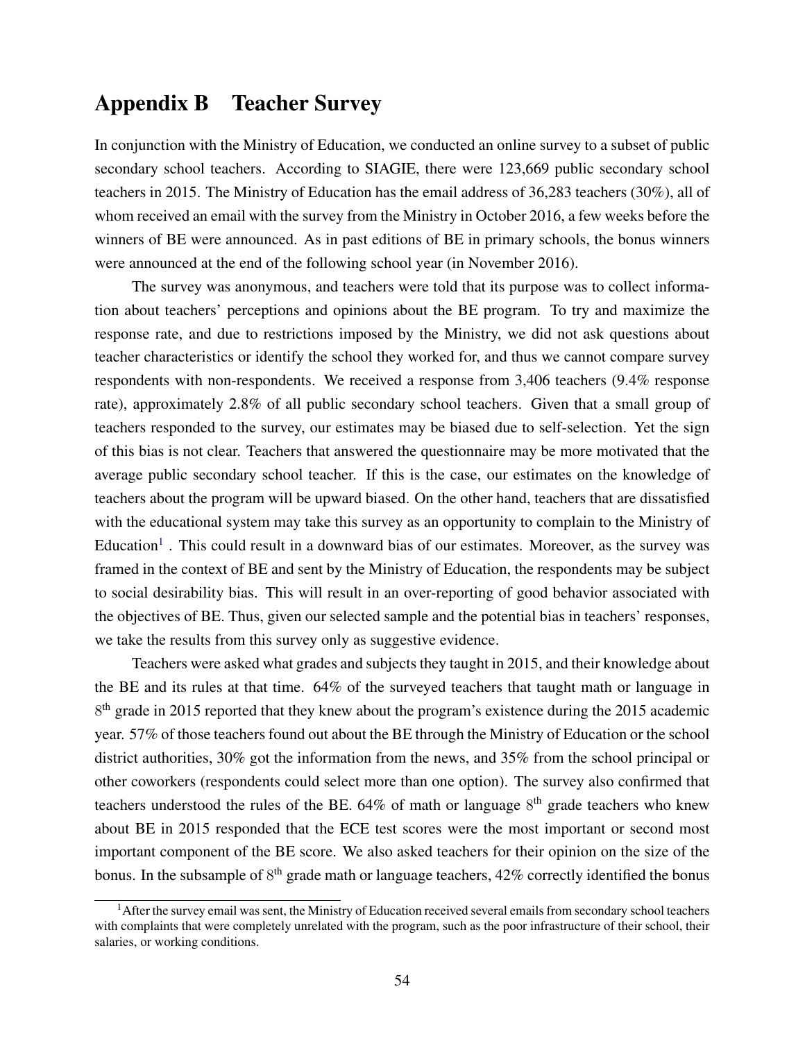# Appendix B Teacher Survey

In conjunction with the Ministry of Education, we conducted an online survey to a subset of public secondary school teachers. According to SIAGIE, there were 123,669 public secondary school teachers in 2015. The Ministry of Education has the email address of 36,283 teachers (30%), all of whom received an email with the survey from the Ministry in October 2016, a few weeks before the winners of BE were announced. As in past editions of BE in primary schools, the bonus winners were announced at the end of the following school year (in November 2016).

The survey was anonymous, and teachers were told that its purpose was to collect information about teachers' perceptions and opinions about the BE program. To try and maximize the response rate, and due to restrictions imposed by the Ministry, we did not ask questions about teacher characteristics or identify the school they worked for, and thus we cannot compare survey respondents with non-respondents. We received a response from 3,406 teachers (9.4% response rate), approximately 2.8% of all public secondary school teachers. Given that a small group of teachers responded to the survey, our estimates may be biased due to self-selection. Yet the sign of this bias is not clear. Teachers that answered the questionnaire may be more motivated that the average public secondary school teacher. If this is the case, our estimates on the knowledge of teachers about the program will be upward biased. On the other hand, teachers that are dissatisfied with the educational system may take this survey as an opportunity to complain to the Ministry of Education[1] . This could result in a downward bias of our estimates. Moreover, as the survey was framed in the context of BE and sent by the Ministry of Education, the respondents may be subject to social desirability bias. This will result in an over-reporting of good behavior associated with the objectives of BE. Thus, given our selected sample and the potential bias in teachers' responses, we take the results from this survey only as suggestive evidence.

Teachers were asked what grades and subjects they taught in 2015, and their knowledge about the BE and its rules at that time. 64% of the surveyed teachers that taught math or language in 8th grade in 2015 reported that they knew about the program's existence during the 2015 academic year. 57% of those teachers found out about the BE through the Ministry of Education or the school district authorities, 30% got the information from the news, and 35% from the school principal or other coworkers (respondents could select more than one option). The survey also confirmed that teachers understood the rules of the BE. 64% of math or language 8th grade teachers who knew about BE in 2015 responded that the ECE test scores were the most important or second most important component of the BE score. We also asked teachers for their opinion on the size of the bonus. In the subsample of 8th grade math or language teachers, 42% correctly identified the bonus

[1] After the survey email was sent, the Ministry of Education received several emails from secondary school teachers with complaints that were completely unrelated with the program, such as the poor infrastructure of their school, their salaries, or working conditions.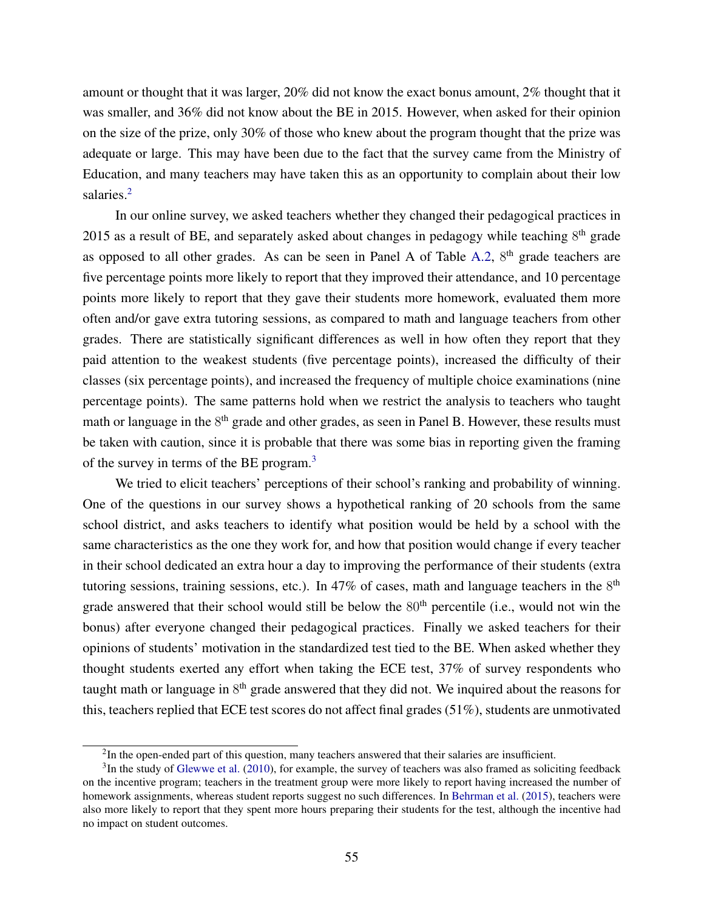amount or thought that it was larger, 20% did not know the exact bonus amount, 2% thought that it was smaller, and 36% did not know about the BE in 2015. However, when asked for their opinion on the size of the prize, only 30% of those who knew about the program thought that the prize was adequate or large. This may have been due to the fact that the survey came from the Ministry of Education, and many teachers may have taken this as an opportunity to complain about their low salaries.[2]

In our online survey, we asked teachers whether they changed their pedagogical practices in 2015 as a result of BE, and separately asked about changes in pedagogy while teaching 8th grade as opposed to all other grades. As can be seen in Panel A of Table A.2, 8th grade teachers are five percentage points more likely to report that they improved their attendance, and 10 percentage points more likely to report that they gave their students more homework, evaluated them more often and/or gave extra tutoring sessions, as compared to math and language teachers from other grades. There are statistically significant differences as well in how often they report that they paid attention to the weakest students (five percentage points), increased the difficulty of their classes (six percentage points), and increased the frequency of multiple choice examinations (nine percentage points). The same patterns hold when we restrict the analysis to teachers who taught math or language in the 8th grade and other grades, as seen in Panel B. However, these results must be taken with caution, since it is probable that there was some bias in reporting given the framing of the survey in terms of the BE program.[3]

We tried to elicit teachers' perceptions of their school's ranking and probability of winning. One of the questions in our survey shows a hypothetical ranking of 20 schools from the same school district, and asks teachers to identify what position would be held by a school with the same characteristics as the one they work for, and how that position would change if every teacher in their school dedicated an extra hour a day to improving the performance of their students (extra tutoring sessions, training sessions, etc.). In 47% of cases, math and language teachers in the 8th grade answered that their school would still be below the 80th percentile (i.e., would not win the bonus) after everyone changed their pedagogical practices. Finally we asked teachers for their opinions of students' motivation in the standardized test tied to the BE. When asked whether they thought students exerted any effort when taking the ECE test, 37% of survey respondents who taught math or language in 8th grade answered that they did not. We inquired about the reasons for this, teachers replied that ECE test scores do not affect final grades (51%), students are unmotivated

[2] In the open-ended part of this question, many teachers answered that their salaries are insufficient.

[3] In the study of Glewwe et al. (2010), for example, the survey of teachers was also framed as soliciting feedback on the incentive program; teachers in the treatment group were more likely to report having increased the number of homework assignments, whereas student reports suggest no such differences. In Behrman et al. (2015), teachers were also more likely to report that they spent more hours preparing their students for the test, although the incentive had no impact on student outcomes.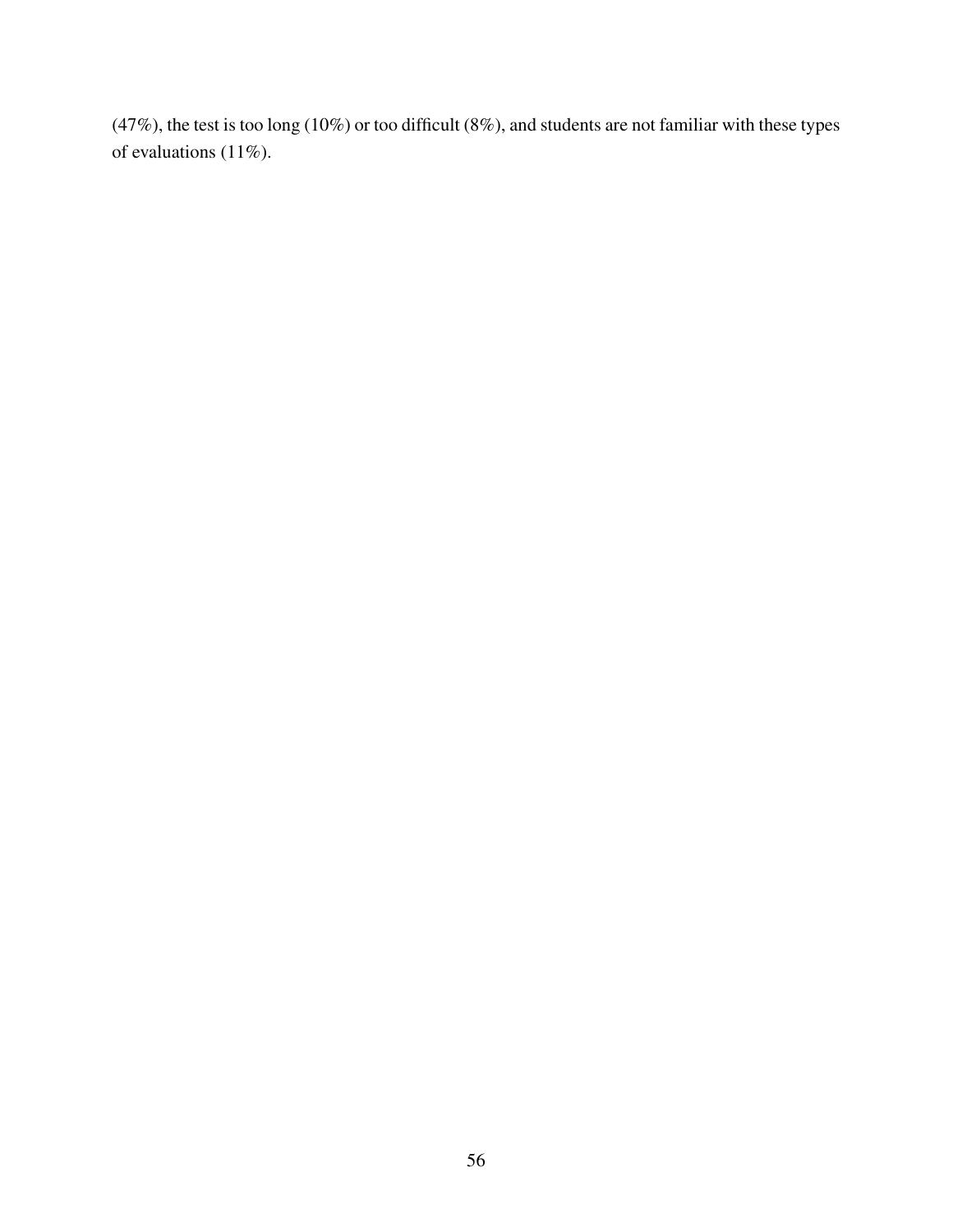(47%), the test is too long (10%) or too difficult (8%), and students are not familiar with these types of evaluations (11%).